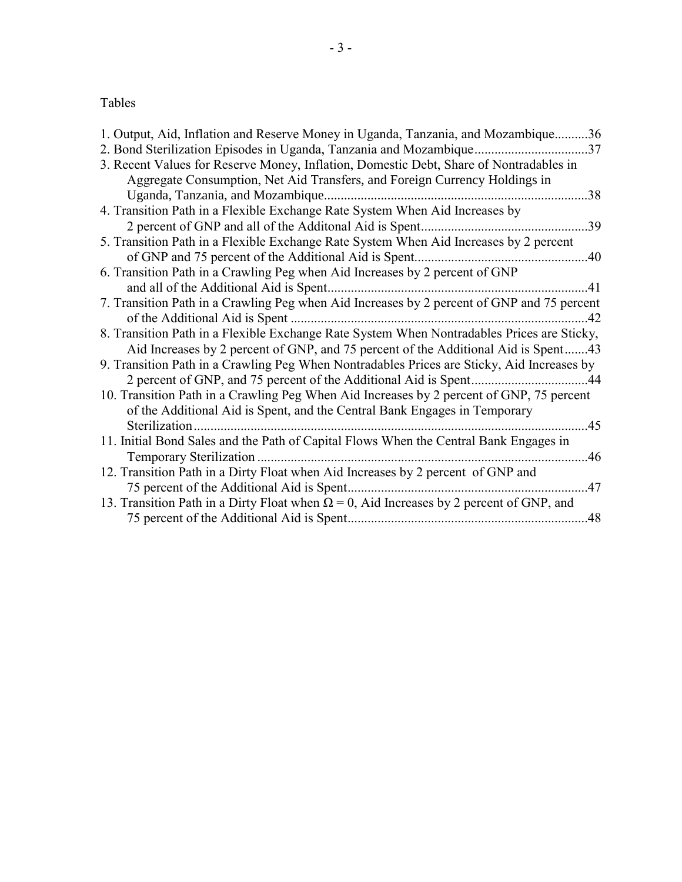Tables

1. Output, Aid, Inflation and Reserve Money in Uganda, Tanzania, and Mozambique..........36
2. Bond Sterilization Episodes in Uganda, Tanzania and Mozambique..................................37
3. Recent Values for Reserve Money, Inflation, Domestic Debt, Share of Nontradables in Aggregate Consumption, Net Aid Transfers, and Foreign Currency Holdings in Uganda, Tanzania, and Mozambique..............................................................................38
4. Transition Path in a Flexible Exchange Rate System When Aid Increases by 2 percent of GNP and all of the Additonal Aid is Spent.................................................39
5. Transition Path in a Flexible Exchange Rate System When Aid Increases by 2 percent of GNP and 75 percent of the Additional Aid is Spent....................................................40
6. Transition Path in a Crawling Peg when Aid Increases by 2 percent of GNP and all of the Additional Aid is Spent.............................................................................41
7. Transition Path in a Crawling Peg when Aid Increases by 2 percent of GNP and 75 percent of the Additional Aid is Spent .........................................................................................42
8. Transition Path in a Flexible Exchange Rate System When Nontradables Prices are Sticky, Aid Increases by 2 percent of GNP, and 75 percent of the Additional Aid is Spent.......43
9. Transition Path in a Crawling Peg When Nontradables Prices are Sticky, Aid Increases by 2 percent of GNP, and 75 percent of the Additional Aid is Spent...................................44
10. Transition Path in a Crawling Peg When Aid Increases by 2 percent of GNP, 75 percent of the Additional Aid is Spent, and the Central Bank Engages in Temporary Sterilization.....................................................................................................................45
11. Initial Bond Sales and the Path of Capital Flows When the Central Bank Engages in Temporary Sterilization ..................................................................................................46
12. Transition Path in a Dirty Float when Aid Increases by 2 percent of GNP and 75 percent of the Additional Aid is Spent.......................................................................47
13. Transition Path in a Dirty Float when $\Omega = 0$, Aid Increases by 2 percent of GNP, and 75 percent of the Additional Aid is Spent.......................................................................48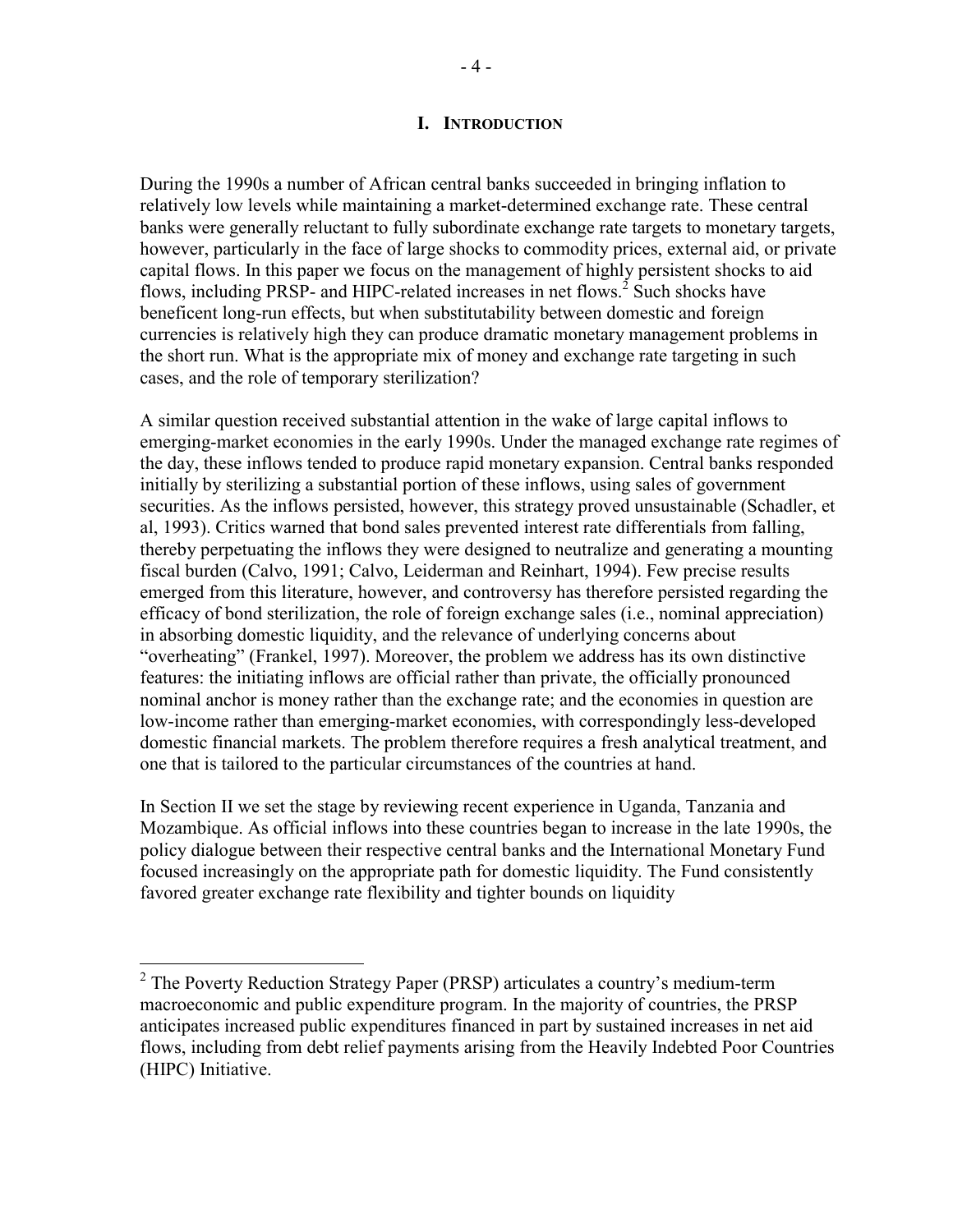# I. Introduction

During the 1990s a number of African central banks succeeded in bringing inflation to relatively low levels while maintaining a market-determined exchange rate. These central banks were generally reluctant to fully subordinate exchange rate targets to monetary targets, however, particularly in the face of large shocks to commodity prices, external aid, or private capital flows. In this paper we focus on the management of highly persistent shocks to aid flows, including PRSP- and HIPC-related increases in net flows.[2] Such shocks have beneficent long-run effects, but when substitutability between domestic and foreign currencies is relatively high they can produce dramatic monetary management problems in the short run. What is the appropriate mix of money and exchange rate targeting in such cases, and the role of temporary sterilization?

A similar question received substantial attention in the wake of large capital inflows to emerging-market economies in the early 1990s. Under the managed exchange rate regimes of the day, these inflows tended to produce rapid monetary expansion. Central banks responded initially by sterilizing a substantial portion of these inflows, using sales of government securities. As the inflows persisted, however, this strategy proved unsustainable (Schadler, et al, 1993). Critics warned that bond sales prevented interest rate differentials from falling, thereby perpetuating the inflows they were designed to neutralize and generating a mounting fiscal burden (Calvo, 1991; Calvo, Leiderman and Reinhart, 1994). Few precise results emerged from this literature, however, and controversy has therefore persisted regarding the efficacy of bond sterilization, the role of foreign exchange sales (i.e., nominal appreciation) in absorbing domestic liquidity, and the relevance of underlying concerns about "overheating" (Frankel, 1997). Moreover, the problem we address has its own distinctive features: the initiating inflows are official rather than private, the officially pronounced nominal anchor is money rather than the exchange rate; and the economies in question are low-income rather than emerging-market economies, with correspondingly less-developed domestic financial markets. The problem therefore requires a fresh analytical treatment, and one that is tailored to the particular circumstances of the countries at hand.

In Section II we set the stage by reviewing recent experience in Uganda, Tanzania and Mozambique. As official inflows into these countries began to increase in the late 1990s, the policy dialogue between their respective central banks and the International Monetary Fund focused increasingly on the appropriate path for domestic liquidity. The Fund consistently favored greater exchange rate flexibility and tighter bounds on liquidity

[2] The Poverty Reduction Strategy Paper (PRSP) articulates a country's medium-term macroeconomic and public expenditure program. In the majority of countries, the PRSP anticipates increased public expenditures financed in part by sustained increases in net aid flows, including from debt relief payments arising from the Heavily Indebted Poor Countries (HIPC) Initiative.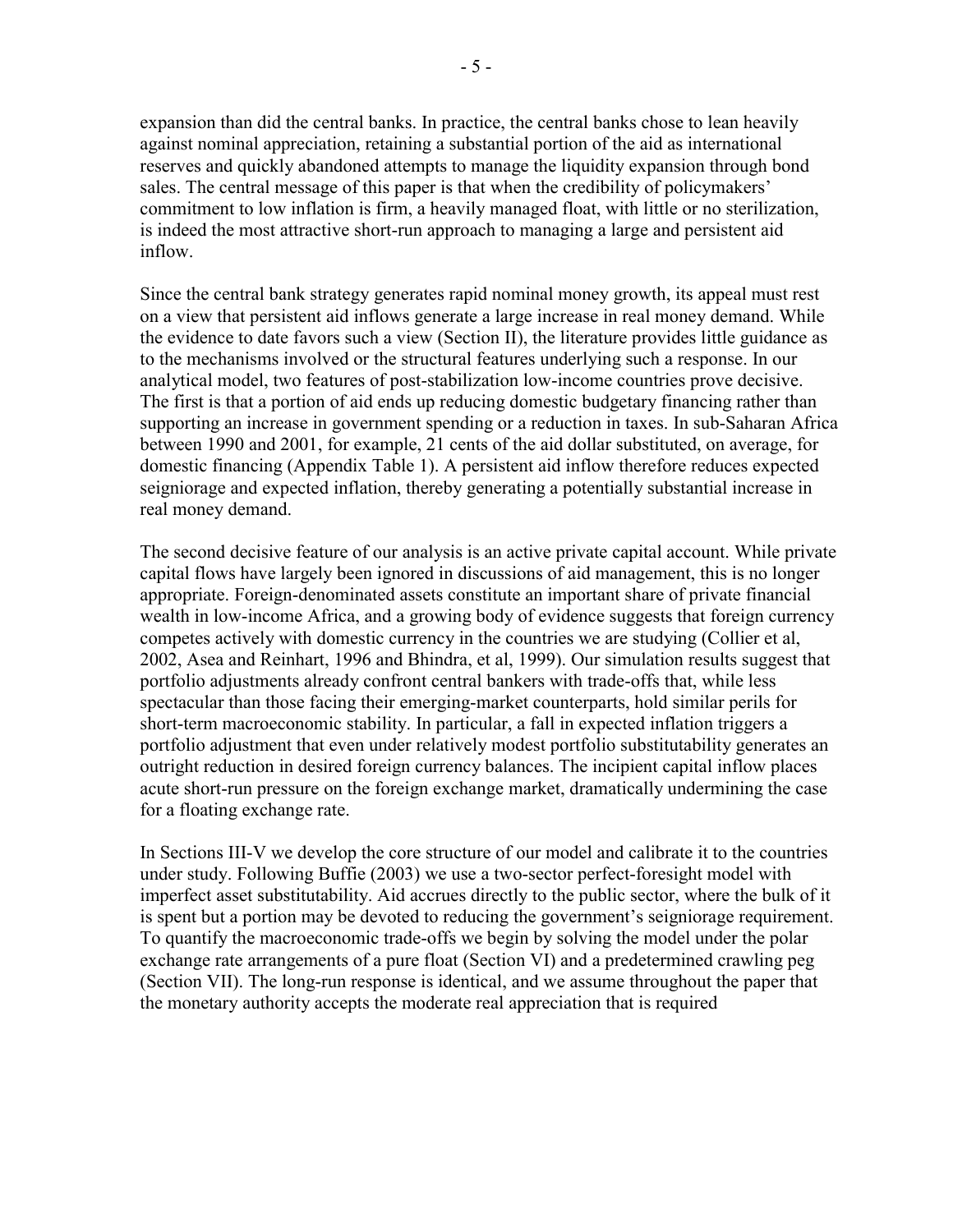expansion than did the central banks. In practice, the central banks chose to lean heavily against nominal appreciation, retaining a substantial portion of the aid as international reserves and quickly abandoned attempts to manage the liquidity expansion through bond sales. The central message of this paper is that when the credibility of policymakers' commitment to low inflation is firm, a heavily managed float, with little or no sterilization, is indeed the most attractive short-run approach to managing a large and persistent aid inflow.

Since the central bank strategy generates rapid nominal money growth, its appeal must rest on a view that persistent aid inflows generate a large increase in real money demand. While the evidence to date favors such a view (Section II), the literature provides little guidance as to the mechanisms involved or the structural features underlying such a response. In our analytical model, two features of post-stabilization low-income countries prove decisive. The first is that a portion of aid ends up reducing domestic budgetary financing rather than supporting an increase in government spending or a reduction in taxes. In sub-Saharan Africa between 1990 and 2001, for example, 21 cents of the aid dollar substituted, on average, for domestic financing (Appendix Table 1). A persistent aid inflow therefore reduces expected seigniorage and expected inflation, thereby generating a potentially substantial increase in real money demand.

The second decisive feature of our analysis is an active private capital account. While private capital flows have largely been ignored in discussions of aid management, this is no longer appropriate. Foreign-denominated assets constitute an important share of private financial wealth in low-income Africa, and a growing body of evidence suggests that foreign currency competes actively with domestic currency in the countries we are studying (Collier et al, 2002, Asea and Reinhart, 1996 and Bhindra, et al, 1999). Our simulation results suggest that portfolio adjustments already confront central bankers with trade-offs that, while less spectacular than those facing their emerging-market counterparts, hold similar perils for short-term macroeconomic stability. In particular, a fall in expected inflation triggers a portfolio adjustment that even under relatively modest portfolio substitutability generates an outright reduction in desired foreign currency balances. The incipient capital inflow places acute short-run pressure on the foreign exchange market, dramatically undermining the case for a floating exchange rate.

In Sections III-V we develop the core structure of our model and calibrate it to the countries under study. Following Buffie (2003) we use a two-sector perfect-foresight model with imperfect asset substitutability. Aid accrues directly to the public sector, where the bulk of it is spent but a portion may be devoted to reducing the government's seigniorage requirement. To quantify the macroeconomic trade-offs we begin by solving the model under the polar exchange rate arrangements of a pure float (Section VI) and a predetermined crawling peg (Section VII). The long-run response is identical, and we assume throughout the paper that the monetary authority accepts the moderate real appreciation that is required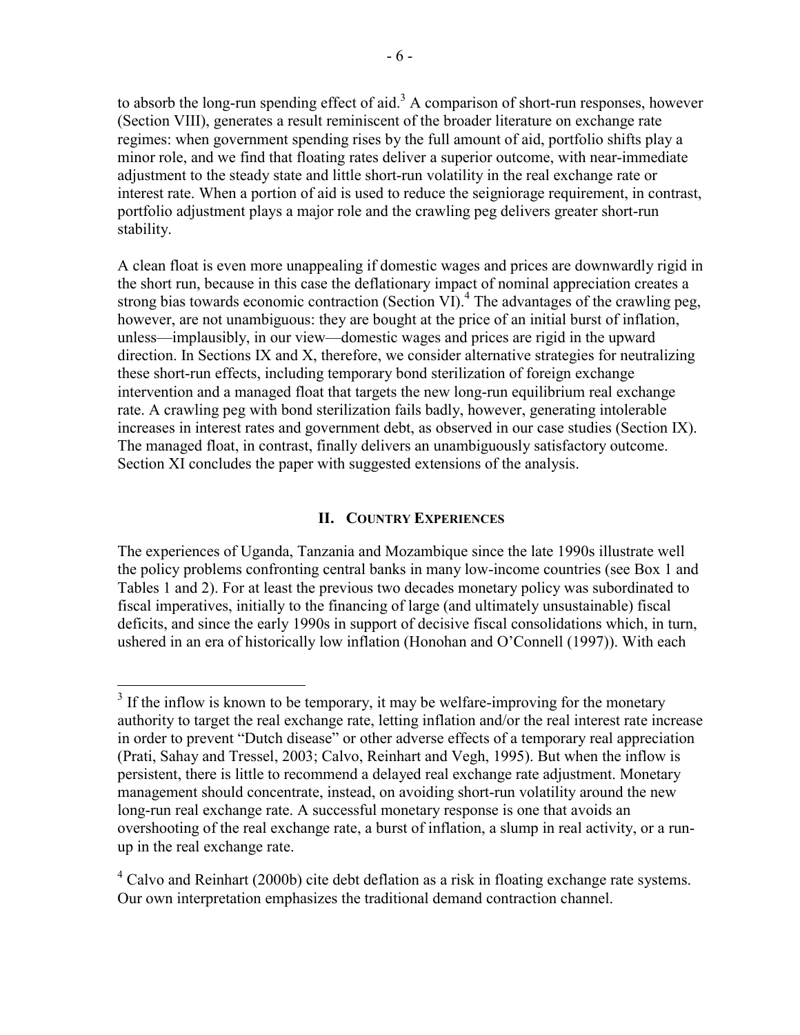to absorb the long-run spending effect of aid.[3] A comparison of short-run responses, however (Section VIII), generates a result reminiscent of the broader literature on exchange rate regimes: when government spending rises by the full amount of aid, portfolio shifts play a minor role, and we find that floating rates deliver a superior outcome, with near-immediate adjustment to the steady state and little short-run volatility in the real exchange rate or interest rate. When a portion of aid is used to reduce the seigniorage requirement, in contrast, portfolio adjustment plays a major role and the crawling peg delivers greater short-run stability.

A clean float is even more unappealing if domestic wages and prices are downwardly rigid in the short run, because in this case the deflationary impact of nominal appreciation creates a strong bias towards economic contraction (Section VI).[4] The advantages of the crawling peg, however, are not unambiguous: they are bought at the price of an initial burst of inflation, unless—implausibly, in our view—domestic wages and prices are rigid in the upward direction. In Sections IX and X, therefore, we consider alternative strategies for neutralizing these short-run effects, including temporary bond sterilization of foreign exchange intervention and a managed float that targets the new long-run equilibrium real exchange rate. A crawling peg with bond sterilization fails badly, however, generating intolerable increases in interest rates and government debt, as observed in our case studies (Section IX). The managed float, in contrast, finally delivers an unambiguously satisfactory outcome. Section XI concludes the paper with suggested extensions of the analysis.

## II. Country Experiences

The experiences of Uganda, Tanzania and Mozambique since the late 1990s illustrate well the policy problems confronting central banks in many low-income countries (see Box 1 and Tables 1 and 2). For at least the previous two decades monetary policy was subordinated to fiscal imperatives, initially to the financing of large (and ultimately unsustainable) fiscal deficits, and since the early 1990s in support of decisive fiscal consolidations which, in turn, ushered in an era of historically low inflation (Honohan and O'Connell (1997)). With each

---

[3] If the inflow is known to be temporary, it may be welfare-improving for the monetary authority to target the real exchange rate, letting inflation and/or the real interest rate increase in order to prevent "Dutch disease" or other adverse effects of a temporary real appreciation (Prati, Sahay and Tressel, 2003; Calvo, Reinhart and Vegh, 1995). But when the inflow is persistent, there is little to recommend a delayed real exchange rate adjustment. Monetary management should concentrate, instead, on avoiding short-run volatility around the new long-run real exchange rate. A successful monetary response is one that avoids an overshooting of the real exchange rate, a burst of inflation, a slump in real activity, or a run-up in the real exchange rate.

[4] Calvo and Reinhart (2000b) cite debt deflation as a risk in floating exchange rate systems. Our own interpretation emphasizes the traditional demand contraction channel.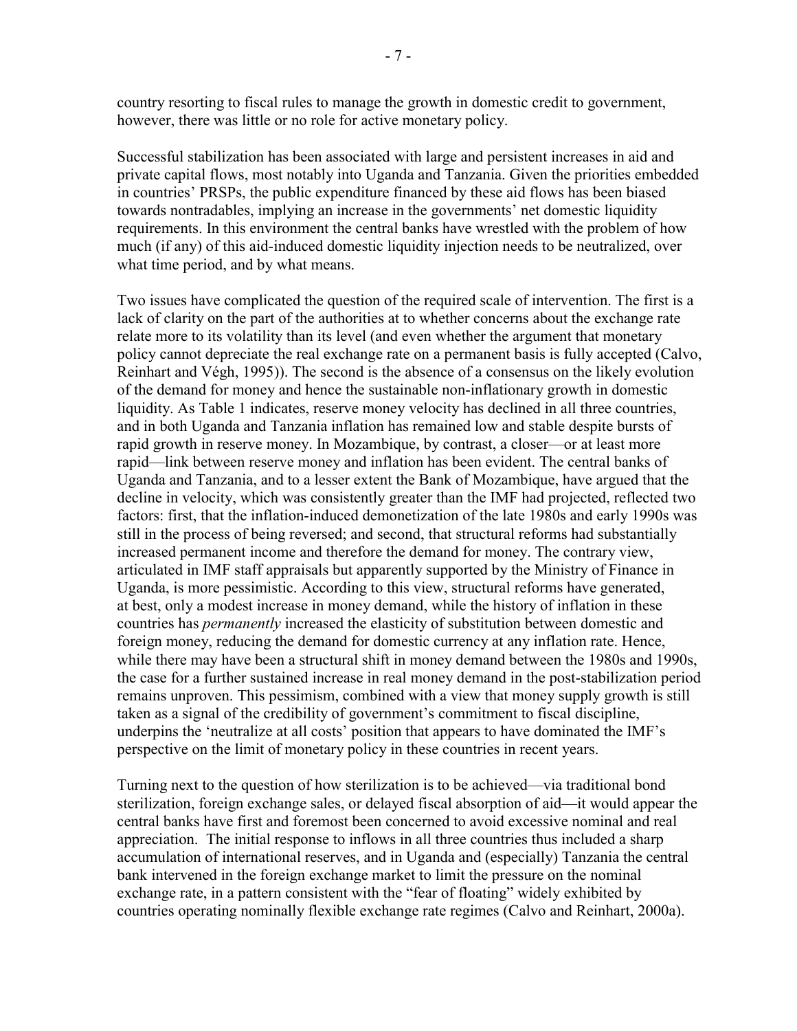country resorting to fiscal rules to manage the growth in domestic credit to government, however, there was little or no role for active monetary policy.

Successful stabilization has been associated with large and persistent increases in aid and private capital flows, most notably into Uganda and Tanzania. Given the priorities embedded in countries' PRSPs, the public expenditure financed by these aid flows has been biased towards nontradables, implying an increase in the governments' net domestic liquidity requirements. In this environment the central banks have wrestled with the problem of how much (if any) of this aid-induced domestic liquidity injection needs to be neutralized, over what time period, and by what means.

Two issues have complicated the question of the required scale of intervention. The first is a lack of clarity on the part of the authorities at to whether concerns about the exchange rate relate more to its volatility than its level (and even whether the argument that monetary policy cannot depreciate the real exchange rate on a permanent basis is fully accepted (Calvo, Reinhart and Végh, 1995)). The second is the absence of a consensus on the likely evolution of the demand for money and hence the sustainable non-inflationary growth in domestic liquidity. As Table 1 indicates, reserve money velocity has declined in all three countries, and in both Uganda and Tanzania inflation has remained low and stable despite bursts of rapid growth in reserve money. In Mozambique, by contrast, a closer—or at least more rapid—link between reserve money and inflation has been evident. The central banks of Uganda and Tanzania, and to a lesser extent the Bank of Mozambique, have argued that the decline in velocity, which was consistently greater than the IMF had projected, reflected two factors: first, that the inflation-induced demonetization of the late 1980s and early 1990s was still in the process of being reversed; and second, that structural reforms had substantially increased permanent income and therefore the demand for money. The contrary view, articulated in IMF staff appraisals but apparently supported by the Ministry of Finance in Uganda, is more pessimistic. According to this view, structural reforms have generated, at best, only a modest increase in money demand, while the history of inflation in these countries has *permanently* increased the elasticity of substitution between domestic and foreign money, reducing the demand for domestic currency at any inflation rate. Hence, while there may have been a structural shift in money demand between the 1980s and 1990s, the case for a further sustained increase in real money demand in the post-stabilization period remains unproven. This pessimism, combined with a view that money supply growth is still taken as a signal of the credibility of government's commitment to fiscal discipline, underpins the 'neutralize at all costs' position that appears to have dominated the IMF's perspective on the limit of monetary policy in these countries in recent years.

Turning next to the question of how sterilization is to be achieved—via traditional bond sterilization, foreign exchange sales, or delayed fiscal absorption of aid—it would appear the central banks have first and foremost been concerned to avoid excessive nominal and real appreciation. The initial response to inflows in all three countries thus included a sharp accumulation of international reserves, and in Uganda and (especially) Tanzania the central bank intervened in the foreign exchange market to limit the pressure on the nominal exchange rate, in a pattern consistent with the "fear of floating" widely exhibited by countries operating nominally flexible exchange rate regimes (Calvo and Reinhart, 2000a).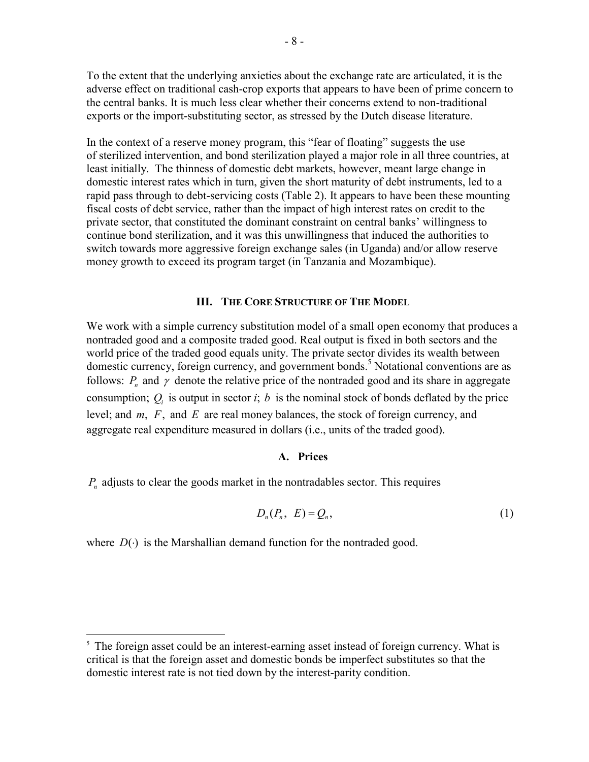To the extent that the underlying anxieties about the exchange rate are articulated, it is the adverse effect on traditional cash-crop exports that appears to have been of prime concern to the central banks. It is much less clear whether their concerns extend to non-traditional exports or the import-substituting sector, as stressed by the Dutch disease literature.

In the context of a reserve money program, this "fear of floating" suggests the use of sterilized intervention, and bond sterilization played a major role in all three countries, at least initially. The thinness of domestic debt markets, however, meant large change in domestic interest rates which in turn, given the short maturity of debt instruments, led to a rapid pass through to debt-servicing costs (Table 2). It appears to have been these mounting fiscal costs of debt service, rather than the impact of high interest rates on credit to the private sector, that constituted the dominant constraint on central banks' willingness to continue bond sterilization, and it was this unwillingness that induced the authorities to switch towards more aggressive foreign exchange sales (in Uganda) and/or allow reserve money growth to exceed its program target (in Tanzania and Mozambique).

## III. The Core Structure of The Model

We work with a simple currency substitution model of a small open economy that produces a nontraded good and a composite traded good. Real output is fixed in both sectors and the world price of the traded good equals unity. The private sector divides its wealth between domestic currency, foreign currency, and government bonds.[5] Notational conventions are as follows: $P_n$ and $\gamma$ denote the relative price of the nontraded good and its share in aggregate consumption; $Q_i$ is output in sector *i*; $b$ is the nominal stock of bonds deflated by the price level; and $m$, $F$, and $E$ are real money balances, the stock of foreign currency, and aggregate real expenditure measured in dollars (i.e., units of the traded good).

### A. Prices

$P_n$ adjusts to clear the goods market in the nontradables sector. This requires

$$D_n(P_n,\ E) = Q_n, \tag{1}$$

where $D(\cdot)$ is the Marshallian demand function for the nontraded good.

[5] The foreign asset could be an interest-earning asset instead of foreign currency. What is critical is that the foreign asset and domestic bonds be imperfect substitutes so that the domestic interest rate is not tied down by the interest-parity condition.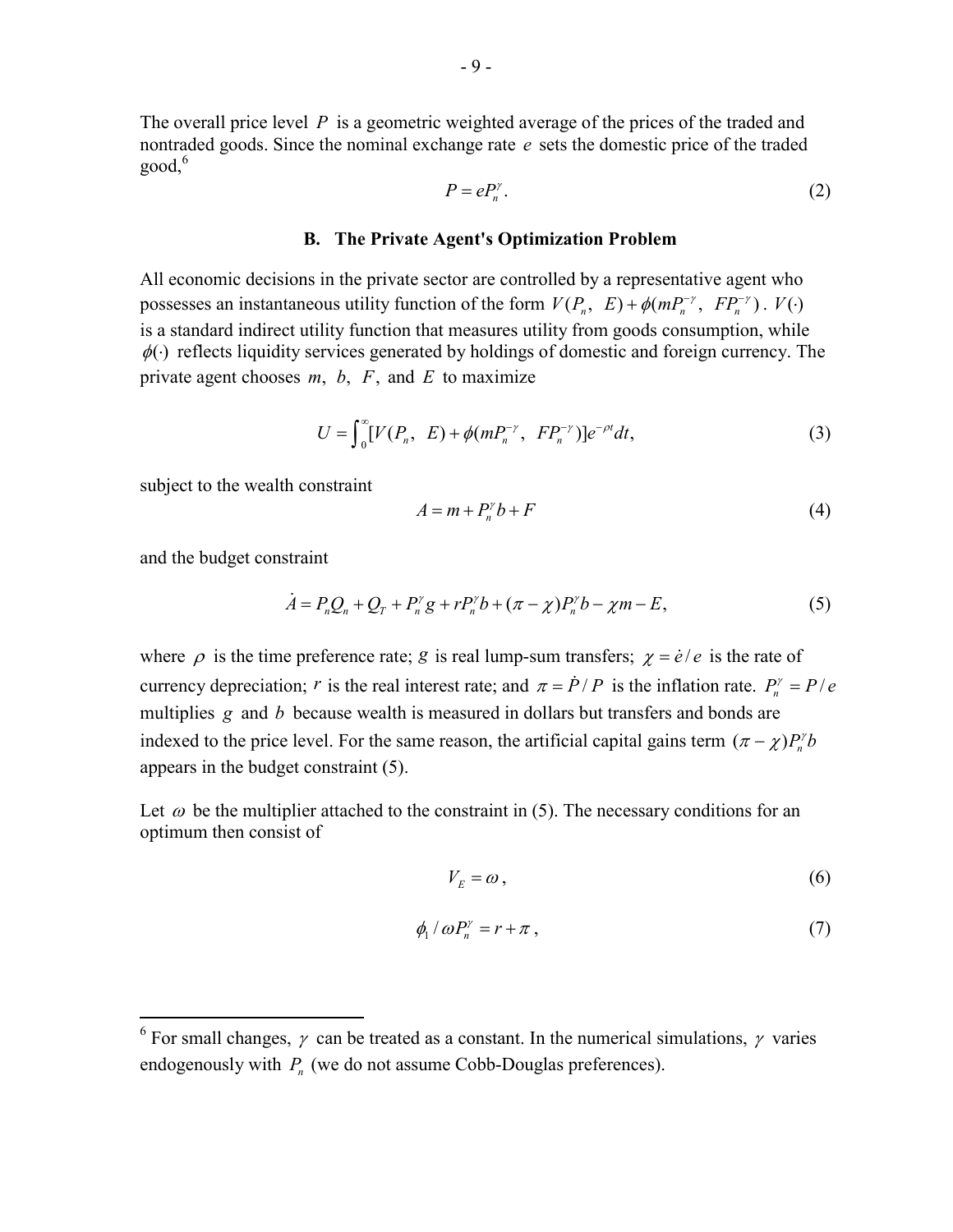The overall price level $P$ is a geometric weighted average of the prices of the traded and nontraded goods. Since the nominal exchange rate $e$ sets the domestic price of the traded good,[6]

$$P = eP_n^{\gamma}. \tag{2}$$

### B. The Private Agent's Optimization Problem

All economic decisions in the private sector are controlled by a representative agent who possesses an instantaneous utility function of the form $V(P_n,\ E) + \phi(mP_n^{-\gamma},\ FP_n^{-\gamma})$. $V(\cdot)$ is a standard indirect utility function that measures utility from goods consumption, while $\phi(\cdot)$ reflects liquidity services generated by holdings of domestic and foreign currency. The private agent chooses $m$, $b$, $F$, and $E$ to maximize

$$U = \int_0^{\infty} [V(P_n,\ E) + \phi(mP_n^{-\gamma},\ FP_n^{-\gamma})]e^{-\rho t}dt, \tag{3}$$

subject to the wealth constraint

$$A = m + P_n^{\gamma} b + F \tag{4}$$

and the budget constraint

$$\dot{A} = P_n Q_n + Q_T + P_n^{\gamma} g + rP_n^{\gamma} b + (\pi - \chi)P_n^{\gamma} b - \chi m - E, \tag{5}$$

where $\rho$ is the time preference rate; $g$ is real lump-sum transfers; $\chi = \dot{e}/e$ is the rate of currency depreciation; $r$ is the real interest rate; and $\pi = \dot{P}/P$ is the inflation rate. $P_n^{\gamma} = P/e$ multiplies $g$ and $b$ because wealth is measured in dollars but transfers and bonds are indexed to the price level. For the same reason, the artificial capital gains term $(\pi - \chi)P_n^{\gamma} b$ appears in the budget constraint (5).

Let $\omega$ be the multiplier attached to the constraint in (5). The necessary conditions for an optimum then consist of

$$V_E = \omega, \tag{6}$$

$$\phi_1 / \omega P_n^{\gamma} = r + \pi, \tag{7}$$

[6] For small changes, $\gamma$ can be treated as a constant. In the numerical simulations, $\gamma$ varies endogenously with $P_n$ (we do not assume Cobb-Douglas preferences).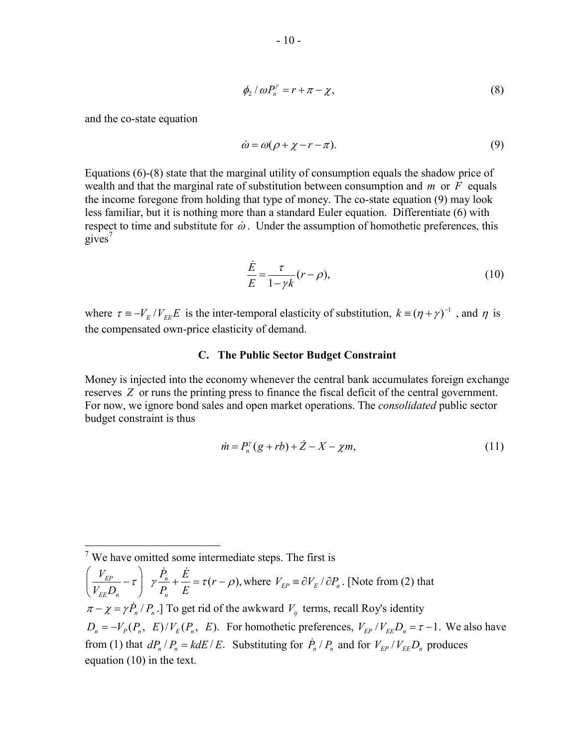$$\phi_2 / \omega P_n^{\gamma} = r + \pi - \chi, \tag{8}$$

and the co-state equation

$$\dot{\omega} = \omega(\rho + \chi - r - \pi). \tag{9}$$

Equations (6)-(8) state that the marginal utility of consumption equals the shadow price of wealth and that the marginal rate of substitution between consumption and $m$ or $F$ equals the income foregone from holding that type of money. The co-state equation (9) may look less familiar, but it is nothing more than a standard Euler equation. Differentiate (6) with respect to time and substitute for $\dot{\omega}$. Under the assumption of homothetic preferences, this gives[7]

$$\frac{\dot{E}}{E} = \frac{\tau}{1 - \gamma k}(r - \rho), \tag{10}$$

where $\tau \equiv -V_E / V_{EE} E$ is the inter-temporal elasticity of substitution, $k \equiv (\eta + \gamma)^{-1}$, and $\eta$ is the compensated own-price elasticity of demand.

### C. The Public Sector Budget Constraint

Money is injected into the economy whenever the central bank accumulates foreign exchange reserves $Z$ or runs the printing press to finance the fiscal deficit of the central government. For now, we ignore bond sales and open market operations. The *consolidated* public sector budget constraint is thus

$$\dot{m} = P_n^{\gamma}(g + rb) + \dot{Z} - X - \chi m, \tag{11}$$

---

[7] We have omitted some intermediate steps. The first is $\left( \frac{V_{EP}}{V_{EE} D_n} - \tau \right) \; \gamma \frac{\dot{P}_n}{P_n} + \frac{\dot{E}}{E} = \tau(r - \rho)$, where $V_{EP} \equiv \partial V_E / \partial P_n$. [Note from (2) that $\pi - \chi = \gamma \dot{P}_n / P_n$.] To get rid of the awkward $V_{ij}$ terms, recall Roy's identity $D_n = -V_P(P_n, \; E)/V_E(P_n, \; E)$. For homothetic preferences, $V_{EP} / V_{EE} D_n = \tau - 1$. We also have from (1) that $dP_n / P_n = k dE / E$. Substituting for $\dot{P}_n / P_n$ and for $V_{EP} / V_{EE} D_n$ produces equation (10) in the text.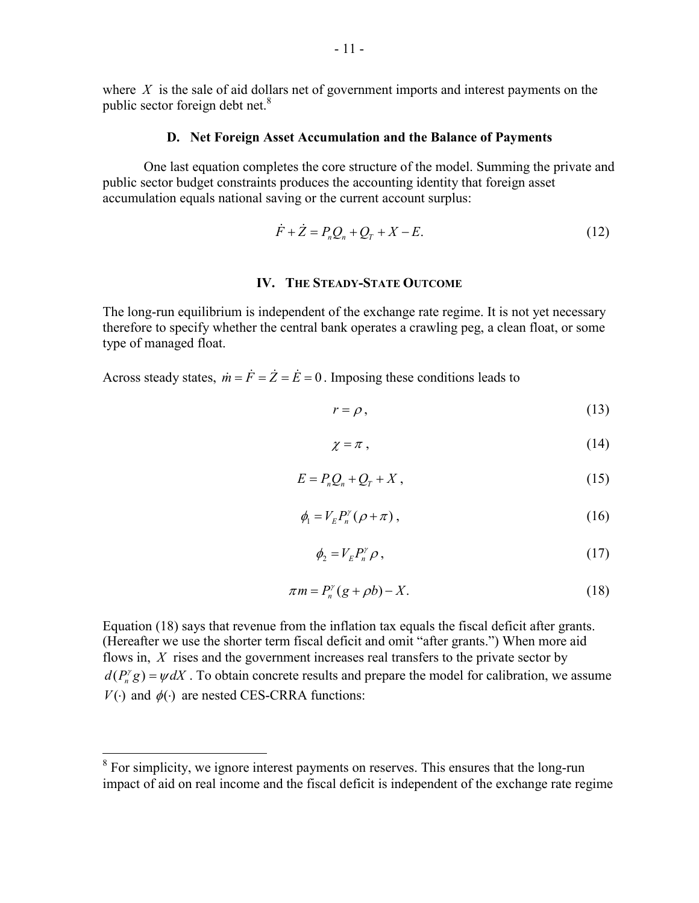where $X$ is the sale of aid dollars net of government imports and interest payments on the public sector foreign debt net.[8]

### D. Net Foreign Asset Accumulation and the Balance of Payments

One last equation completes the core structure of the model. Summing the private and public sector budget constraints produces the accounting identity that foreign asset accumulation equals national saving or the current account surplus:

$$\dot{F} + \dot{Z} = P_n Q_n + Q_T + X - E. \tag{12}$$

## IV. The Steady-State Outcome

The long-run equilibrium is independent of the exchange rate regime. It is not yet necessary therefore to specify whether the central bank operates a crawling peg, a clean float, or some type of managed float.

Across steady states, $\dot{m} = \dot{F} = \dot{Z} = \dot{E} = 0$. Imposing these conditions leads to

$$r = \rho, \tag{13}$$

$$\chi = \pi, \tag{14}$$

$$E = P_n Q_n + Q_T + X, \tag{15}$$

$$\phi_1 = V_E P_n^{\gamma} (\rho + \pi), \tag{16}$$

$$\phi_2 = V_E P_n^{\gamma} \rho, \tag{17}$$

$$\pi m = P_n^{\gamma} (g + \rho b) - X. \tag{18}$$

Equation (18) says that revenue from the inflation tax equals the fiscal deficit after grants. (Hereafter we use the shorter term fiscal deficit and omit "after grants.") When more aid flows in, $X$ rises and the government increases real transfers to the private sector by $d(P_n^{\gamma} g) = \psi dX$. To obtain concrete results and prepare the model for calibration, we assume $V(\cdot)$ and $\phi(\cdot)$ are nested CES-CRRA functions:

[8] For simplicity, we ignore interest payments on reserves. This ensures that the long-run impact of aid on real income and the fiscal deficit is independent of the exchange rate regime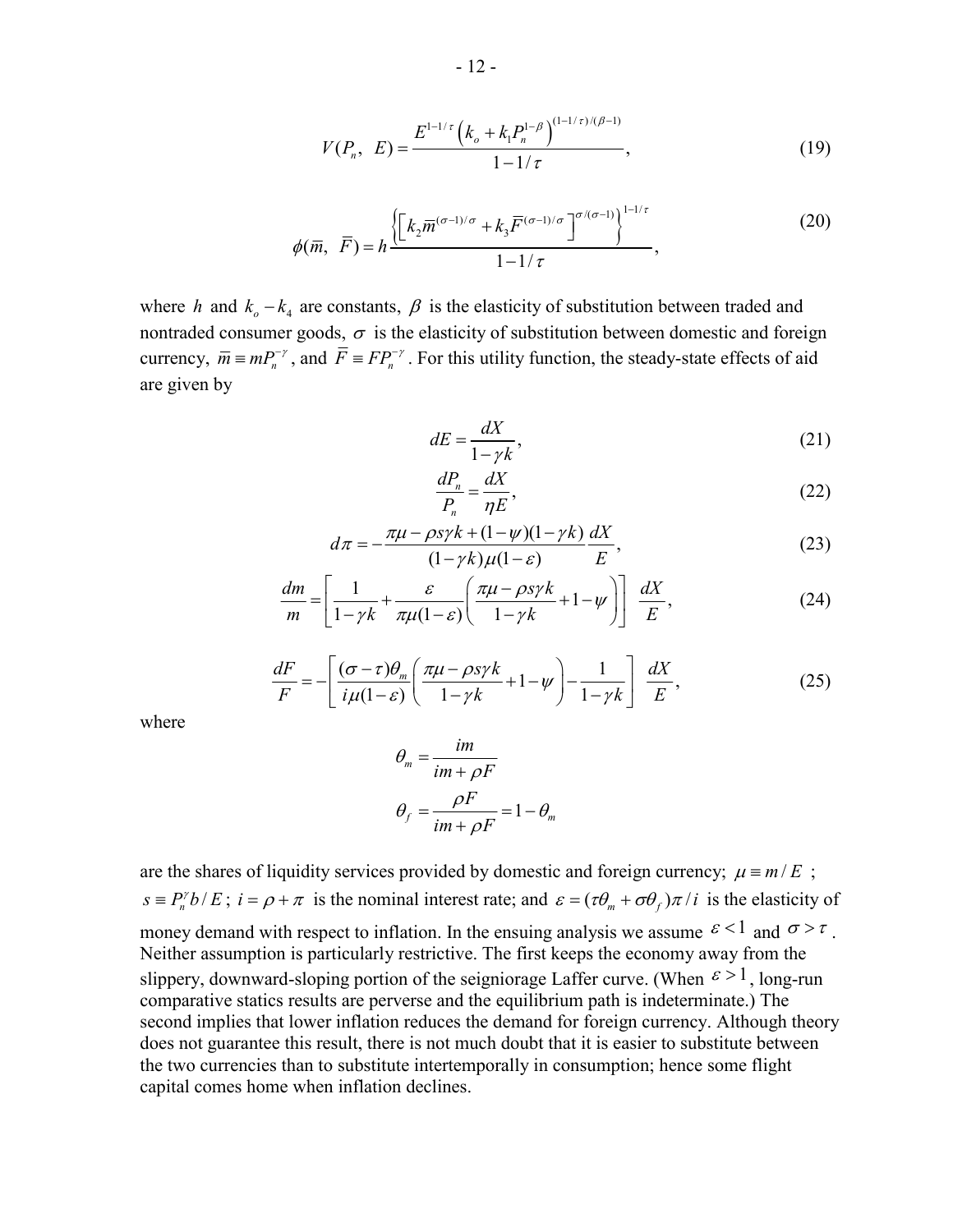$$V(P_n,\ E) = \frac{E^{1-1/\tau}\left(k_o + k_1 P_n^{1-\beta}\right)^{(1-1/\tau)/(\beta-1)}}{1-1/\tau}, \tag{19}$$

$$\phi(\bar{m},\ \bar{F}) = h\frac{\left\{\left[k_2 \bar{m}^{(\sigma-1)/\sigma} + k_3 \bar{F}^{(\sigma-1)/\sigma}\right]^{\sigma/(\sigma-1)}\right\}^{1-1/\tau}}{1-1/\tau}, \tag{20}$$

where $h$ and $k_o - k_4$ are constants, $\beta$ is the elasticity of substitution between traded and nontraded consumer goods, $\sigma$ is the elasticity of substitution between domestic and foreign currency, $\bar{m} \equiv mP_n^{-\gamma}$, and $\bar{F} \equiv FP_n^{-\gamma}$. For this utility function, the steady-state effects of aid are given by

$$dE = \frac{dX}{1-\gamma k}, \tag{21}$$

$$\frac{dP_n}{P_n} = \frac{dX}{\eta E}, \tag{22}$$

$$d\pi = -\frac{\pi\mu - \rho s\gamma k + (1-\psi)(1-\gamma k)}{(1-\gamma k)\mu(1-\varepsilon)}\frac{dX}{E}, \tag{23}$$

$$\frac{dm}{m} = \left[\frac{1}{1-\gamma k} + \frac{\varepsilon}{\pi\mu(1-\varepsilon)}\left(\frac{\pi\mu - \rho s\gamma k}{1-\gamma k} + 1 - \psi\right)\right]\ \frac{dX}{E}, \tag{24}$$

$$\frac{dF}{F} = -\left[\frac{(\sigma-\tau)\theta_m}{i\mu(1-\varepsilon)}\left(\frac{\pi\mu - \rho s\gamma k}{1-\gamma k} + 1 - \psi\right) - \frac{1}{1-\gamma k}\right]\ \frac{dX}{E}, \tag{25}$$

where

$$\theta_m = \frac{im}{im + \rho F}$$

$$\theta_f = \frac{\rho F}{im + \rho F} = 1 - \theta_m$$

are the shares of liquidity services provided by domestic and foreign currency; $\mu \equiv m/E$ ; $s \equiv P_n^{\gamma} b/E$ ; $i = \rho + \pi$ is the nominal interest rate; and $\varepsilon = (\tau\theta_m + \sigma\theta_f)\pi/i$ is the elasticity of money demand with respect to inflation. In the ensuing analysis we assume $\varepsilon < 1$ and $\sigma > \tau$. Neither assumption is particularly restrictive. The first keeps the economy away from the slippery, downward-sloping portion of the seigniorage Laffer curve. (When $\varepsilon > 1$, long-run comparative statics results are perverse and the equilibrium path is indeterminate.) The second implies that lower inflation reduces the demand for foreign currency. Although theory does not guarantee this result, there is not much doubt that it is easier to substitute between the two currencies than to substitute intertemporally in consumption; hence some flight capital comes home when inflation declines.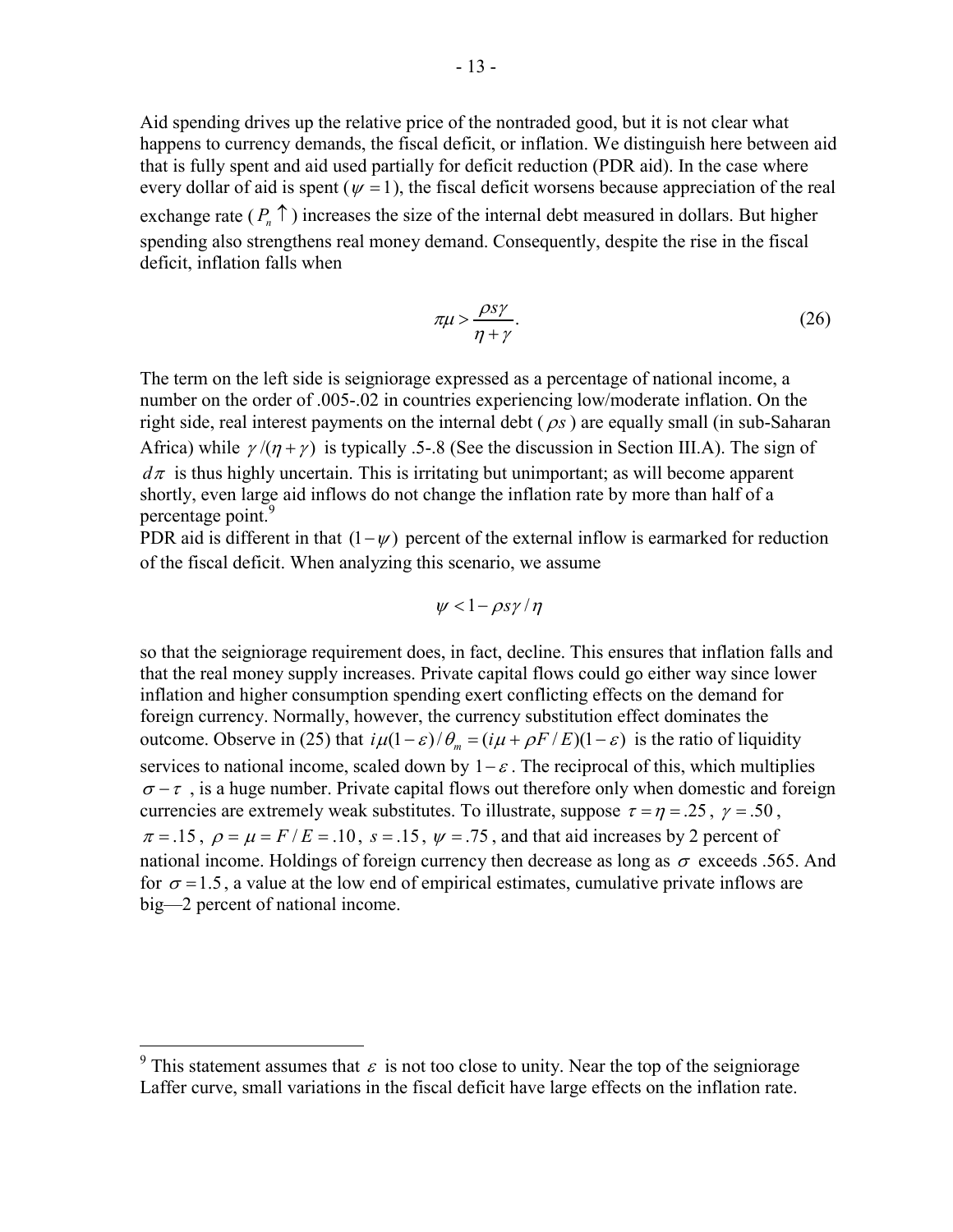Aid spending drives up the relative price of the nontraded good, but it is not clear what happens to currency demands, the fiscal deficit, or inflation. We distinguish here between aid that is fully spent and aid used partially for deficit reduction (PDR aid). In the case where every dollar of aid is spent ($\psi = 1$), the fiscal deficit worsens because appreciation of the real exchange rate ($P_n \uparrow$) increases the size of the internal debt measured in dollars. But higher spending also strengthens real money demand. Consequently, despite the rise in the fiscal deficit, inflation falls when

$$\pi\mu > \frac{\rho s \gamma}{\eta + \gamma}. \tag{26}$$

The term on the left side is seigniorage expressed as a percentage of national income, a number on the order of .005-.02 in countries experiencing low/moderate inflation. On the right side, real interest payments on the internal debt ($\rho s$) are equally small (in sub-Saharan Africa) while $\gamma/(\eta + \gamma)$ is typically .5-.8 (See the discussion in Section III.A). The sign of $d\pi$ is thus highly uncertain. This is irritating but unimportant; as will become apparent shortly, even large aid inflows do not change the inflation rate by more than half of a percentage point.[9]

PDR aid is different in that $(1-\psi)$ percent of the external inflow is earmarked for reduction of the fiscal deficit. When analyzing this scenario, we assume

$$\psi < 1 - \rho s \gamma / \eta$$

so that the seigniorage requirement does, in fact, decline. This ensures that inflation falls and that the real money supply increases. Private capital flows could go either way since lower inflation and higher consumption spending exert conflicting effects on the demand for foreign currency. Normally, however, the currency substitution effect dominates the outcome. Observe in (25) that $i\mu(1-\varepsilon)/\theta_m = (i\mu + \rho F/E)(1-\varepsilon)$ is the ratio of liquidity services to national income, scaled down by $1-\varepsilon$. The reciprocal of this, which multiplies $\sigma - \tau$, is a huge number. Private capital flows out therefore only when domestic and foreign currencies are extremely weak substitutes. To illustrate, suppose $\tau = \eta = .25$, $\gamma = .50$, $\pi = .15$, $\rho = \mu = F/E = .10$, $s = .15$, $\psi = .75$, and that aid increases by 2 percent of national income. Holdings of foreign currency then decrease as long as $\sigma$ exceeds .565. And for $\sigma = 1.5$, a value at the low end of empirical estimates, cumulative private inflows are big—2 percent of national income.

[9] This statement assumes that $\varepsilon$ is not too close to unity. Near the top of the seigniorage Laffer curve, small variations in the fiscal deficit have large effects on the inflation rate.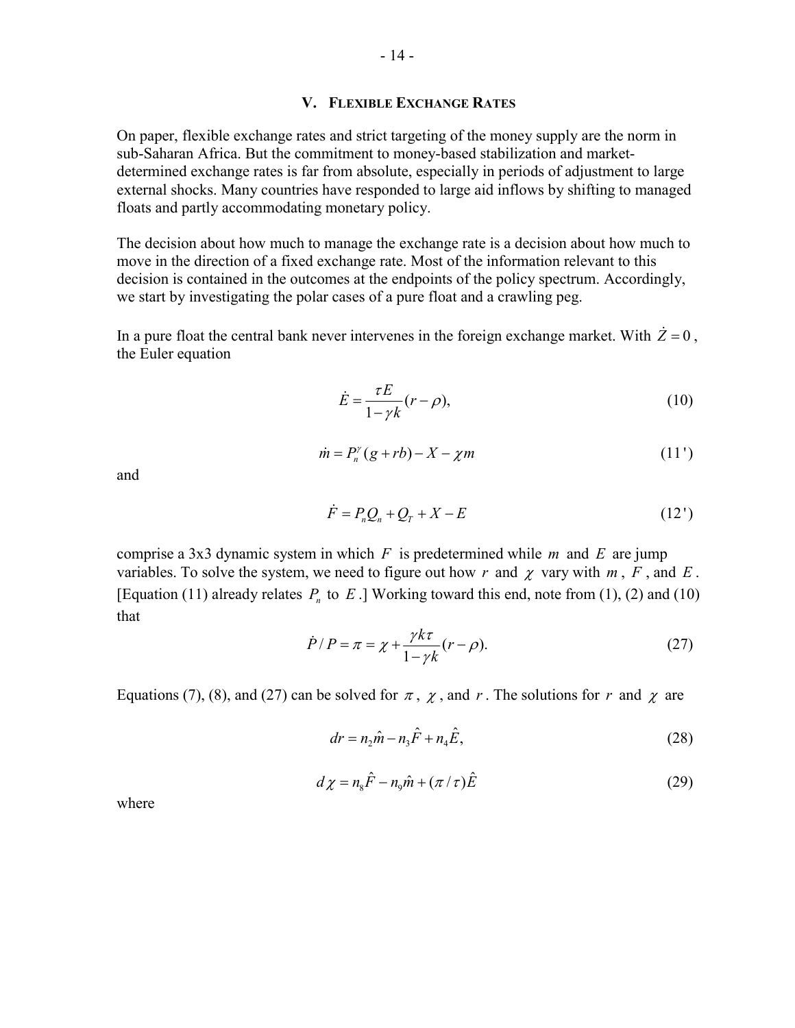## V. Flexible Exchange Rates

On paper, flexible exchange rates and strict targeting of the money supply are the norm in sub-Saharan Africa. But the commitment to money-based stabilization and market-determined exchange rates is far from absolute, especially in periods of adjustment to large external shocks. Many countries have responded to large aid inflows by shifting to managed floats and partly accommodating monetary policy.

The decision about how much to manage the exchange rate is a decision about how much to move in the direction of a fixed exchange rate. Most of the information relevant to this decision is contained in the outcomes at the endpoints of the policy spectrum. Accordingly, we start by investigating the polar cases of a pure float and a crawling peg.

In a pure float the central bank never intervenes in the foreign exchange market. With $\dot{Z} = 0$, the Euler equation

$$\dot{E} = \frac{\tau E}{1 - \gamma k}(r - \rho), \tag{10}$$

$$\dot{m} = P_n^{\gamma}(g + rb) - X - \chi m \tag{11'}$$

and

$$\dot{F} = P_n Q_n + Q_T + X - E \tag{12'}$$

comprise a 3x3 dynamic system in which $F$ is predetermined while $m$ and $E$ are jump variables. To solve the system, we need to figure out how $r$ and $\chi$ vary with $m$, $F$, and $E$. [Equation (11) already relates $P_n$ to $E$.] Working toward this end, note from (1), (2) and (10) that

$$\dot{P}/P = \pi = \chi + \frac{\gamma k \tau}{1 - \gamma k}(r - \rho). \tag{27}$$

Equations (7), (8), and (27) can be solved for $\pi$, $\chi$, and $r$. The solutions for $r$ and $\chi$ are

$$dr = n_2 \hat{m} - n_3 \hat{F} + n_4 \hat{E}, \tag{28}$$

$$d\chi = n_8 \hat{F} - n_9 \hat{m} + (\pi / \tau)\hat{E} \tag{29}$$

where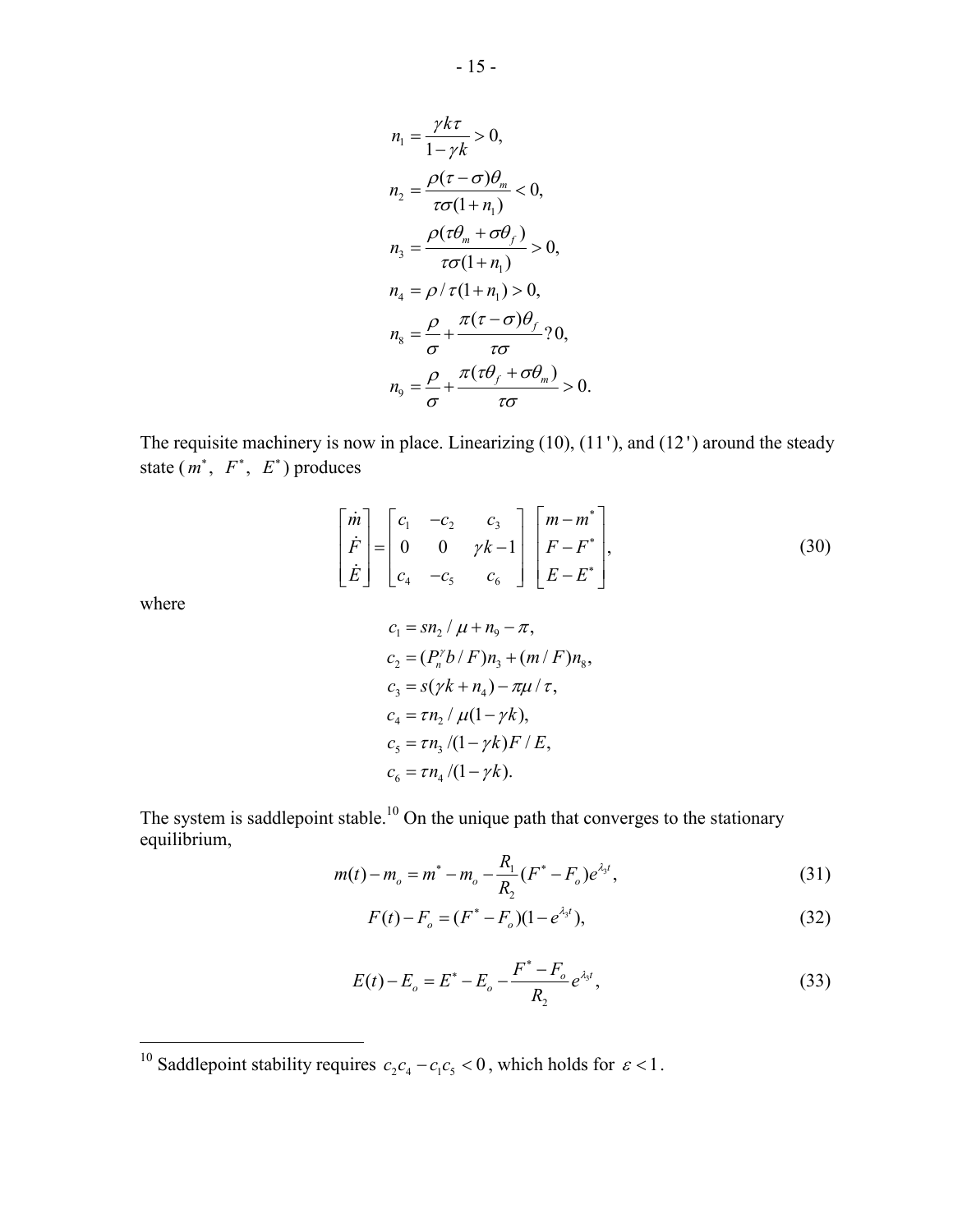$$n_1 = \frac{\gamma k \tau}{1 - \gamma k} > 0,$$

$$n_2 = \frac{\rho(\tau - \sigma)\theta_m}{\tau\sigma(1 + n_1)} < 0,$$

$$n_3 = \frac{\rho(\tau\theta_m + \sigma\theta_f)}{\tau\sigma(1 + n_1)} > 0,$$

$$n_4 = \rho / \tau(1 + n_1) > 0,$$

$$n_8 = \frac{\rho}{\sigma} + \frac{\pi(\tau - \sigma)\theta_f}{\tau\sigma} ? 0,$$

$$n_9 = \frac{\rho}{\sigma} + \frac{\pi(\tau\theta_f + \sigma\theta_m)}{\tau\sigma} > 0.$$

The requisite machinery is now in place. Linearizing (10), (11'), and (12') around the steady state ($m^*$, $F^*$, $E^*$) produces

$$\begin{bmatrix} \dot{m} \\ \dot{F} \\ \dot{E} \end{bmatrix} = \begin{bmatrix} c_1 & -c_2 & c_3 \\ 0 & 0 & \gamma k - 1 \\ c_4 & -c_5 & c_6 \end{bmatrix} \begin{bmatrix} m - m^* \\ F - F^* \\ E - E^* \end{bmatrix}, \tag{30}$$

where

$$c_1 = s n_2 / \mu + n_9 - \pi,$$

$$c_2 = (P_n^\gamma b / F) n_3 + (m / F) n_8,$$

$$c_3 = s(\gamma k + n_4) - \pi\mu / \tau,$$

$$c_4 = \tau n_2 / \mu(1 - \gamma k),$$

$$c_5 = \tau n_3 / (1 - \gamma k) F / E,$$

$$c_6 = \tau n_4 / (1 - \gamma k).$$

The system is saddlepoint stable.[10] On the unique path that converges to the stationary equilibrium,

$$m(t) - m_o = m^* - m_o - \frac{R_1}{R_2}(F^* - F_o)e^{\lambda_3 t}, \tag{31}$$

$$F(t) - F_o = (F^* - F_o)(1 - e^{\lambda_3 t}), \tag{32}$$

$$E(t) - E_o = E^* - E_o - \frac{F^* - F_o}{R_2} e^{\lambda_3 t}, \tag{33}$$

---

[10] Saddlepoint stability requires $c_2 c_4 - c_1 c_5 < 0$, which holds for $\varepsilon < 1$.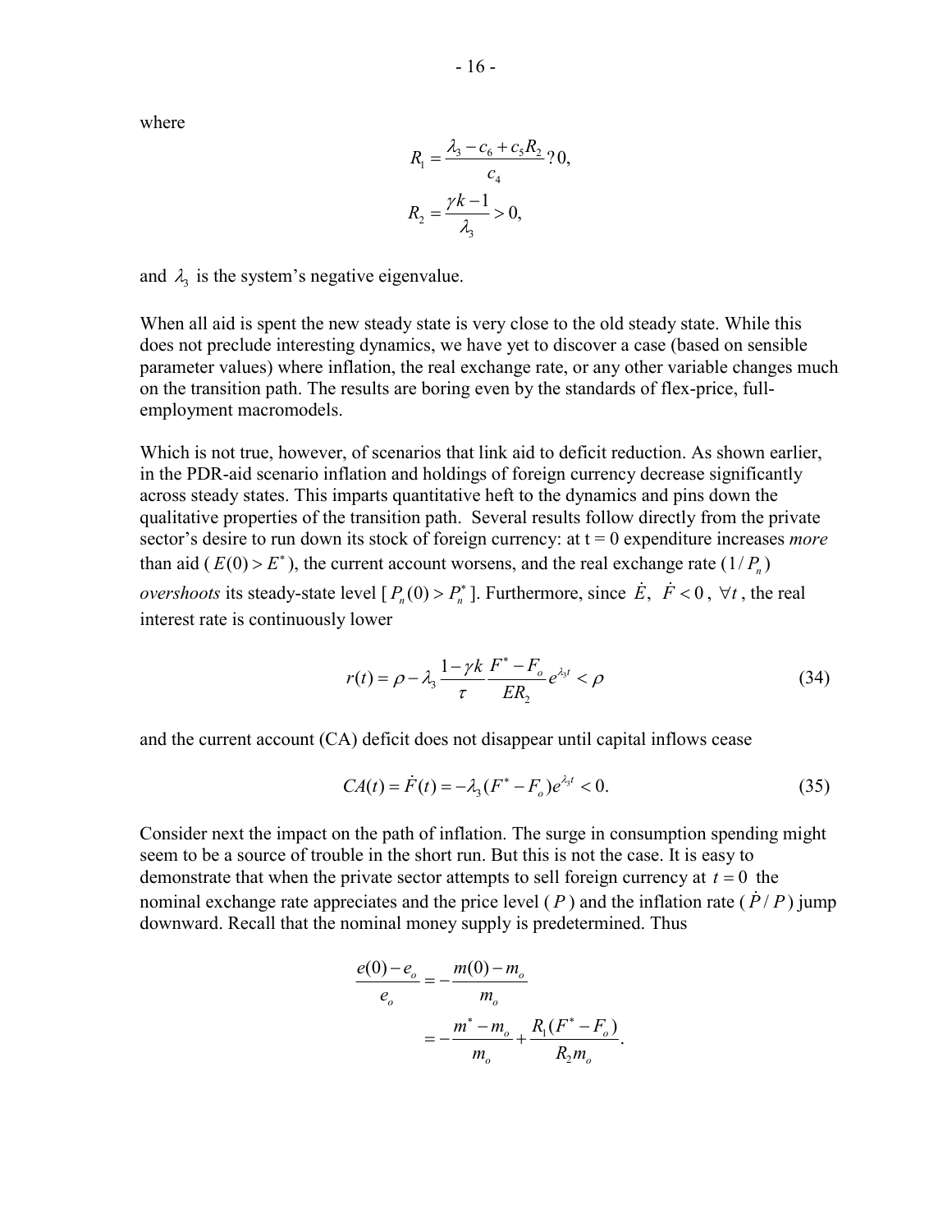where

$$R_1 = \frac{\lambda_3 - c_6 + c_5 R_2}{c_4} ? 0,$$

$$R_2 = \frac{\gamma k - 1}{\lambda_3} > 0,$$

and $\lambda_3$ is the system's negative eigenvalue.

When all aid is spent the new steady state is very close to the old steady state. While this does not preclude interesting dynamics, we have yet to discover a case (based on sensible parameter values) where inflation, the real exchange rate, or any other variable changes much on the transition path. The results are boring even by the standards of flex-price, full-employment macromodels.

Which is not true, however, of scenarios that link aid to deficit reduction. As shown earlier, in the PDR-aid scenario inflation and holdings of foreign currency decrease significantly across steady states. This imparts quantitative heft to the dynamics and pins down the qualitative properties of the transition path. Several results follow directly from the private sector's desire to run down its stock of foreign currency: at t = 0 expenditure increases *more* than aid ($E(0) > E^*$), the current account worsens, and the real exchange rate ($1/P_n$) *overshoots* its steady-state level [$P_n(0) > P_n^*$]. Furthermore, since $\dot{E},\ \dot{F} < 0,\ \forall t$, the real interest rate is continuously lower

$$r(t) = \rho - \lambda_3 \frac{1-\gamma k}{\tau} \frac{F^* - F_o}{E R_2} e^{\lambda_3 t} < \rho \tag{34}$$

and the current account (CA) deficit does not disappear until capital inflows cease

$$CA(t) = \dot{F}(t) = -\lambda_3 (F^* - F_o) e^{\lambda_3 t} < 0. \tag{35}$$

Consider next the impact on the path of inflation. The surge in consumption spending might seem to be a source of trouble in the short run. But this is not the case. It is easy to demonstrate that when the private sector attempts to sell foreign currency at $t = 0$ the nominal exchange rate appreciates and the price level ($P$) and the inflation rate ($\dot{P}/P$) jump downward. Recall that the nominal money supply is predetermined. Thus

$$\begin{aligned}\frac{e(0) - e_o}{e_o} &= -\frac{m(0) - m_o}{m_o} \\ &= -\frac{m^* - m_o}{m_o} + \frac{R_1 (F^* - F_o)}{R_2 m_o}.\end{aligned}$$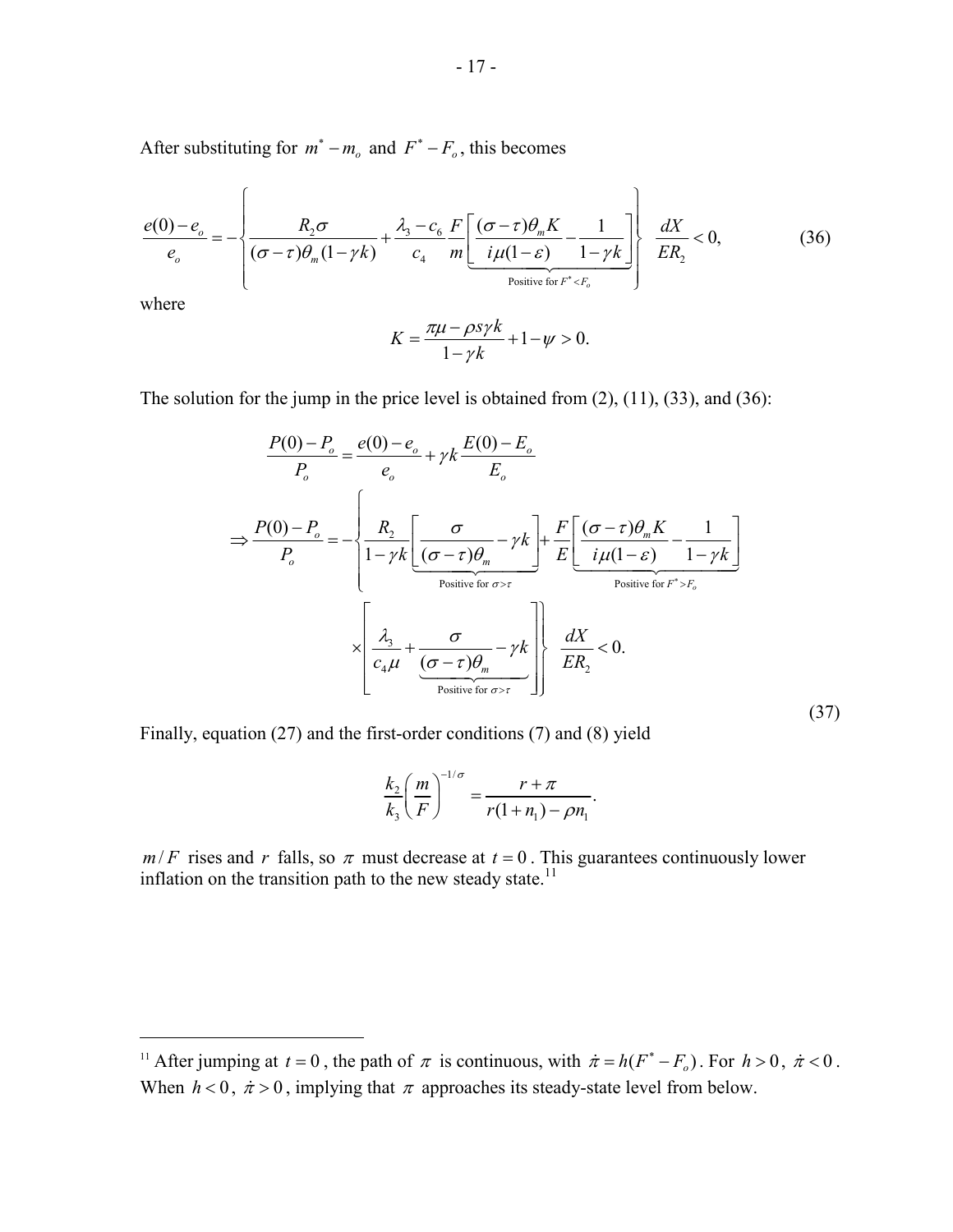After substituting for $m^* - m_o$ and $F^* - F_o$, this becomes

$$\frac{e(0)-e_o}{e_o} = -\left\{ \frac{R_2\sigma}{(\sigma-\tau)\theta_m(1-\gamma k)} + \frac{\lambda_3 - c_6}{c_4}\frac{F}{m}\underbrace{\left[\frac{(\sigma-\tau)\theta_m K}{i\mu(1-\varepsilon)} - \frac{1}{1-\gamma k}\right]}_{\text{Positive for } F^*<F_o} \right\} \frac{dX}{ER_2} < 0, \tag{36}$$

where

$$K = \frac{\pi\mu - \rho s \gamma k}{1-\gamma k} + 1 - \psi > 0.$$

The solution for the jump in the price level is obtained from (2), (11), (33), and (36):

$$\frac{P(0)-P_o}{P_o} = \frac{e(0)-e_o}{e_o} + \gamma k \frac{E(0)-E_o}{E_o}$$

$$\Rightarrow \frac{P(0)-P_o}{P_o} = -\left\{ \frac{R_2}{1-\gamma k}\underbrace{\left[\frac{\sigma}{(\sigma-\tau)\theta_m} - \gamma k\right]}_{\text{Positive for } \sigma>\tau} + \frac{F}{E}\underbrace{\left[\frac{(\sigma-\tau)\theta_m K}{i\mu(1-\varepsilon)} - \frac{1}{1-\gamma k}\right]}_{\text{Positive for } F^*>F_o} \right.$$
$$\left. \times \left[\frac{\lambda_3}{c_4\mu} + \underbrace{\frac{\sigma}{(\sigma-\tau)\theta_m} - \gamma k}_{\text{Positive for } \sigma>\tau}\right] \right\} \frac{dX}{ER_2} < 0. \tag{37}$$

Finally, equation (27) and the first-order conditions (7) and (8) yield

$$\frac{k_2}{k_3}\left(\frac{m}{F}\right)^{-1/\sigma} = \frac{r+\pi}{r(1+n_1)-\rho n_1}.$$

$m/F$ rises and $r$ falls, so $\pi$ must decrease at $t=0$. This guarantees continuously lower inflation on the transition path to the new steady state.[11]

---

[11] After jumping at $t=0$, the path of $\pi$ is continuous, with $\dot{\pi} = h(F^* - F_o)$. For $h>0$, $\dot{\pi}<0$. When $h<0$, $\dot{\pi}>0$, implying that $\pi$ approaches its steady-state level from below.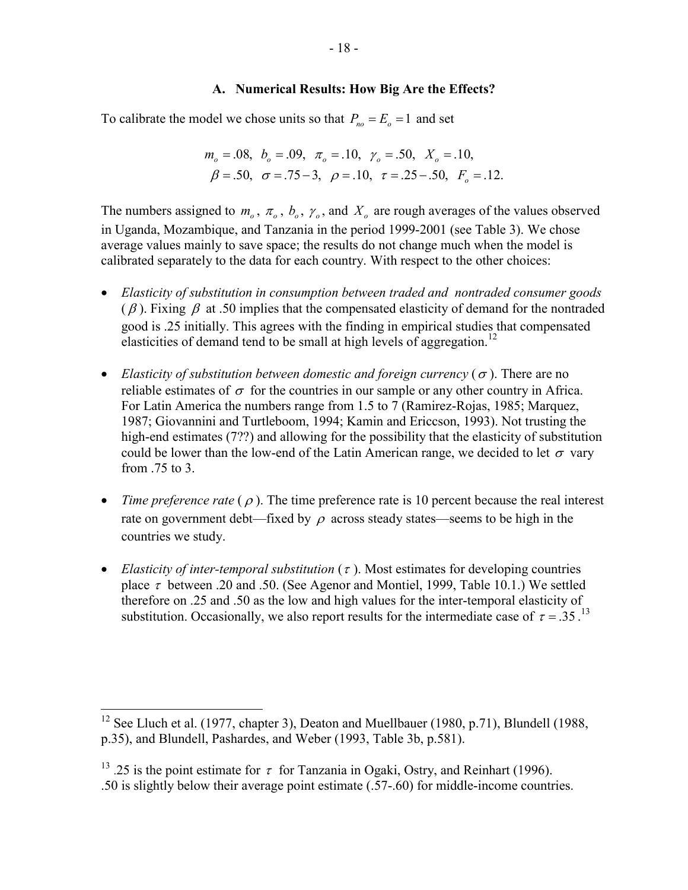### A. Numerical Results: How Big Are the Effects?

To calibrate the model we chose units so that $P_{no} = E_o = 1$ and set

$$m_o = .08,\ \ b_o = .09,\ \ \pi_o = .10,\ \ \gamma_o = .50,\ \ X_o = .10,$$
$$\beta = .50,\ \ \sigma = .75 - 3,\ \ \rho = .10,\ \ \tau = .25 - .50,\ \ F_o = .12.$$

The numbers assigned to $m_o$, $\pi_o$, $b_o$, $\gamma_o$, and $X_o$ are rough averages of the values observed in Uganda, Mozambique, and Tanzania in the period 1999-2001 (see Table 3). We chose average values mainly to save space; the results do not change much when the model is calibrated separately to the data for each country. With respect to the other choices:

- *Elasticity of substitution in consumption between traded and nontraded consumer goods* ($\beta$). Fixing $\beta$ at .50 implies that the compensated elasticity of demand for the nontraded good is .25 initially. This agrees with the finding in empirical studies that compensated elasticities of demand tend to be small at high levels of aggregation.[12]

- *Elasticity of substitution between domestic and foreign currency* ($\sigma$). There are no reliable estimates of $\sigma$ for the countries in our sample or any other country in Africa. For Latin America the numbers range from 1.5 to 7 (Ramirez-Rojas, 1985; Marquez, 1987; Giovannini and Turtleboom, 1994; Kamin and Ericcson, 1993). Not trusting the high-end estimates (7??) and allowing for the possibility that the elasticity of substitution could be lower than the low-end of the Latin American range, we decided to let $\sigma$ vary from .75 to 3.

- *Time preference rate* ($\rho$). The time preference rate is 10 percent because the real interest rate on government debt—fixed by $\rho$ across steady states—seems to be high in the countries we study.

- *Elasticity of inter-temporal substitution* ($\tau$). Most estimates for developing countries place $\tau$ between .20 and .50. (See Agenor and Montiel, 1999, Table 10.1.) We settled therefore on .25 and .50 as the low and high values for the inter-temporal elasticity of substitution. Occasionally, we also report results for the intermediate case of $\tau = .35$.[13]

---

[12] See Lluch et al. (1977, chapter 3), Deaton and Muellbauer (1980, p.71), Blundell (1988, p.35), and Blundell, Pashardes, and Weber (1993, Table 3b, p.581).

[13] .25 is the point estimate for $\tau$ for Tanzania in Ogaki, Ostry, and Reinhart (1996). .50 is slightly below their average point estimate (.57-.60) for middle-income countries.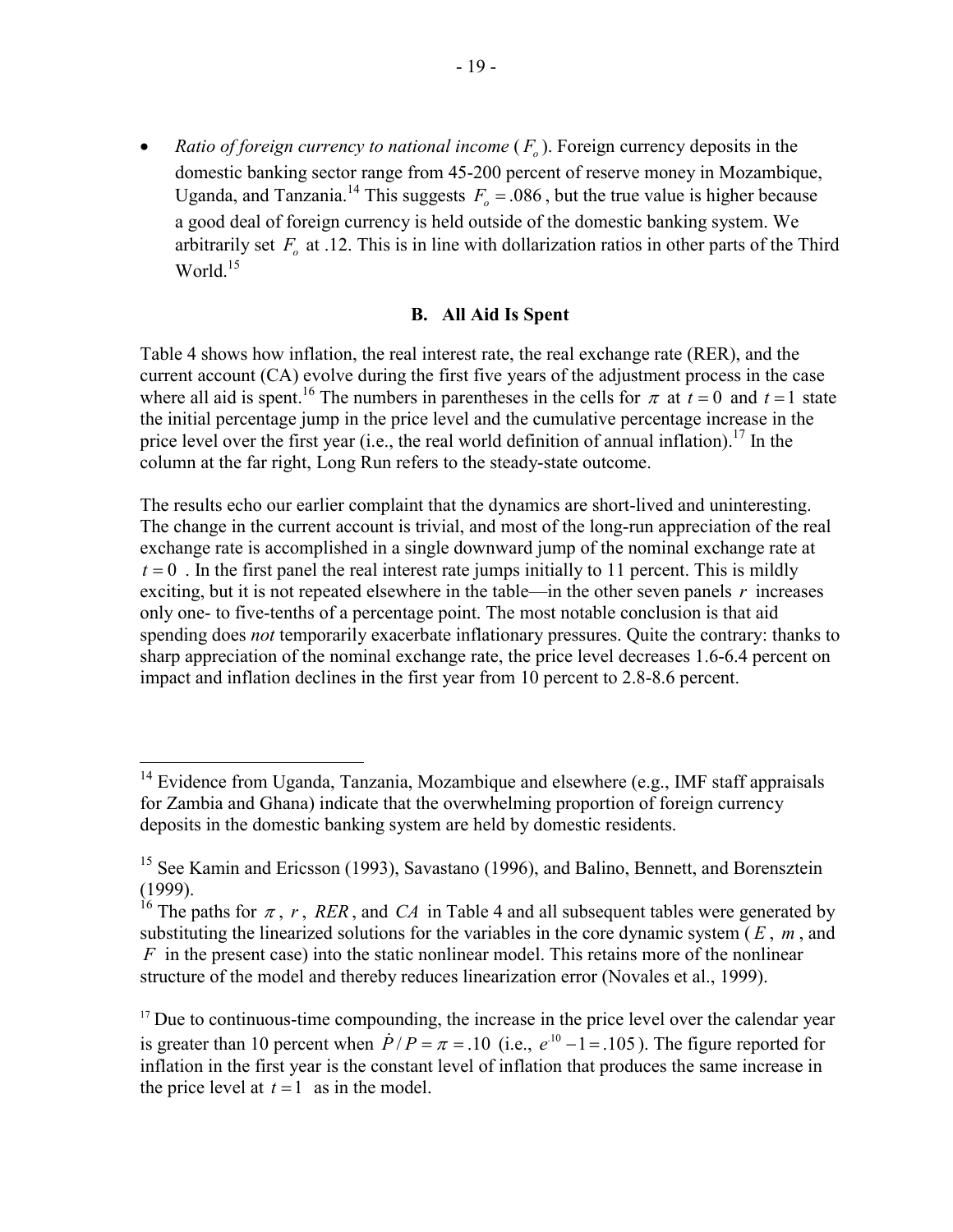- *Ratio of foreign currency to national income* ($F_o$). Foreign currency deposits in the domestic banking sector range from 45-200 percent of reserve money in Mozambique, Uganda, and Tanzania.[14] This suggests $F_o = .086$, but the true value is higher because a good deal of foreign currency is held outside of the domestic banking system. We arbitrarily set $F_o$ at .12. This is in line with dollarization ratios in other parts of the Third World.[15]

### B. All Aid Is Spent

Table 4 shows how inflation, the real interest rate, the real exchange rate (RER), and the current account (CA) evolve during the first five years of the adjustment process in the case where all aid is spent.[16] The numbers in parentheses in the cells for $\pi$ at $t = 0$ and $t = 1$ state the initial percentage jump in the price level and the cumulative percentage increase in the price level over the first year (i.e., the real world definition of annual inflation).[17] In the column at the far right, Long Run refers to the steady-state outcome.

The results echo our earlier complaint that the dynamics are short-lived and uninteresting. The change in the current account is trivial, and most of the long-run appreciation of the real exchange rate is accomplished in a single downward jump of the nominal exchange rate at $t = 0$. In the first panel the real interest rate jumps initially to 11 percent. This is mildly exciting, but it is not repeated elsewhere in the table—in the other seven panels $r$ increases only one- to five-tenths of a percentage point. The most notable conclusion is that aid spending does *not* temporarily exacerbate inflationary pressures. Quite the contrary: thanks to sharp appreciation of the nominal exchange rate, the price level decreases 1.6-6.4 percent on impact and inflation declines in the first year from 10 percent to 2.8-8.6 percent.

---

[14] Evidence from Uganda, Tanzania, Mozambique and elsewhere (e.g., IMF staff appraisals for Zambia and Ghana) indicate that the overwhelming proportion of foreign currency deposits in the domestic banking system are held by domestic residents.

[15] See Kamin and Ericsson (1993), Savastano (1996), and Balino, Bennett, and Borensztein (1999).

[16] The paths for $\pi$, $r$, $RER$, and $CA$ in Table 4 and all subsequent tables were generated by substituting the linearized solutions for the variables in the core dynamic system ($E$, $m$, and $F$ in the present case) into the static nonlinear model. This retains more of the nonlinear structure of the model and thereby reduces linearization error (Novales et al., 1999).

[17] Due to continuous-time compounding, the increase in the price level over the calendar year is greater than 10 percent when $\dot{P}/P = \pi = .10$ (i.e., $e^{.10} - 1 = .105$). The figure reported for inflation in the first year is the constant level of inflation that produces the same increase in the price level at $t = 1$ as in the model.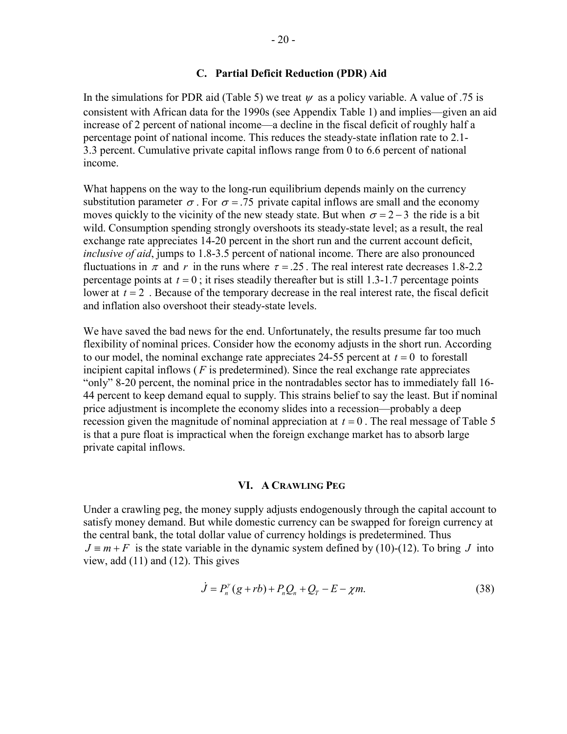### C. Partial Deficit Reduction (PDR) Aid

In the simulations for PDR aid (Table 5) we treat $\psi$ as a policy variable. A value of .75 is consistent with African data for the 1990s (see Appendix Table 1) and implies—given an aid increase of 2 percent of national income—a decline in the fiscal deficit of roughly half a percentage point of national income. This reduces the steady-state inflation rate to 2.1-3.3 percent. Cumulative private capital inflows range from 0 to 6.6 percent of national income.

What happens on the way to the long-run equilibrium depends mainly on the currency substitution parameter $\sigma$. For $\sigma = .75$ private capital inflows are small and the economy moves quickly to the vicinity of the new steady state. But when $\sigma = 2-3$ the ride is a bit wild. Consumption spending strongly overshoots its steady-state level; as a result, the real exchange rate appreciates 14-20 percent in the short run and the current account deficit, *inclusive of aid*, jumps to 1.8-3.5 percent of national income. There are also pronounced fluctuations in $\pi$ and $r$ in the runs where $\tau = .25$. The real interest rate decreases 1.8-2.2 percentage points at $t = 0$; it rises steadily thereafter but is still 1.3-1.7 percentage points lower at $t = 2$. Because of the temporary decrease in the real interest rate, the fiscal deficit and inflation also overshoot their steady-state levels.

We have saved the bad news for the end. Unfortunately, the results presume far too much flexibility of nominal prices. Consider how the economy adjusts in the short run. According to our model, the nominal exchange rate appreciates 24-55 percent at $t = 0$ to forestall incipient capital inflows ($F$ is predetermined). Since the real exchange rate appreciates "only" 8-20 percent, the nominal price in the nontradables sector has to immediately fall 16-44 percent to keep demand equal to supply. This strains belief to say the least. But if nominal price adjustment is incomplete the economy slides into a recession—probably a deep recession given the magnitude of nominal appreciation at $t = 0$. The real message of Table 5 is that a pure float is impractical when the foreign exchange market has to absorb large private capital inflows.

## VI. A Crawling Peg

Under a crawling peg, the money supply adjusts endogenously through the capital account to satisfy money demand. But while domestic currency can be swapped for foreign currency at the central bank, the total dollar value of currency holdings is predetermined. Thus $J \equiv m + F$ is the state variable in the dynamic system defined by (10)-(12). To bring $J$ into view, add (11) and (12). This gives

$$\dot{J} = P_n^{\gamma}(g + rb) + P_n Q_n + Q_T - E - \chi m. \tag{38}$$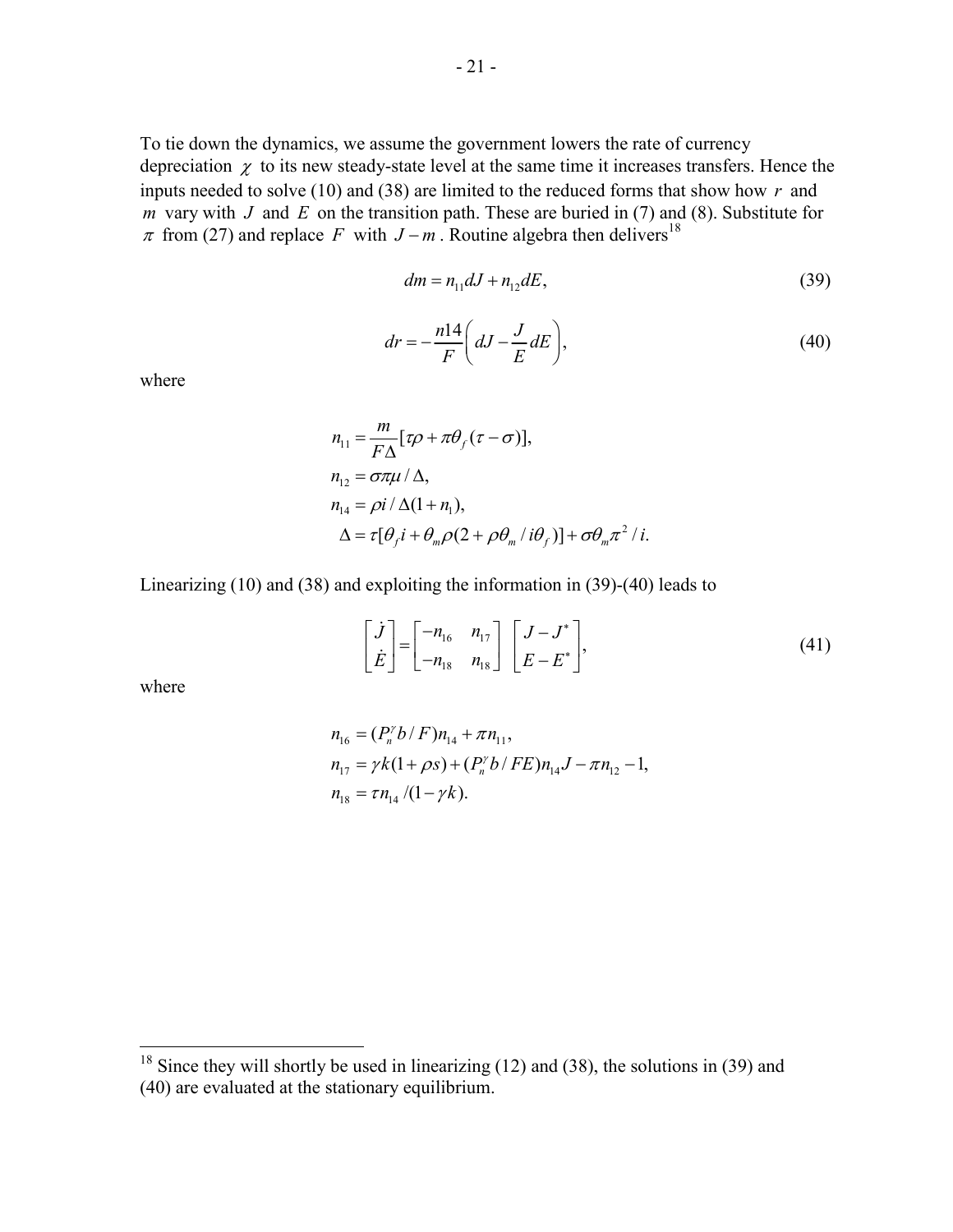To tie down the dynamics, we assume the government lowers the rate of currency depreciation $\chi$ to its new steady-state level at the same time it increases transfers. Hence the inputs needed to solve (10) and (38) are limited to the reduced forms that show how $r$ and $m$ vary with $J$ and $E$ on the transition path. These are buried in (7) and (8). Substitute for $\pi$ from (27) and replace $F$ with $J - m$. Routine algebra then delivers[18]

$$dm = n_{11}dJ + n_{12}dE, \tag{39}$$

$$dr = -\frac{n14}{F}\left(dJ - \frac{J}{E}dE\right), \tag{40}$$

where

$$
\begin{aligned}
n_{11} &= \frac{m}{F\Delta}[\tau\rho + \pi\theta_f(\tau - \sigma)], \\
n_{12} &= \sigma\pi\mu / \Delta, \\
n_{14} &= \rho i / \Delta(1 + n_1), \\
\Delta &= \tau[\theta_f i + \theta_m \rho(2 + \rho\theta_m / i\theta_f)] + \sigma\theta_m \pi^2 / i.
\end{aligned}
$$

Linearizing (10) and (38) and exploiting the information in (39)-(40) leads to

$$\begin{bmatrix} \dot{J} \\ \dot{E} \end{bmatrix} = \begin{bmatrix} -n_{16} & n_{17} \\ -n_{18} & n_{18} \end{bmatrix} \begin{bmatrix} J - J^* \\ E - E^* \end{bmatrix}, \tag{41}$$

where

$$
\begin{aligned}
n_{16} &= (P_n^\gamma b / F)n_{14} + \pi n_{11}, \\
n_{17} &= \gamma k(1 + \rho s) + (P_n^\gamma b / FE)n_{14}J - \pi n_{12} - 1, \\
n_{18} &= \tau n_{14} / (1 - \gamma k).
\end{aligned}
$$

---

[18] Since they will shortly be used in linearizing (12) and (38), the solutions in (39) and (40) are evaluated at the stationary equilibrium.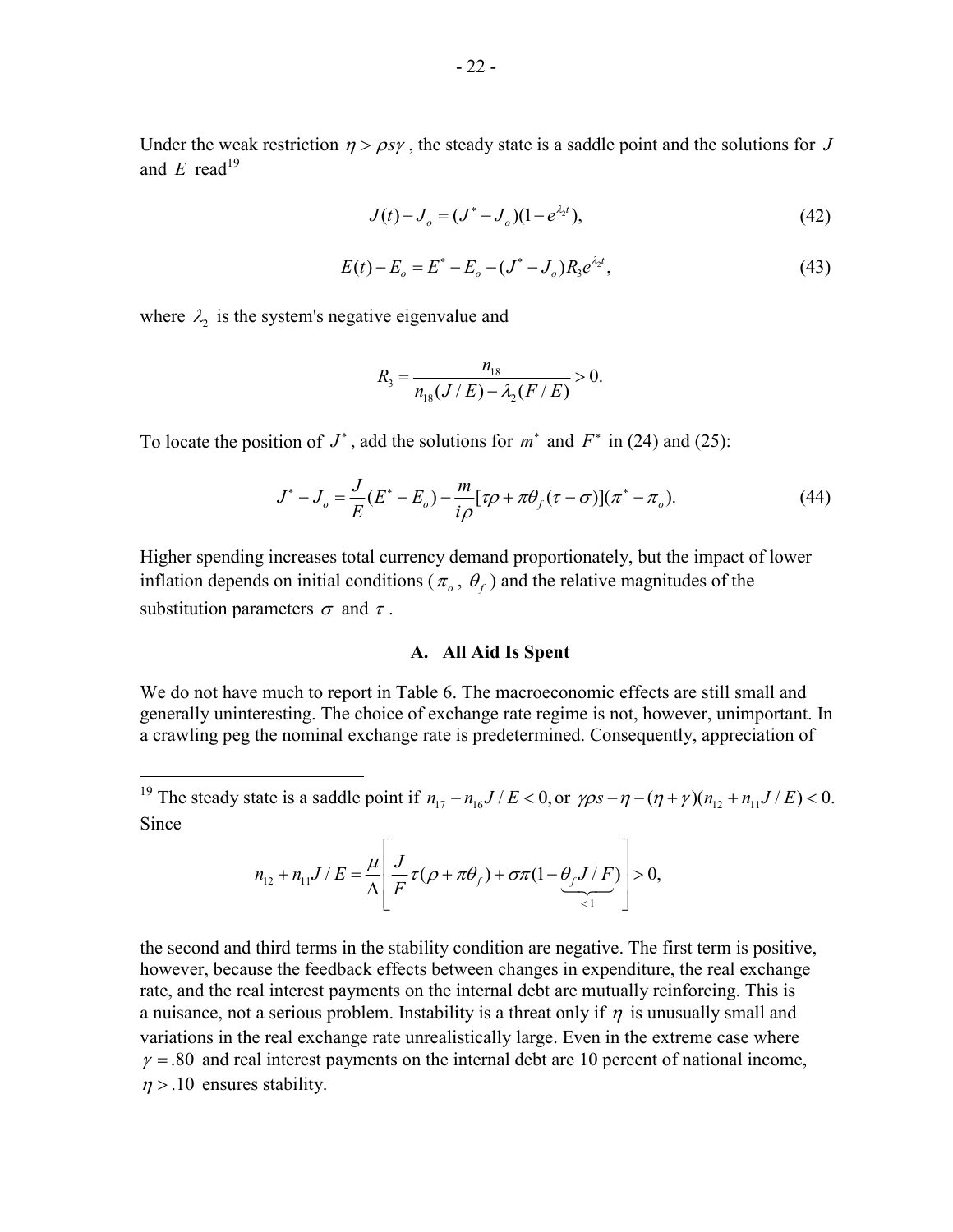Under the weak restriction $\eta > \rho s \gamma$, the steady state is a saddle point and the solutions for $J$ and $E$ read[19]

$$J(t) - J_o = (J^* - J_o)(1 - e^{\lambda_2 t}), \tag{42}$$

$$E(t) - E_o = E^* - E_o - (J^* - J_o) R_3 e^{\lambda_2 t}, \tag{43}$$

where $\lambda_2$ is the system's negative eigenvalue and

$$R_3 = \frac{n_{18}}{n_{18}(J/E) - \lambda_2 (F/E)} > 0.$$

To locate the position of $J^*$, add the solutions for $m^*$ and $F^*$ in (24) and (25):

$$J^* - J_o = \frac{J}{E}(E^* - E_o) - \frac{m}{i\rho}[\tau\rho + \pi\theta_f(\tau - \sigma)](\pi^* - \pi_o). \tag{44}$$

Higher spending increases total currency demand proportionately, but the impact of lower inflation depends on initial conditions ($\pi_o$, $\theta_f$) and the relative magnitudes of the substitution parameters $\sigma$ and $\tau$.

## A. All Aid Is Spent

We do not have much to report in Table 6. The macroeconomic effects are still small and generally uninteresting. The choice of exchange rate regime is not, however, unimportant. In a crawling peg the nominal exchange rate is predetermined. Consequently, appreciation of

---

[19] The steady state is a saddle point if $n_{17} - n_{16} J/E < 0$, or $\gamma\rho s - \eta - (\eta + \gamma)(n_{12} + n_{11} J/E) < 0$. Since

$$n_{12} + n_{11} J/E = \frac{\mu}{\Delta}\left[\frac{J}{F}\tau(\rho + \pi\theta_f) + \sigma\pi(1 - \underbrace{\theta_f J/F}_{<1})\right] > 0,$$

the second and third terms in the stability condition are negative. The first term is positive, however, because the feedback effects between changes in expenditure, the real exchange rate, and the real interest payments on the internal debt are mutually reinforcing. This is a nuisance, not a serious problem. Instability is a threat only if $\eta$ is unusually small and variations in the real exchange rate unrealistically large. Even in the extreme case where $\gamma = .80$ and real interest payments on the internal debt are 10 percent of national income, $\eta > .10$ ensures stability.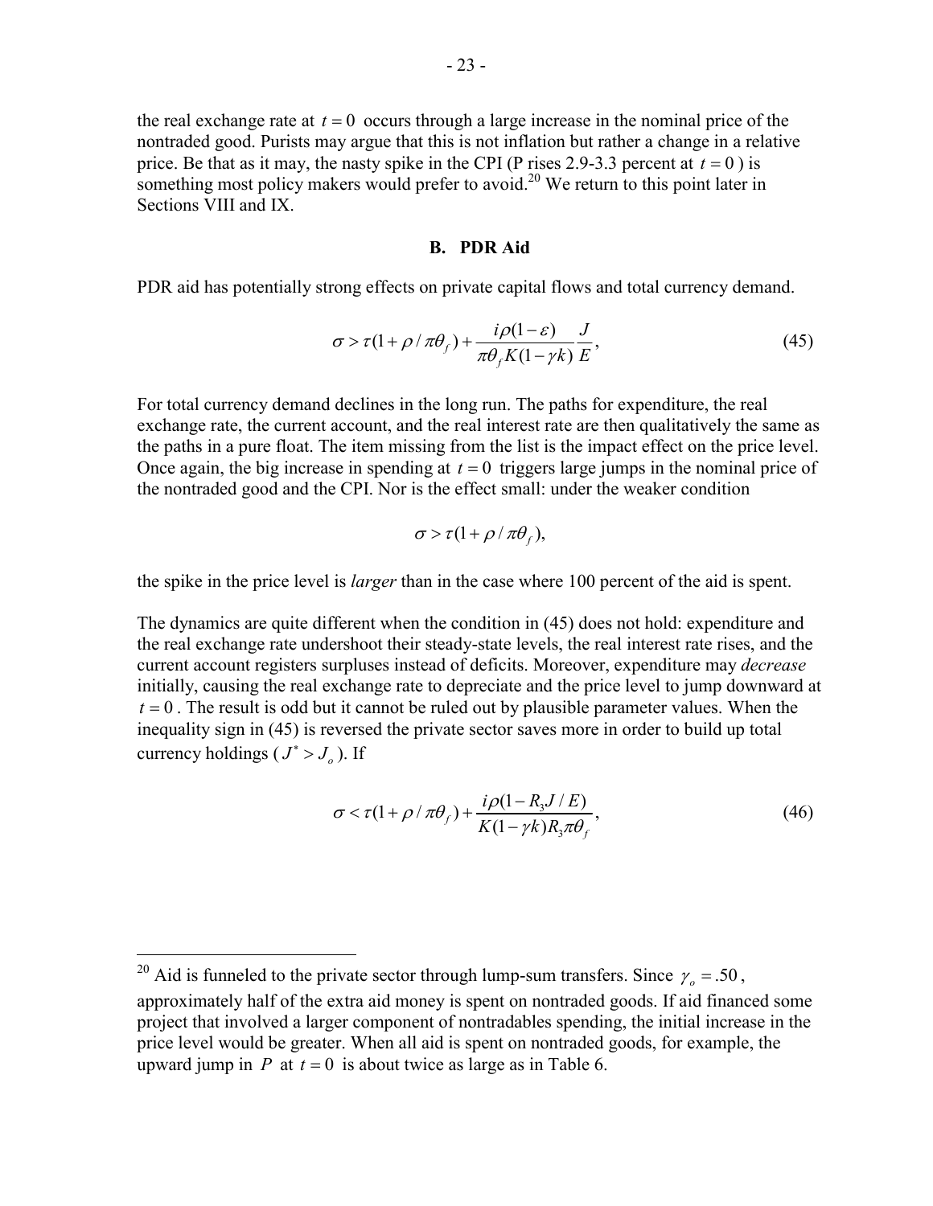the real exchange rate at $t = 0$ occurs through a large increase in the nominal price of the nontraded good. Purists may argue that this is not inflation but rather a change in a relative price. Be that as it may, the nasty spike in the CPI (P rises 2.9-3.3 percent at $t = 0$) is something most policy makers would prefer to avoid.[20] We return to this point later in Sections VIII and IX.

### B. PDR Aid

PDR aid has potentially strong effects on private capital flows and total currency demand.

$$\sigma > \tau(1 + \rho / \pi\theta_f) + \frac{i\rho(1-\varepsilon)}{\pi\theta_f K(1-\gamma k)} \frac{J}{E}, \tag{45}$$

For total currency demand declines in the long run. The paths for expenditure, the real exchange rate, the current account, and the real interest rate are then qualitatively the same as the paths in a pure float. The item missing from the list is the impact effect on the price level. Once again, the big increase in spending at $t = 0$ triggers large jumps in the nominal price of the nontraded good and the CPI. Nor is the effect small: under the weaker condition

$$\sigma > \tau(1 + \rho / \pi\theta_f),$$

the spike in the price level is *larger* than in the case where 100 percent of the aid is spent.

The dynamics are quite different when the condition in (45) does not hold: expenditure and the real exchange rate undershoot their steady-state levels, the real interest rate rises, and the current account registers surpluses instead of deficits. Moreover, expenditure may *decrease* initially, causing the real exchange rate to depreciate and the price level to jump downward at $t = 0$. The result is odd but it cannot be ruled out by plausible parameter values. When the inequality sign in (45) is reversed the private sector saves more in order to build up total currency holdings ($J^* > J_o$). If

$$\sigma < \tau(1 + \rho / \pi\theta_f) + \frac{i\rho(1 - R_3 J / E)}{K(1-\gamma k) R_3 \pi\theta_f}, \tag{46}$$

---

[20] Aid is funneled to the private sector through lump-sum transfers. Since $\gamma_o = .50$, approximately half of the extra aid money is spent on nontraded goods. If aid financed some project that involved a larger component of nontradables spending, the initial increase in the price level would be greater. When all aid is spent on nontraded goods, for example, the upward jump in $P$ at $t = 0$ is about twice as large as in Table 6.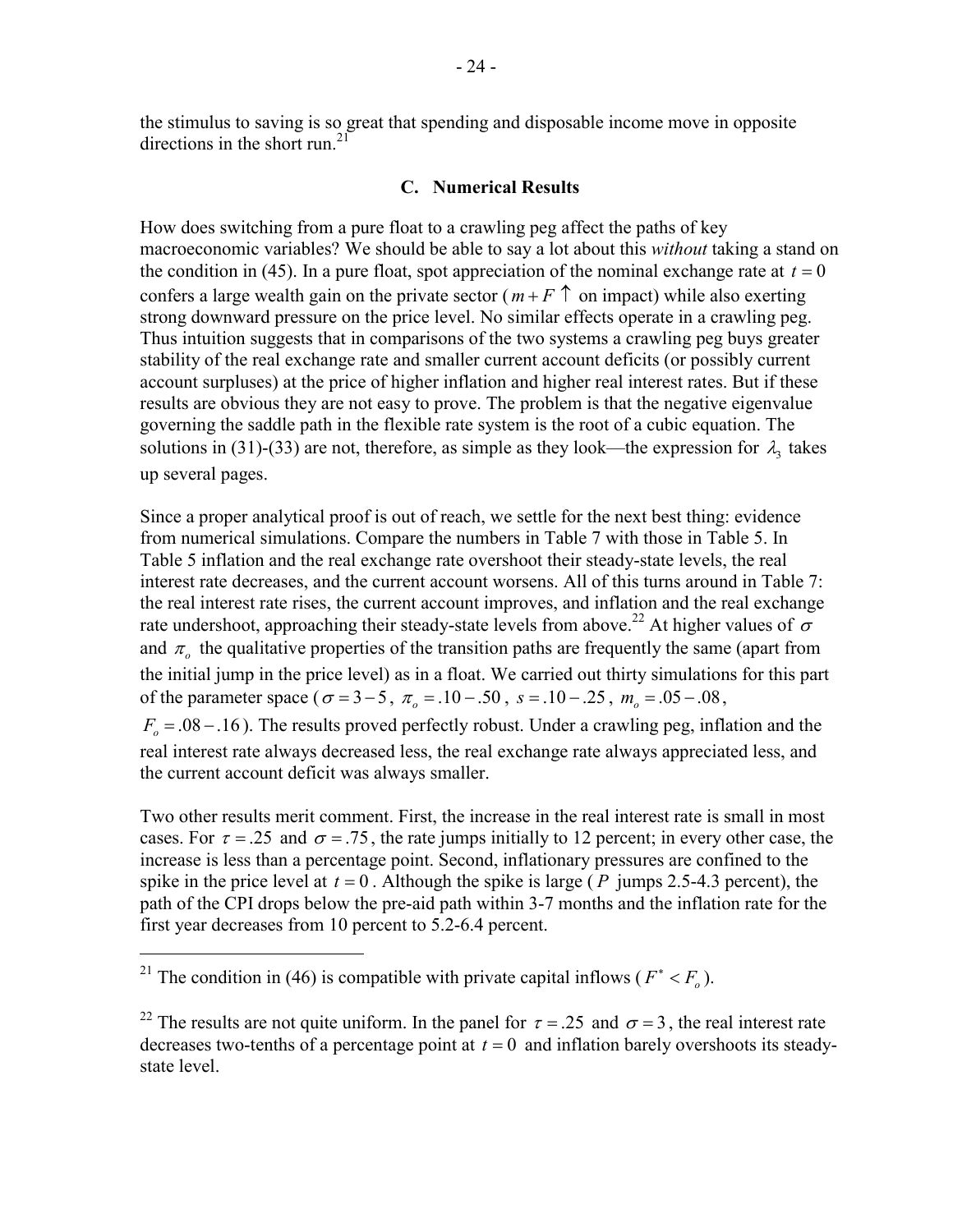the stimulus to saving is so great that spending and disposable income move in opposite directions in the short run.[21]

### C. Numerical Results

How does switching from a pure float to a crawling peg affect the paths of key macroeconomic variables? We should be able to say a lot about this *without* taking a stand on the condition in (45). In a pure float, spot appreciation of the nominal exchange rate at $t = 0$ confers a large wealth gain on the private sector ($m + F \uparrow$ on impact) while also exerting strong downward pressure on the price level. No similar effects operate in a crawling peg. Thus intuition suggests that in comparisons of the two systems a crawling peg buys greater stability of the real exchange rate and smaller current account deficits (or possibly current account surpluses) at the price of higher inflation and higher real interest rates. But if these results are obvious they are not easy to prove. The problem is that the negative eigenvalue governing the saddle path in the flexible rate system is the root of a cubic equation. The solutions in (31)-(33) are not, therefore, as simple as they look—the expression for $\lambda_3$ takes up several pages.

Since a proper analytical proof is out of reach, we settle for the next best thing: evidence from numerical simulations. Compare the numbers in Table 7 with those in Table 5. In Table 5 inflation and the real exchange rate overshoot their steady-state levels, the real interest rate decreases, and the current account worsens. All of this turns around in Table 7: the real interest rate rises, the current account improves, and inflation and the real exchange rate undershoot, approaching their steady-state levels from above.[22] At higher values of $\sigma$ and $\pi_o$ the qualitative properties of the transition paths are frequently the same (apart from the initial jump in the price level) as in a float. We carried out thirty simulations for this part of the parameter space ($\sigma = 3 - 5$, $\pi_o = .10 - .50$, $s = .10 - .25$, $m_o = .05 - .08$, $F_o = .08 - .16$). The results proved perfectly robust. Under a crawling peg, inflation and the real interest rate always decreased less, the real exchange rate always appreciated less, and the current account deficit was always smaller.

Two other results merit comment. First, the increase in the real interest rate is small in most cases. For $\tau = .25$ and $\sigma = .75$, the rate jumps initially to 12 percent; in every other case, the increase is less than a percentage point. Second, inflationary pressures are confined to the spike in the price level at $t = 0$. Although the spike is large ($P$ jumps 2.5-4.3 percent), the path of the CPI drops below the pre-aid path within 3-7 months and the inflation rate for the first year decreases from 10 percent to 5.2-6.4 percent.

[21] The condition in (46) is compatible with private capital inflows ($F^* < F_o$).

[22] The results are not quite uniform. In the panel for $\tau = .25$ and $\sigma = 3$, the real interest rate decreases two-tenths of a percentage point at $t = 0$ and inflation barely overshoots its steady-state level.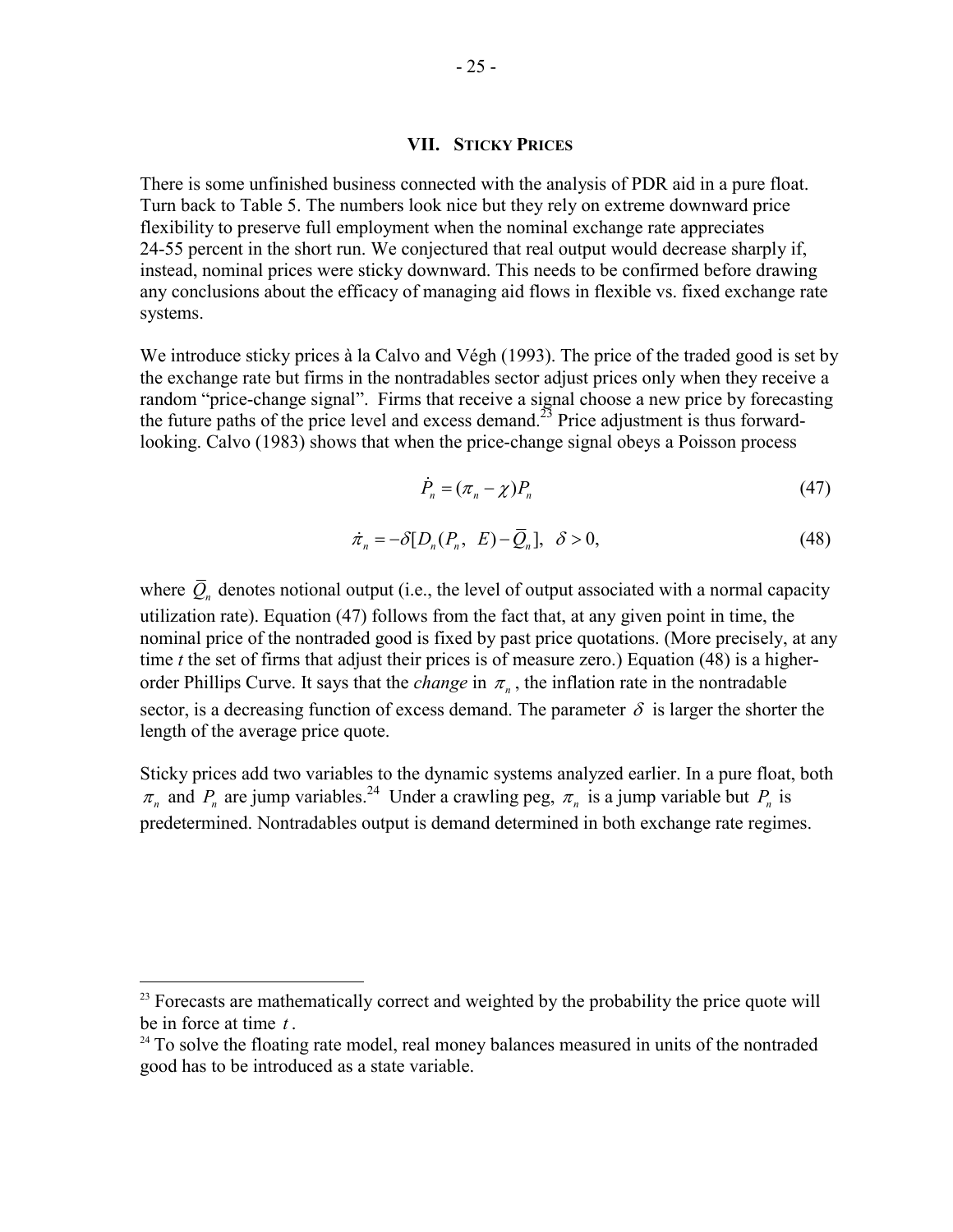## VII. Sticky Prices

There is some unfinished business connected with the analysis of PDR aid in a pure float. Turn back to Table 5. The numbers look nice but they rely on extreme downward price flexibility to preserve full employment when the nominal exchange rate appreciates 24-55 percent in the short run. We conjectured that real output would decrease sharply if, instead, nominal prices were sticky downward. This needs to be confirmed before drawing any conclusions about the efficacy of managing aid flows in flexible vs. fixed exchange rate systems.

We introduce sticky prices à la Calvo and Végh (1993). The price of the traded good is set by the exchange rate but firms in the nontradables sector adjust prices only when they receive a random "price-change signal". Firms that receive a signal choose a new price by forecasting the future paths of the price level and excess demand.[23] Price adjustment is thus forward-looking. Calvo (1983) shows that when the price-change signal obeys a Poisson process

$$\dot{P}_n = (\pi_n - \chi)P_n \tag{47}$$

$$\dot{\pi}_n = -\delta[D_n(P_n,\ E) - \bar{Q}_n],\ \ \delta > 0, \tag{48}$$

where $\bar{Q}_n$ denotes notional output (i.e., the level of output associated with a normal capacity utilization rate). Equation (47) follows from the fact that, at any given point in time, the nominal price of the nontraded good is fixed by past price quotations. (More precisely, at any time *t* the set of firms that adjust their prices is of measure zero.) Equation (48) is a higher-order Phillips Curve. It says that the *change* in $\pi_n$, the inflation rate in the nontradable sector, is a decreasing function of excess demand. The parameter $\delta$ is larger the shorter the length of the average price quote.

Sticky prices add two variables to the dynamic systems analyzed earlier. In a pure float, both $\pi_n$ and $P_n$ are jump variables.[24] Under a crawling peg, $\pi_n$ is a jump variable but $P_n$ is predetermined. Nontradables output is demand determined in both exchange rate regimes.

---

[23] Forecasts are mathematically correct and weighted by the probability the price quote will be in force at time $t$.

[24] To solve the floating rate model, real money balances measured in units of the nontraded good has to be introduced as a state variable.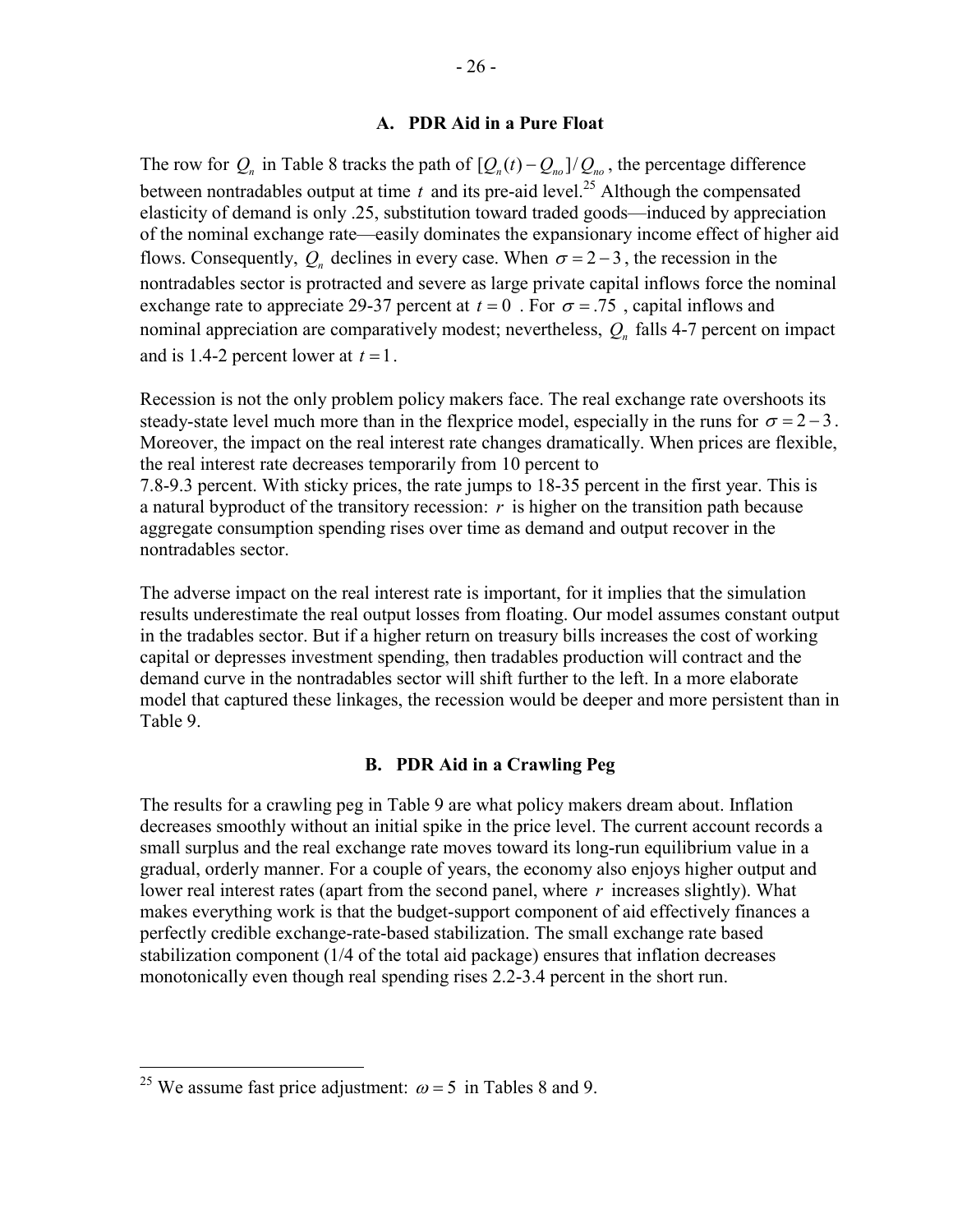### A. PDR Aid in a Pure Float

The row for $Q_n$ in Table 8 tracks the path of $[Q_n(t) - Q_{no}]/Q_{no}$, the percentage difference between nontradables output at time $t$ and its pre-aid level.[25] Although the compensated elasticity of demand is only .25, substitution toward traded goods—induced by appreciation of the nominal exchange rate—easily dominates the expansionary income effect of higher aid flows. Consequently, $Q_n$ declines in every case. When $\sigma = 2-3$, the recession in the nontradables sector is protracted and severe as large private capital inflows force the nominal exchange rate to appreciate 29-37 percent at $t = 0$. For $\sigma = .75$, capital inflows and nominal appreciation are comparatively modest; nevertheless, $Q_n$ falls 4-7 percent on impact and is 1.4-2 percent lower at $t = 1$.

Recession is not the only problem policy makers face. The real exchange rate overshoots its steady-state level much more than in the flexprice model, especially in the runs for $\sigma = 2-3$. Moreover, the impact on the real interest rate changes dramatically. When prices are flexible, the real interest rate decreases temporarily from 10 percent to 7.8-9.3 percent. With sticky prices, the rate jumps to 18-35 percent in the first year. This is a natural byproduct of the transitory recession: $r$ is higher on the transition path because aggregate consumption spending rises over time as demand and output recover in the nontradables sector.

The adverse impact on the real interest rate is important, for it implies that the simulation results underestimate the real output losses from floating. Our model assumes constant output in the tradables sector. But if a higher return on treasury bills increases the cost of working capital or depresses investment spending, then tradables production will contract and the demand curve in the nontradables sector will shift further to the left. In a more elaborate model that captured these linkages, the recession would be deeper and more persistent than in Table 9.

### B. PDR Aid in a Crawling Peg

The results for a crawling peg in Table 9 are what policy makers dream about. Inflation decreases smoothly without an initial spike in the price level. The current account records a small surplus and the real exchange rate moves toward its long-run equilibrium value in a gradual, orderly manner. For a couple of years, the economy also enjoys higher output and lower real interest rates (apart from the second panel, where $r$ increases slightly). What makes everything work is that the budget-support component of aid effectively finances a perfectly credible exchange-rate-based stabilization. The small exchange rate based stabilization component (1/4 of the total aid package) ensures that inflation decreases monotonically even though real spending rises 2.2-3.4 percent in the short run.

---

[25] We assume fast price adjustment: $\omega = 5$ in Tables 8 and 9.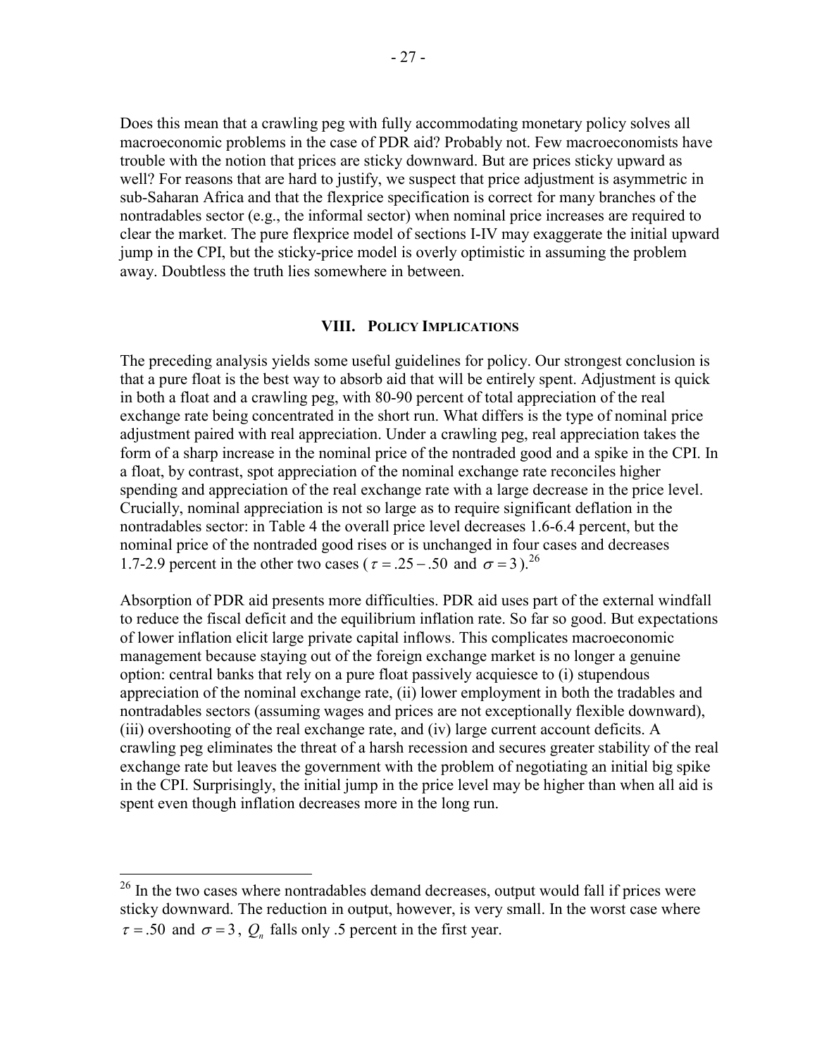Does this mean that a crawling peg with fully accommodating monetary policy solves all macroeconomic problems in the case of PDR aid? Probably not. Few macroeconomists have trouble with the notion that prices are sticky downward. But are prices sticky upward as well? For reasons that are hard to justify, we suspect that price adjustment is asymmetric in sub-Saharan Africa and that the flexprice specification is correct for many branches of the nontradables sector (e.g., the informal sector) when nominal price increases are required to clear the market. The pure flexprice model of sections I-IV may exaggerate the initial upward jump in the CPI, but the sticky-price model is overly optimistic in assuming the problem away. Doubtless the truth lies somewhere in between.

## VIII. Policy Implications

The preceding analysis yields some useful guidelines for policy. Our strongest conclusion is that a pure float is the best way to absorb aid that will be entirely spent. Adjustment is quick in both a float and a crawling peg, with 80-90 percent of total appreciation of the real exchange rate being concentrated in the short run. What differs is the type of nominal price adjustment paired with real appreciation. Under a crawling peg, real appreciation takes the form of a sharp increase in the nominal price of the nontraded good and a spike in the CPI. In a float, by contrast, spot appreciation of the nominal exchange rate reconciles higher spending and appreciation of the real exchange rate with a large decrease in the price level. Crucially, nominal appreciation is not so large as to require significant deflation in the nontradables sector: in Table 4 the overall price level decreases 1.6-6.4 percent, but the nominal price of the nontraded good rises or is unchanged in four cases and decreases 1.7-2.9 percent in the other two cases ($\tau = .25 - .50$ and $\sigma = 3$).[26]

Absorption of PDR aid presents more difficulties. PDR aid uses part of the external windfall to reduce the fiscal deficit and the equilibrium inflation rate. So far so good. But expectations of lower inflation elicit large private capital inflows. This complicates macroeconomic management because staying out of the foreign exchange market is no longer a genuine option: central banks that rely on a pure float passively acquiesce to (i) stupendous appreciation of the nominal exchange rate, (ii) lower employment in both the tradables and nontradables sectors (assuming wages and prices are not exceptionally flexible downward), (iii) overshooting of the real exchange rate, and (iv) large current account deficits. A crawling peg eliminates the threat of a harsh recession and secures greater stability of the real exchange rate but leaves the government with the problem of negotiating an initial big spike in the CPI. Surprisingly, the initial jump in the price level may be higher than when all aid is spent even though inflation decreases more in the long run.

---

[26] In the two cases where nontradables demand decreases, output would fall if prices were sticky downward. The reduction in output, however, is very small. In the worst case where $\tau = .50$ and $\sigma = 3$, $Q_n$ falls only .5 percent in the first year.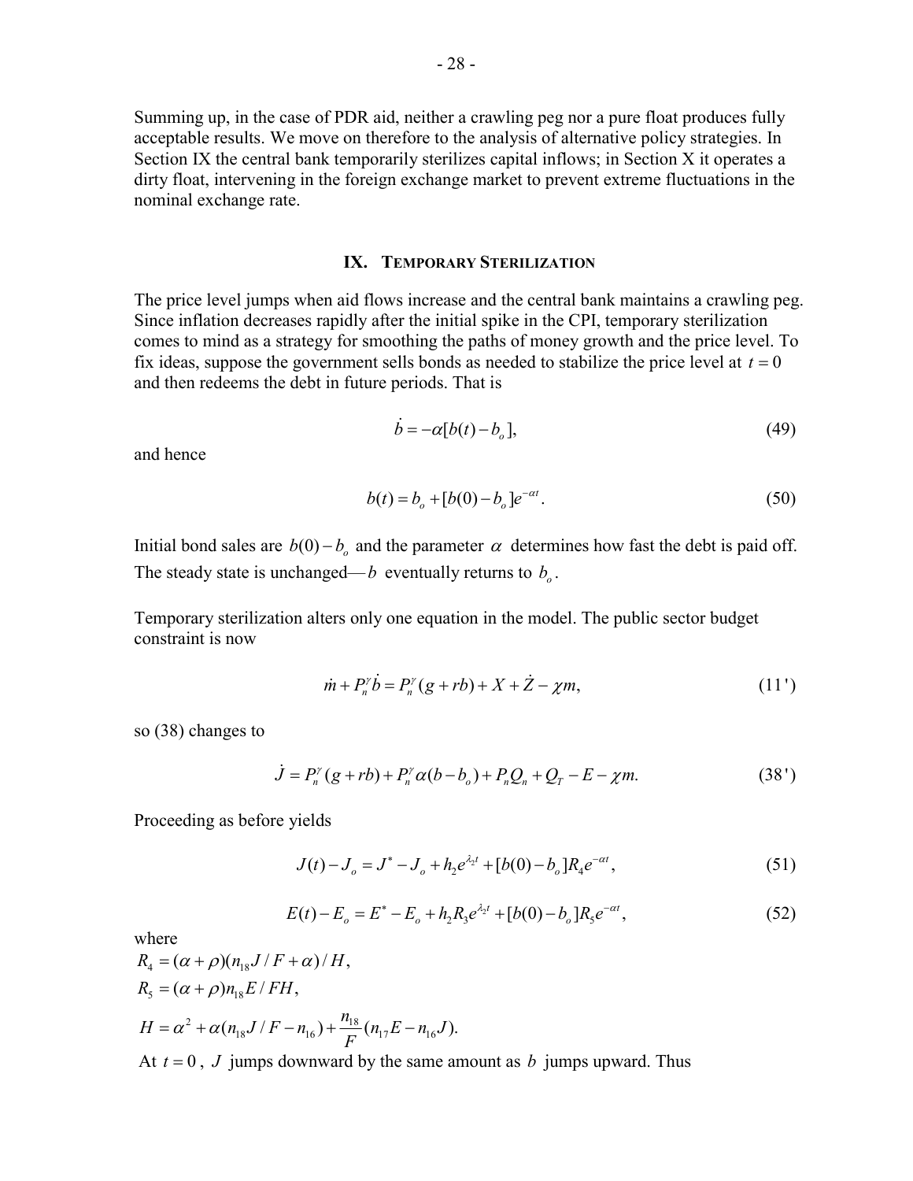Summing up, in the case of PDR aid, neither a crawling peg nor a pure float produces fully acceptable results. We move on therefore to the analysis of alternative policy strategies. In Section IX the central bank temporarily sterilizes capital inflows; in Section X it operates a dirty float, intervening in the foreign exchange market to prevent extreme fluctuations in the nominal exchange rate.

## IX. Temporary Sterilization

The price level jumps when aid flows increase and the central bank maintains a crawling peg. Since inflation decreases rapidly after the initial spike in the CPI, temporary sterilization comes to mind as a strategy for smoothing the paths of money growth and the price level. To fix ideas, suppose the government sells bonds as needed to stabilize the price level at $t = 0$ and then redeems the debt in future periods. That is

$$\dot{b} = -\alpha[b(t) - b_o], \tag{49}$$

and hence

$$b(t) = b_o + [b(0) - b_o]e^{-\alpha t}. \tag{50}$$

Initial bond sales are $b(0) - b_o$ and the parameter $\alpha$ determines how fast the debt is paid off. The steady state is unchanged—$b$ eventually returns to $b_o$.

Temporary sterilization alters only one equation in the model. The public sector budget constraint is now

$$\dot{m} + P_n^\gamma \dot{b} = P_n^\gamma (g + rb) + X + \dot{Z} - \chi m, \tag{11'}$$

so (38) changes to

$$\dot{J} = P_n^\gamma (g + rb) + P_n^\gamma \alpha (b - b_o) + P_n Q_n + Q_T - E - \chi m. \tag{38'}$$

Proceeding as before yields

$$J(t) - J_o = J^* - J_o + h_2 e^{\lambda_2 t} + [b(0) - b_o] R_4 e^{-\alpha t}, \tag{51}$$

$$E(t) - E_o = E^* - E_o + h_2 R_3 e^{\lambda_2 t} + [b(0) - b_o] R_5 e^{-\alpha t}, \tag{52}$$

where

$R_4 = (\alpha + \rho)(n_{18} J / F + \alpha) / H,$

$R_5 = (\alpha + \rho) n_{18} E / FH,$

$H = \alpha^2 + \alpha(n_{18} J / F - n_{16}) + \dfrac{n_{18}}{F}(n_{17} E - n_{16} J).$

At $t = 0$, $J$ jumps downward by the same amount as $b$ jumps upward. Thus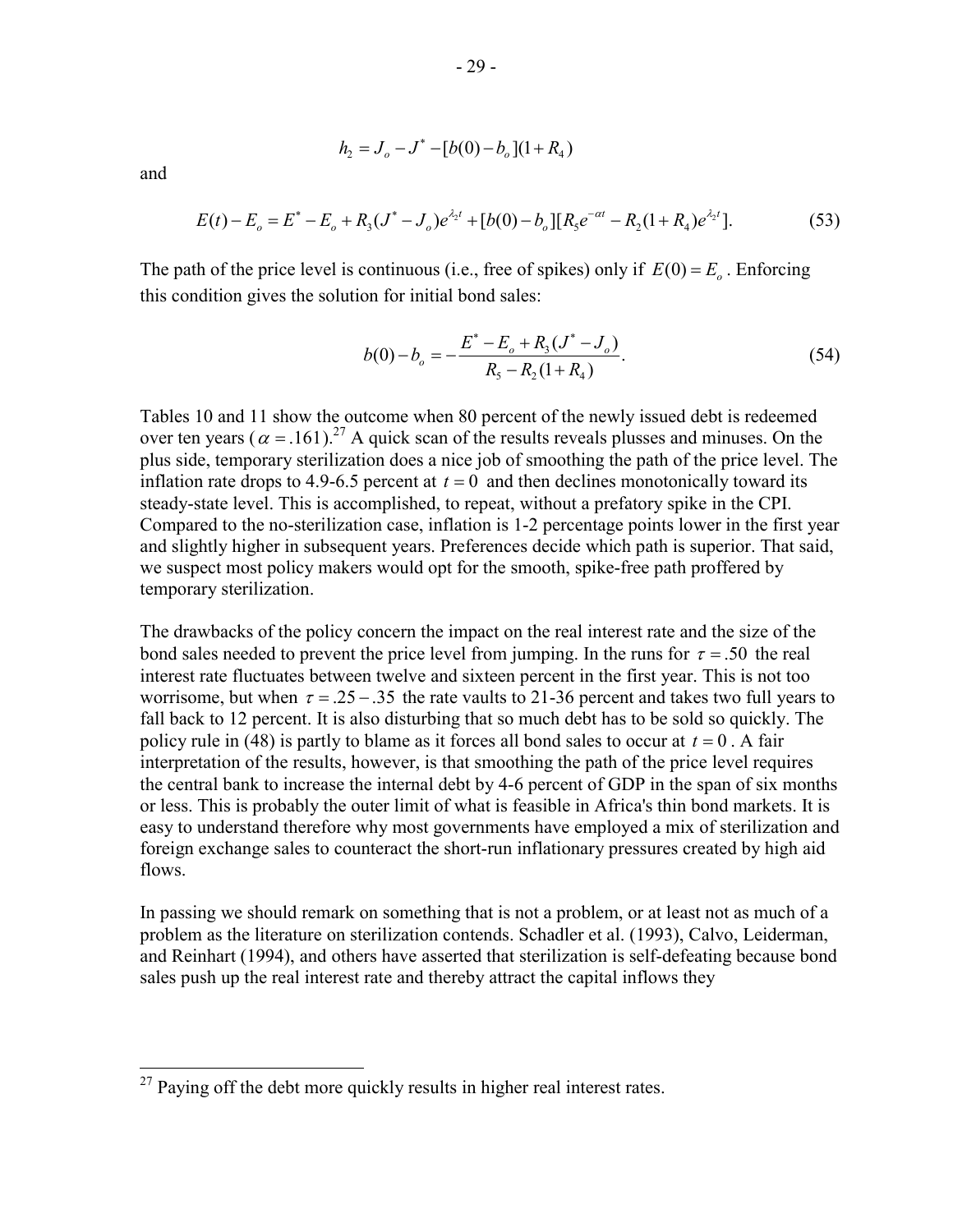$$h_2 = J_o - J^* - [b(0) - b_o](1 + R_4)$$

and

$$E(t) - E_o = E^* - E_o + R_3(J^* - J_o)e^{\lambda_2 t} + [b(0) - b_o][R_5 e^{-\alpha t} - R_2(1 + R_4)e^{\lambda_2 t}]. \tag{53}$$

The path of the price level is continuous (i.e., free of spikes) only if $E(0) = E_o$. Enforcing this condition gives the solution for initial bond sales:

$$b(0) - b_o = -\frac{E^* - E_o + R_3(J^* - J_o)}{R_5 - R_2(1 + R_4)}. \tag{54}$$

Tables 10 and 11 show the outcome when 80 percent of the newly issued debt is redeemed over ten years ($\alpha = .161$).[27] A quick scan of the results reveals plusses and minuses. On the plus side, temporary sterilization does a nice job of smoothing the path of the price level. The inflation rate drops to 4.9-6.5 percent at $t = 0$ and then declines monotonically toward its steady-state level. This is accomplished, to repeat, without a prefatory spike in the CPI. Compared to the no-sterilization case, inflation is 1-2 percentage points lower in the first year and slightly higher in subsequent years. Preferences decide which path is superior. That said, we suspect most policy makers would opt for the smooth, spike-free path proffered by temporary sterilization.

The drawbacks of the policy concern the impact on the real interest rate and the size of the bond sales needed to prevent the price level from jumping. In the runs for $\tau = .50$ the real interest rate fluctuates between twelve and sixteen percent in the first year. This is not too worrisome, but when $\tau = .25 - .35$ the rate vaults to 21-36 percent and takes two full years to fall back to 12 percent. It is also disturbing that so much debt has to be sold so quickly. The policy rule in (48) is partly to blame as it forces all bond sales to occur at $t = 0$. A fair interpretation of the results, however, is that smoothing the path of the price level requires the central bank to increase the internal debt by 4-6 percent of GDP in the span of six months or less. This is probably the outer limit of what is feasible in Africa's thin bond markets. It is easy to understand therefore why most governments have employed a mix of sterilization and foreign exchange sales to counteract the short-run inflationary pressures created by high aid flows.

In passing we should remark on something that is not a problem, or at least not as much of a problem as the literature on sterilization contends. Schadler et al. (1993), Calvo, Leiderman, and Reinhart (1994), and others have asserted that sterilization is self-defeating because bond sales push up the real interest rate and thereby attract the capital inflows they

---

[27] Paying off the debt more quickly results in higher real interest rates.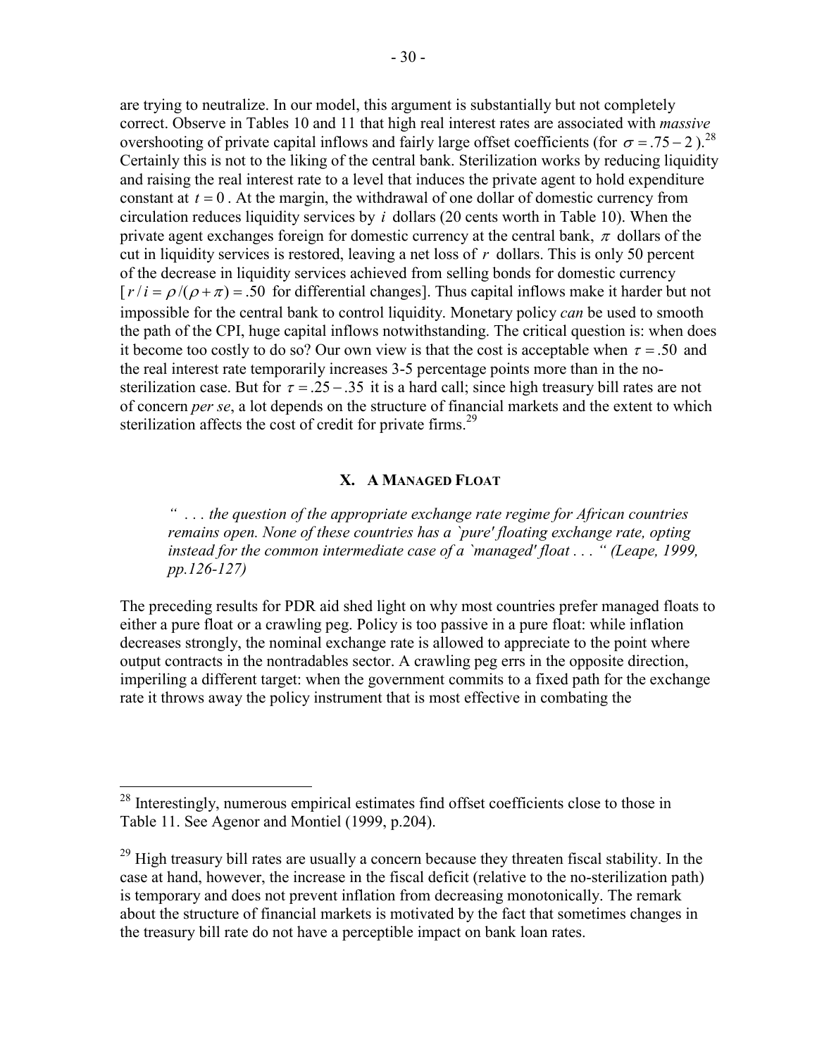are trying to neutralize. In our model, this argument is substantially but not completely correct. Observe in Tables 10 and 11 that high real interest rates are associated with *massive* overshooting of private capital inflows and fairly large offset coefficients (for $\sigma = .75 - 2$ ).[28] Certainly this is not to the liking of the central bank. Sterilization works by reducing liquidity and raising the real interest rate to a level that induces the private agent to hold expenditure constant at $t = 0$ . At the margin, the withdrawal of one dollar of domestic currency from circulation reduces liquidity services by $i$ dollars (20 cents worth in Table 10). When the private agent exchanges foreign for domestic currency at the central bank, $\pi$ dollars of the cut in liquidity services is restored, leaving a net loss of $r$ dollars. This is only 50 percent of the decrease in liquidity services achieved from selling bonds for domestic currency [$r/i = \rho/(\rho + \pi) = .50$ for differential changes]. Thus capital inflows make it harder but not impossible for the central bank to control liquidity. Monetary policy *can* be used to smooth the path of the CPI, huge capital inflows notwithstanding. The critical question is: when does it become too costly to do so? Our own view is that the cost is acceptable when $\tau = .50$ and the real interest rate temporarily increases 3-5 percentage points more than in the no-sterilization case. But for $\tau = .25 - .35$ it is a hard call; since high treasury bill rates are not of concern *per se*, a lot depends on the structure of financial markets and the extent to which sterilization affects the cost of credit for private firms.[29]

## X. A Managed Float

*" . . . the question of the appropriate exchange rate regime for African countries remains open. None of these countries has a `pure' floating exchange rate, opting instead for the common intermediate case of a `managed' float . . . " (Leape, 1999, pp.126-127)*

The preceding results for PDR aid shed light on why most countries prefer managed floats to either a pure float or a crawling peg. Policy is too passive in a pure float: while inflation decreases strongly, the nominal exchange rate is allowed to appreciate to the point where output contracts in the nontradables sector. A crawling peg errs in the opposite direction, imperiling a different target: when the government commits to a fixed path for the exchange rate it throws away the policy instrument that is most effective in combating the

---

[28] Interestingly, numerous empirical estimates find offset coefficients close to those in Table 11. See Agenor and Montiel (1999, p.204).

[29] High treasury bill rates are usually a concern because they threaten fiscal stability. In the case at hand, however, the increase in the fiscal deficit (relative to the no-sterilization path) is temporary and does not prevent inflation from decreasing monotonically. The remark about the structure of financial markets is motivated by the fact that sometimes changes in the treasury bill rate do not have a perceptible impact on bank loan rates.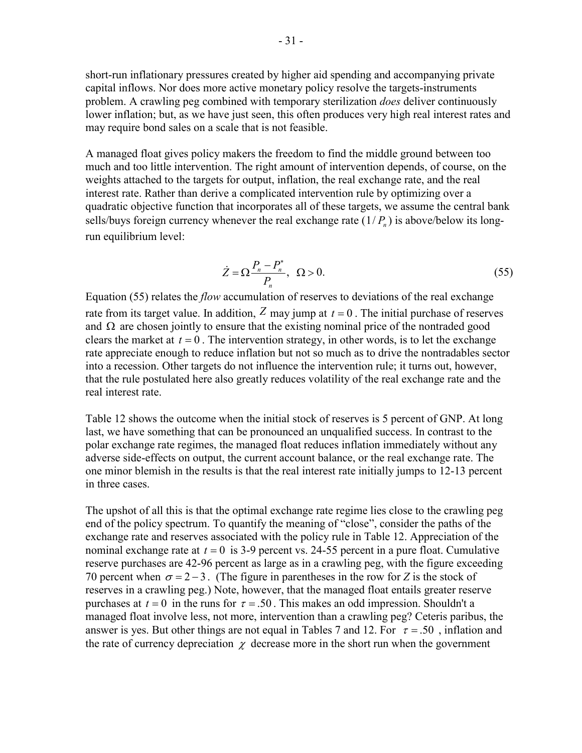short-run inflationary pressures created by higher aid spending and accompanying private capital inflows. Nor does more active monetary policy resolve the targets-instruments problem. A crawling peg combined with temporary sterilization *does* deliver continuously lower inflation; but, as we have just seen, this often produces very high real interest rates and may require bond sales on a scale that is not feasible.

A managed float gives policy makers the freedom to find the middle ground between too much and too little intervention. The right amount of intervention depends, of course, on the weights attached to the targets for output, inflation, the real exchange rate, and the real interest rate. Rather than derive a complicated intervention rule by optimizing over a quadratic objective function that incorporates all of these targets, we assume the central bank sells/buys foreign currency whenever the real exchange rate ($1/P_n$) is above/below its long-run equilibrium level:

$$\dot{Z} = \Omega \frac{P_n - P_n^*}{P_n}, \quad \Omega > 0. \tag{55}$$

Equation (55) relates the *flow* accumulation of reserves to deviations of the real exchange rate from its target value. In addition, $Z$ may jump at $t = 0$. The initial purchase of reserves and $\Omega$ are chosen jointly to ensure that the existing nominal price of the nontraded good clears the market at $t = 0$. The intervention strategy, in other words, is to let the exchange rate appreciate enough to reduce inflation but not so much as to drive the nontradables sector into a recession. Other targets do not influence the intervention rule; it turns out, however, that the rule postulated here also greatly reduces volatility of the real exchange rate and the real interest rate.

Table 12 shows the outcome when the initial stock of reserves is 5 percent of GNP. At long last, we have something that can be pronounced an unqualified success. In contrast to the polar exchange rate regimes, the managed float reduces inflation immediately without any adverse side-effects on output, the current account balance, or the real exchange rate. The one minor blemish in the results is that the real interest rate initially jumps to 12-13 percent in three cases.

The upshot of all this is that the optimal exchange rate regime lies close to the crawling peg end of the policy spectrum. To quantify the meaning of "close", consider the paths of the exchange rate and reserves associated with the policy rule in Table 12. Appreciation of the nominal exchange rate at $t = 0$ is 3-9 percent vs. 24-55 percent in a pure float. Cumulative reserve purchases are 42-96 percent as large as in a crawling peg, with the figure exceeding 70 percent when $\sigma = 2 - 3$. (The figure in parentheses in the row for $Z$ is the stock of reserves in a crawling peg.) Note, however, that the managed float entails greater reserve purchases at $t = 0$ in the runs for $\tau = .50$. This makes an odd impression. Shouldn't a managed float involve less, not more, intervention than a crawling peg? Ceteris paribus, the answer is yes. But other things are not equal in Tables 7 and 12. For $\tau = .50$, inflation and the rate of currency depreciation $\chi$ decrease more in the short run when the government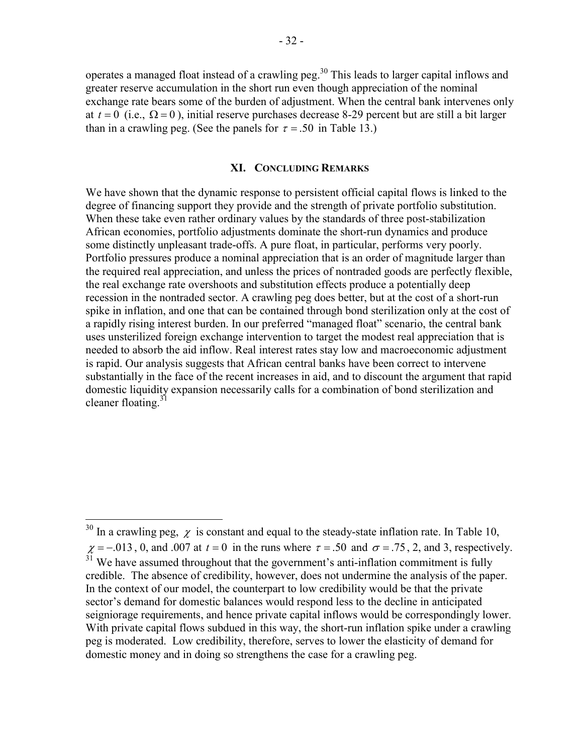operates a managed float instead of a crawling peg.[30] This leads to larger capital inflows and greater reserve accumulation in the short run even though appreciation of the nominal exchange rate bears some of the burden of adjustment. When the central bank intervenes only at $t = 0$ (i.e., $\Omega = 0$), initial reserve purchases decrease 8-29 percent but are still a bit larger than in a crawling peg. (See the panels for $\tau = .50$ in Table 13.)

## XI. Concluding Remarks

We have shown that the dynamic response to persistent official capital flows is linked to the degree of financing support they provide and the strength of private portfolio substitution. When these take even rather ordinary values by the standards of three post-stabilization African economies, portfolio adjustments dominate the short-run dynamics and produce some distinctly unpleasant trade-offs. A pure float, in particular, performs very poorly. Portfolio pressures produce a nominal appreciation that is an order of magnitude larger than the required real appreciation, and unless the prices of nontraded goods are perfectly flexible, the real exchange rate overshoots and substitution effects produce a potentially deep recession in the nontraded sector. A crawling peg does better, but at the cost of a short-run spike in inflation, and one that can be contained through bond sterilization only at the cost of a rapidly rising interest burden. In our preferred "managed float" scenario, the central bank uses unsterilized foreign exchange intervention to target the modest real appreciation that is needed to absorb the aid inflow. Real interest rates stay low and macroeconomic adjustment is rapid. Our analysis suggests that African central banks have been correct to intervene substantially in the face of the recent increases in aid, and to discount the argument that rapid domestic liquidity expansion necessarily calls for a combination of bond sterilization and cleaner floating.[31]

---

[30] In a crawling peg, $\chi$ is constant and equal to the steady-state inflation rate. In Table 10, $\chi = -.013$, 0, and .007 at $t = 0$ in the runs where $\tau = .50$ and $\sigma = .75$, 2, and 3, respectively.

[31] We have assumed throughout that the government's anti-inflation commitment is fully credible. The absence of credibility, however, does not undermine the analysis of the paper. In the context of our model, the counterpart to low credibility would be that the private sector's demand for domestic balances would respond less to the decline in anticipated seigniorage requirements, and hence private capital inflows would be correspondingly lower. With private capital flows subdued in this way, the short-run inflation spike under a crawling peg is moderated. Low credibility, therefore, serves to lower the elasticity of demand for domestic money and in doing so strengthens the case for a crawling peg.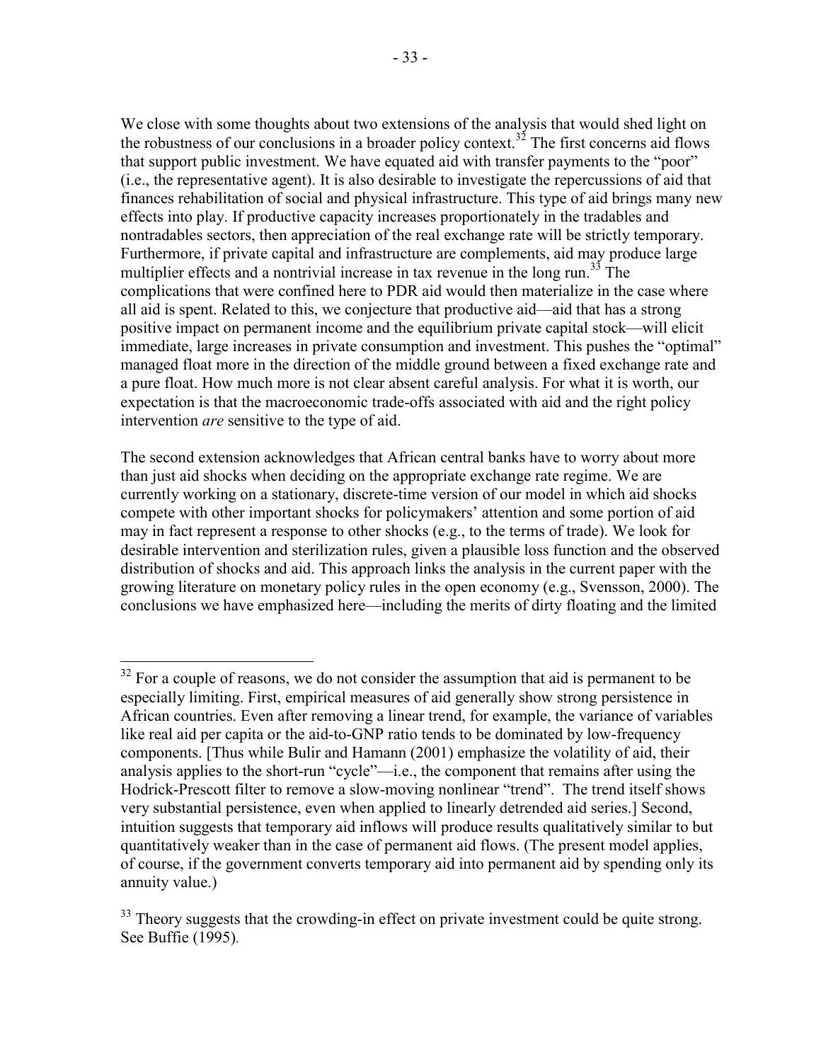We close with some thoughts about two extensions of the analysis that would shed light on the robustness of our conclusions in a broader policy context.[32] The first concerns aid flows that support public investment. We have equated aid with transfer payments to the "poor" (i.e., the representative agent). It is also desirable to investigate the repercussions of aid that finances rehabilitation of social and physical infrastructure. This type of aid brings many new effects into play. If productive capacity increases proportionately in the tradables and nontradables sectors, then appreciation of the real exchange rate will be strictly temporary. Furthermore, if private capital and infrastructure are complements, aid may produce large multiplier effects and a nontrivial increase in tax revenue in the long run.[33] The complications that were confined here to PDR aid would then materialize in the case where all aid is spent. Related to this, we conjecture that productive aid—aid that has a strong positive impact on permanent income and the equilibrium private capital stock—will elicit immediate, large increases in private consumption and investment. This pushes the "optimal" managed float more in the direction of the middle ground between a fixed exchange rate and a pure float. How much more is not clear absent careful analysis. For what it is worth, our expectation is that the macroeconomic trade-offs associated with aid and the right policy intervention *are* sensitive to the type of aid.

The second extension acknowledges that African central banks have to worry about more than just aid shocks when deciding on the appropriate exchange rate regime. We are currently working on a stationary, discrete-time version of our model in which aid shocks compete with other important shocks for policymakers' attention and some portion of aid may in fact represent a response to other shocks (e.g., to the terms of trade). We look for desirable intervention and sterilization rules, given a plausible loss function and the observed distribution of shocks and aid. This approach links the analysis in the current paper with the growing literature on monetary policy rules in the open economy (e.g., Svensson, 2000). The conclusions we have emphasized here—including the merits of dirty floating and the limited

---

[32] For a couple of reasons, we do not consider the assumption that aid is permanent to be especially limiting. First, empirical measures of aid generally show strong persistence in African countries. Even after removing a linear trend, for example, the variance of variables like real aid per capita or the aid-to-GNP ratio tends to be dominated by low-frequency components. [Thus while Bulir and Hamann (2001) emphasize the volatility of aid, their analysis applies to the short-run "cycle"—i.e., the component that remains after using the Hodrick-Prescott filter to remove a slow-moving nonlinear "trend". The trend itself shows very substantial persistence, even when applied to linearly detrended aid series.] Second, intuition suggests that temporary aid inflows will produce results qualitatively similar to but quantitatively weaker than in the case of permanent aid flows. (The present model applies, of course, if the government converts temporary aid into permanent aid by spending only its annuity value.)

[33] Theory suggests that the crowding-in effect on private investment could be quite strong. See Buffie (1995).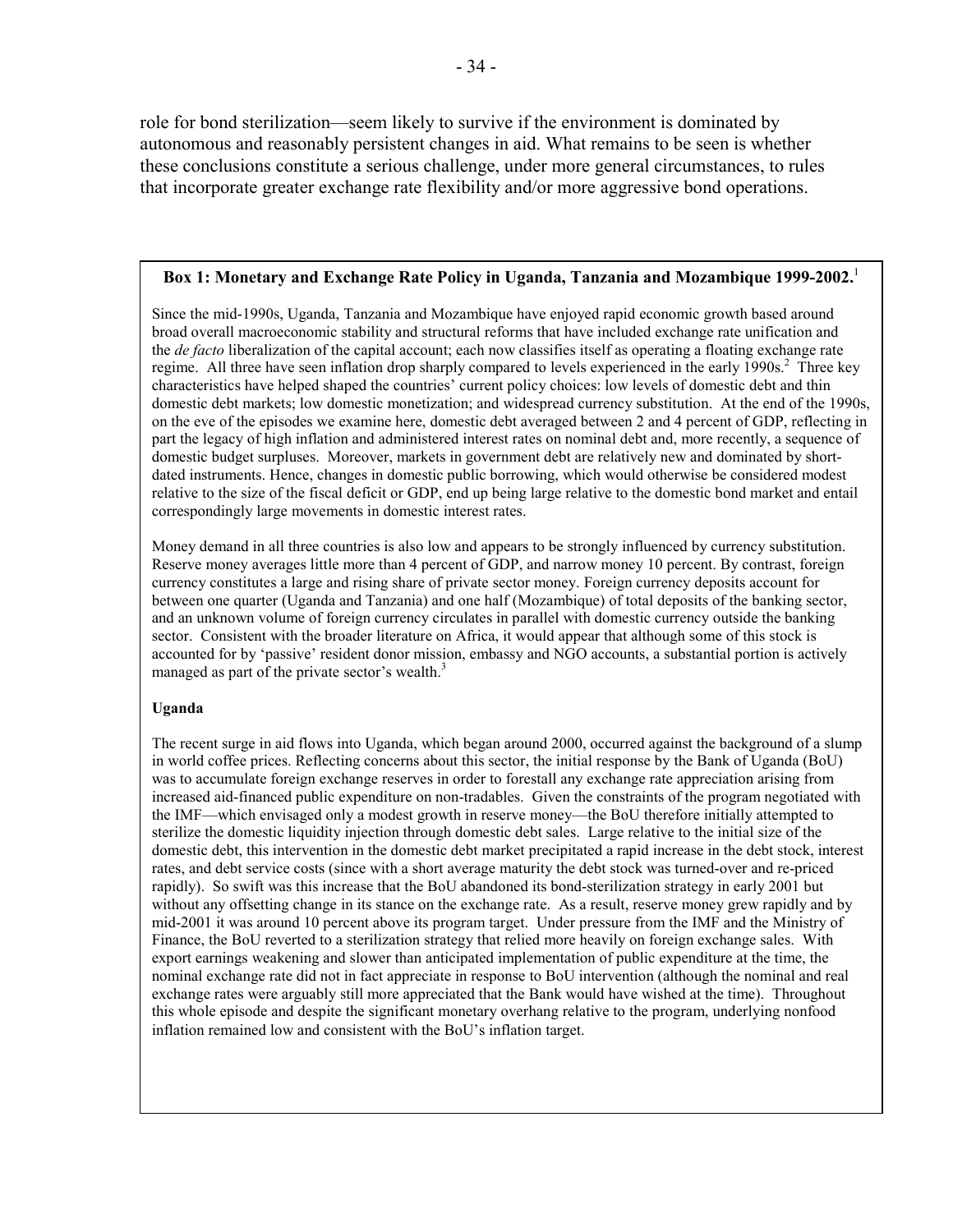role for bond sterilization—seem likely to survive if the environment is dominated by autonomous and reasonably persistent changes in aid. What remains to be seen is whether these conclusions constitute a serious challenge, under more general circumstances, to rules that incorporate greater exchange rate flexibility and/or more aggressive bond operations.

**Box 1: Monetary and Exchange Rate Policy in Uganda, Tanzania and Mozambique 1999-2002.**[1]

Since the mid-1990s, Uganda, Tanzania and Mozambique have enjoyed rapid economic growth based around broad overall macroeconomic stability and structural reforms that have included exchange rate unification and the *de facto* liberalization of the capital account; each now classifies itself as operating a floating exchange rate regime. All three have seen inflation drop sharply compared to levels experienced in the early 1990s.[2] Three key characteristics have helped shaped the countries' current policy choices: low levels of domestic debt and thin domestic debt markets; low domestic monetization; and widespread currency substitution. At the end of the 1990s, on the eve of the episodes we examine here, domestic debt averaged between 2 and 4 percent of GDP, reflecting in part the legacy of high inflation and administered interest rates on nominal debt and, more recently, a sequence of domestic budget surpluses. Moreover, markets in government debt are relatively new and dominated by short-dated instruments. Hence, changes in domestic public borrowing, which would otherwise be considered modest relative to the size of the fiscal deficit or GDP, end up being large relative to the domestic bond market and entail correspondingly large movements in domestic interest rates.

Money demand in all three countries is also low and appears to be strongly influenced by currency substitution. Reserve money averages little more than 4 percent of GDP, and narrow money 10 percent. By contrast, foreign currency constitutes a large and rising share of private sector money. Foreign currency deposits account for between one quarter (Uganda and Tanzania) and one half (Mozambique) of total deposits of the banking sector, and an unknown volume of foreign currency circulates in parallel with domestic currency outside the banking sector. Consistent with the broader literature on Africa, it would appear that although some of this stock is accounted for by 'passive' resident donor mission, embassy and NGO accounts, a substantial portion is actively managed as part of the private sector's wealth.[3]

**Uganda**

The recent surge in aid flows into Uganda, which began around 2000, occurred against the background of a slump in world coffee prices. Reflecting concerns about this sector, the initial response by the Bank of Uganda (BoU) was to accumulate foreign exchange reserves in order to forestall any exchange rate appreciation arising from increased aid-financed public expenditure on non-tradables. Given the constraints of the program negotiated with the IMF—which envisaged only a modest growth in reserve money—the BoU therefore initially attempted to sterilize the domestic liquidity injection through domestic debt sales. Large relative to the initial size of the domestic debt, this intervention in the domestic debt market precipitated a rapid increase in the debt stock, interest rates, and debt service costs (since with a short average maturity the debt stock was turned-over and re-priced rapidly). So swift was this increase that the BoU abandoned its bond-sterilization strategy in early 2001 but without any offsetting change in its stance on the exchange rate. As a result, reserve money grew rapidly and by mid-2001 it was around 10 percent above its program target. Under pressure from the IMF and the Ministry of Finance, the BoU reverted to a sterilization strategy that relied more heavily on foreign exchange sales. With export earnings weakening and slower than anticipated implementation of public expenditure at the time, the nominal exchange rate did not in fact appreciate in response to BoU intervention (although the nominal and real exchange rates were arguably still more appreciated that the Bank would have wished at the time). Throughout this whole episode and despite the significant monetary overhang relative to the program, underlying nonfood inflation remained low and consistent with the BoU's inflation target.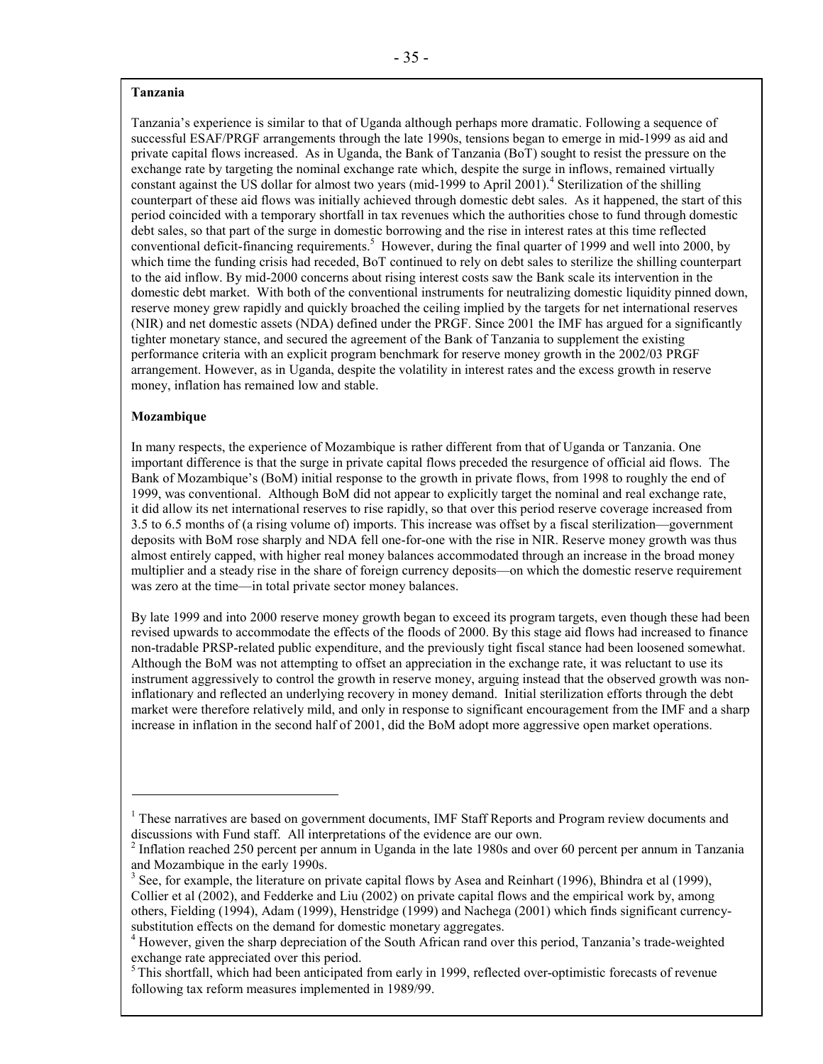**Tanzania**

Tanzania's experience is similar to that of Uganda although perhaps more dramatic. Following a sequence of successful ESAF/PRGF arrangements through the late 1990s, tensions began to emerge in mid-1999 as aid and private capital flows increased. As in Uganda, the Bank of Tanzania (BoT) sought to resist the pressure on the exchange rate by targeting the nominal exchange rate which, despite the surge in inflows, remained virtually constant against the US dollar for almost two years (mid-1999 to April 2001).[4] Sterilization of the shilling counterpart of these aid flows was initially achieved through domestic debt sales. As it happened, the start of this period coincided with a temporary shortfall in tax revenues which the authorities chose to fund through domestic debt sales, so that part of the surge in domestic borrowing and the rise in interest rates at this time reflected conventional deficit-financing requirements.[5] However, during the final quarter of 1999 and well into 2000, by which time the funding crisis had receded, BoT continued to rely on debt sales to sterilize the shilling counterpart to the aid inflow. By mid-2000 concerns about rising interest costs saw the Bank scale its intervention in the domestic debt market. With both of the conventional instruments for neutralizing domestic liquidity pinned down, reserve money grew rapidly and quickly broached the ceiling implied by the targets for net international reserves (NIR) and net domestic assets (NDA) defined under the PRGF. Since 2001 the IMF has argued for a significantly tighter monetary stance, and secured the agreement of the Bank of Tanzania to supplement the existing performance criteria with an explicit program benchmark for reserve money growth in the 2002/03 PRGF arrangement. However, as in Uganda, despite the volatility in interest rates and the excess growth in reserve money, inflation has remained low and stable.

**Mozambique**

In many respects, the experience of Mozambique is rather different from that of Uganda or Tanzania. One important difference is that the surge in private capital flows preceded the resurgence of official aid flows. The Bank of Mozambique's (BoM) initial response to the growth in private flows, from 1998 to roughly the end of 1999, was conventional. Although BoM did not appear to explicitly target the nominal and real exchange rate, it did allow its net international reserves to rise rapidly, so that over this period reserve coverage increased from 3.5 to 6.5 months of (a rising volume of) imports. This increase was offset by a fiscal sterilization—government deposits with BoM rose sharply and NDA fell one-for-one with the rise in NIR. Reserve money growth was thus almost entirely capped, with higher real money balances accommodated through an increase in the broad money multiplier and a steady rise in the share of foreign currency deposits—on which the domestic reserve requirement was zero at the time—in total private sector money balances.

By late 1999 and into 2000 reserve money growth began to exceed its program targets, even though these had been revised upwards to accommodate the effects of the floods of 2000. By this stage aid flows had increased to finance non-tradable PRSP-related public expenditure, and the previously tight fiscal stance had been loosened somewhat. Although the BoM was not attempting to offset an appreciation in the exchange rate, it was reluctant to use its instrument aggressively to control the growth in reserve money, arguing instead that the observed growth was non-inflationary and reflected an underlying recovery in money demand. Initial sterilization efforts through the debt market were therefore relatively mild, and only in response to significant encouragement from the IMF and a sharp increase in inflation in the second half of 2001, did the BoM adopt more aggressive open market operations.

---

[1] These narratives are based on government documents, IMF Staff Reports and Program review documents and discussions with Fund staff. All interpretations of the evidence are our own.

[2] Inflation reached 250 percent per annum in Uganda in the late 1980s and over 60 percent per annum in Tanzania and Mozambique in the early 1990s.

[3] See, for example, the literature on private capital flows by Asea and Reinhart (1996), Bhindra et al (1999), Collier et al (2002), and Fedderke and Liu (2002) on private capital flows and the empirical work by, among others, Fielding (1994), Adam (1999), Henstridge (1999) and Nachega (2001) which finds significant currency-substitution effects on the demand for domestic monetary aggregates.

[4] However, given the sharp depreciation of the South African rand over this period, Tanzania's trade-weighted exchange rate appreciated over this period.

[5] This shortfall, which had been anticipated from early in 1999, reflected over-optimistic forecasts of revenue following tax reform measures implemented in 1989/99.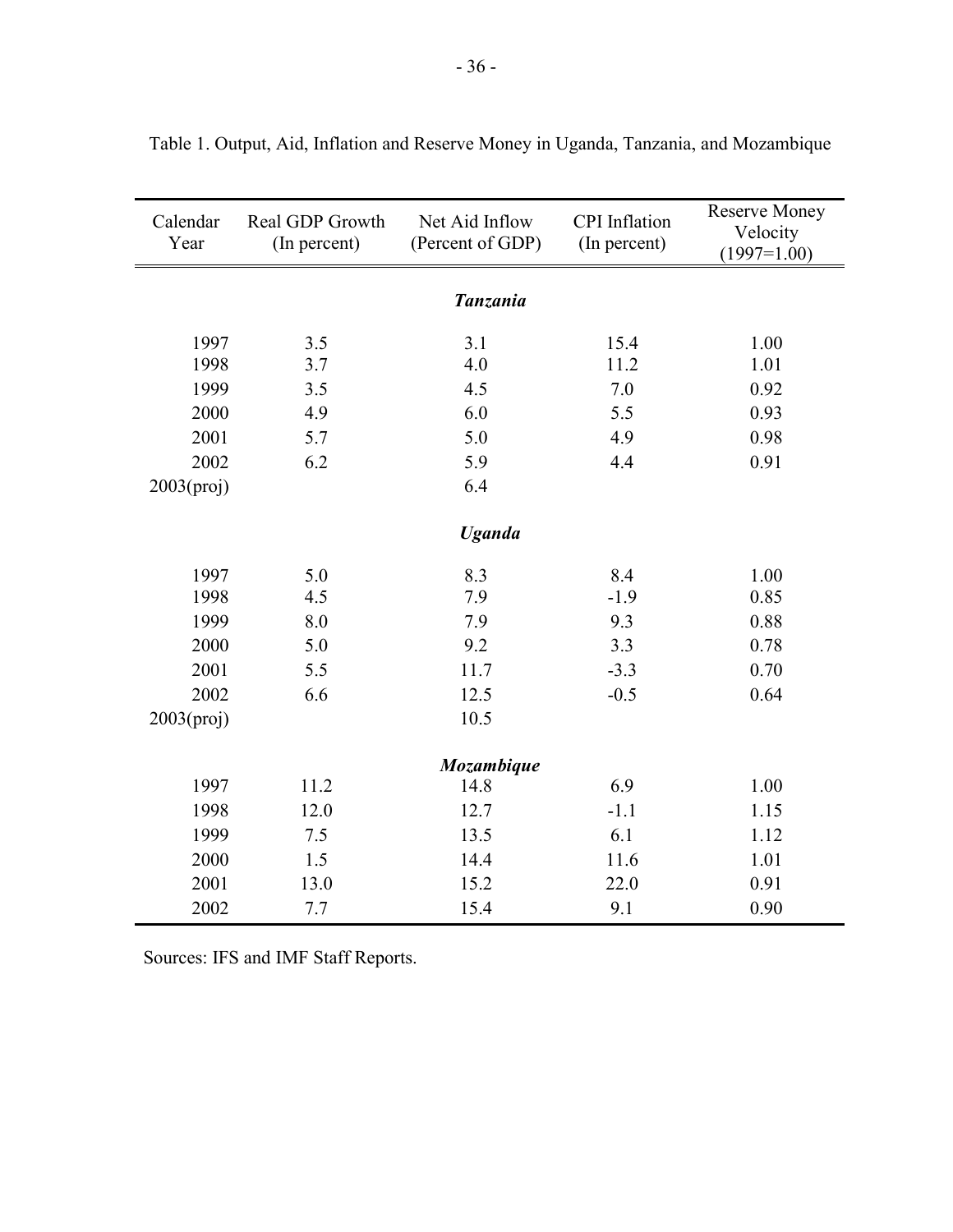Table 1. Output, Aid, Inflation and Reserve Money in Uganda, Tanzania, and Mozambique

| Calendar Year | Real GDP Growth (In percent) | Net Aid Inflow (Percent of GDP) | CPI Inflation (In percent) | Reserve Money Velocity (1997=1.00) |
|---|---|---|---|---|
| | | ***Tanzania*** | | |
| 1997 | 3.5 | 3.1 | 15.4 | 1.00 |
| 1998 | 3.7 | 4.0 | 11.2 | 1.01 |
| 1999 | 3.5 | 4.5 | 7.0 | 0.92 |
| 2000 | 4.9 | 6.0 | 5.5 | 0.93 |
| 2001 | 5.7 | 5.0 | 4.9 | 0.98 |
| 2002 | 6.2 | 5.9 | 4.4 | 0.91 |
| 2003(proj) | | 6.4 | | |
| | | ***Uganda*** | | |
| 1997 | 5.0 | 8.3 | 8.4 | 1.00 |
| 1998 | 4.5 | 7.9 | -1.9 | 0.85 |
| 1999 | 8.0 | 7.9 | 9.3 | 0.88 |
| 2000 | 5.0 | 9.2 | 3.3 | 0.78 |
| 2001 | 5.5 | 11.7 | -3.3 | 0.70 |
| 2002 | 6.6 | 12.5 | -0.5 | 0.64 |
| 2003(proj) | | 10.5 | | |
| | | ***Mozambique*** | | |
| 1997 | 11.2 | 14.8 | 6.9 | 1.00 |
| 1998 | 12.0 | 12.7 | -1.1 | 1.15 |
| 1999 | 7.5 | 13.5 | 6.1 | 1.12 |
| 2000 | 1.5 | 14.4 | 11.6 | 1.01 |
| 2001 | 13.0 | 15.2 | 22.0 | 0.91 |
| 2002 | 7.7 | 15.4 | 9.1 | 0.90 |

Sources: IFS and IMF Staff Reports.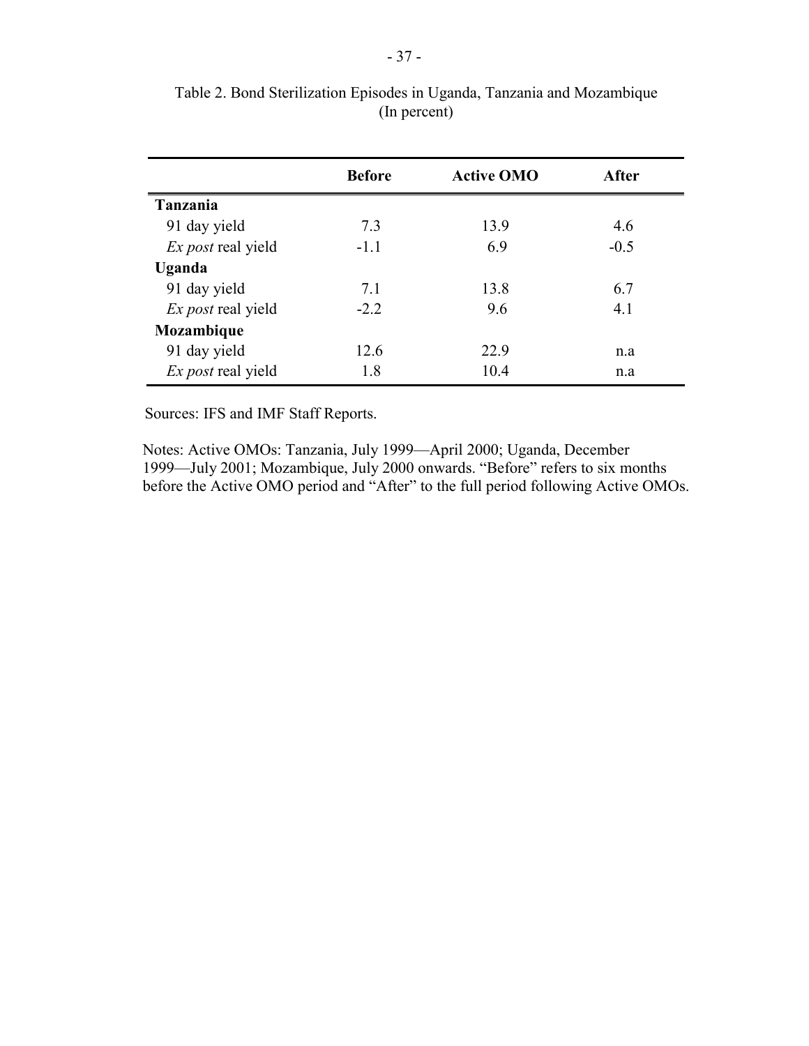Table 2. Bond Sterilization Episodes in Uganda, Tanzania and Mozambique
(In percent)

| | **Before** | **Active OMO** | **After** |
|---|---|---|---|
| **Tanzania** | | | |
| 91 day yield | 7.3 | 13.9 | 4.6 |
| *Ex post* real yield | -1.1 | 6.9 | -0.5 |
| **Uganda** | | | |
| 91 day yield | 7.1 | 13.8 | 6.7 |
| *Ex post* real yield | -2.2 | 9.6 | 4.1 |
| **Mozambique** | | | |
| 91 day yield | 12.6 | 22.9 | n.a |
| *Ex post* real yield | 1.8 | 10.4 | n.a |

Sources: IFS and IMF Staff Reports.

Notes: Active OMOs: Tanzania, July 1999—April 2000; Uganda, December 1999—July 2001; Mozambique, July 2000 onwards. "Before" refers to six months before the Active OMO period and "After" to the full period following Active OMOs.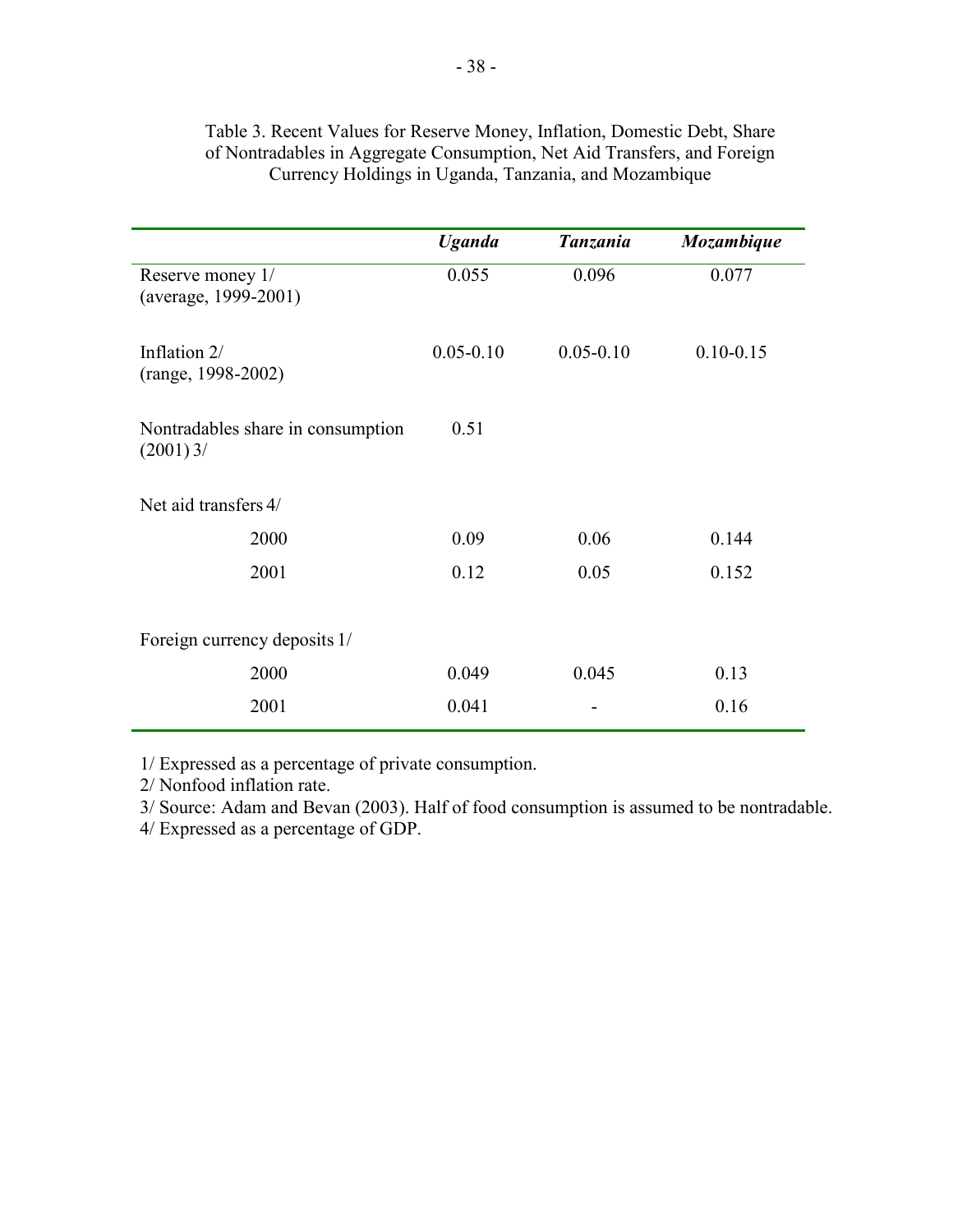Table 3. Recent Values for Reserve Money, Inflation, Domestic Debt, Share of Nontradables in Aggregate Consumption, Net Aid Transfers, and Foreign Currency Holdings in Uganda, Tanzania, and Mozambique

| | ***Uganda*** | ***Tanzania*** | ***Mozambique*** |
|---|---|---|---|
| Reserve money 1/ (average, 1999-2001) | 0.055 | 0.096 | 0.077 |
| Inflation 2/ (range, 1998-2002) | 0.05-0.10 | 0.05-0.10 | 0.10-0.15 |
| Nontradables share in consumption (2001) 3/ | 0.51 | | |
| Net aid transfers 4/ | | | |
| 2000 | 0.09 | 0.06 | 0.144 |
| 2001 | 0.12 | 0.05 | 0.152 |
| Foreign currency deposits 1/ | | | |
| 2000 | 0.049 | 0.045 | 0.13 |
| 2001 | 0.041 | - | 0.16 |

1/ Expressed as a percentage of private consumption.

2/ Nonfood inflation rate.

3/ Source: Adam and Bevan (2003). Half of food consumption is assumed to be nontradable.

4/ Expressed as a percentage of GDP.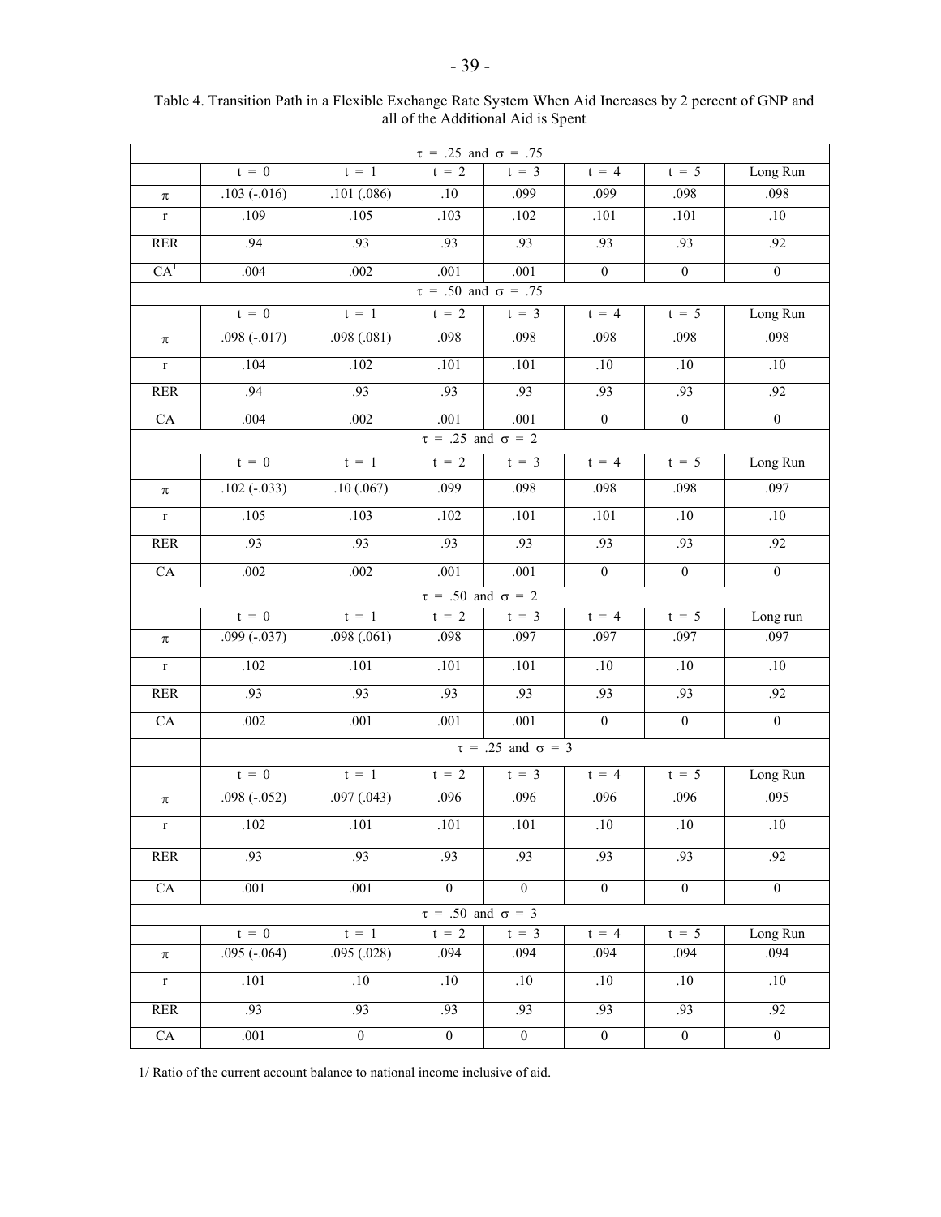Table 4. Transition Path in a Flexible Exchange Rate System When Aid Increases by 2 percent of GNP and all of the Additional Aid is Spent

| $\tau$ = .25 and $\sigma$ = .75 | | | | | | | |
|---|---|---|---|---|---|---|---|
| | t = 0 | t = 1 | t = 2 | t = 3 | t = 4 | t = 5 | Long Run |
| $\pi$ | .103 (-.016) | .101 (.086) | .10 | .099 | .099 | .098 | .098 |
| r | .109 | .105 | .103 | .102 | .101 | .101 | .10 |
| RER | .94 | .93 | .93 | .93 | .93 | .93 | .92 |
| CA[1] | .004 | .002 | .001 | .001 | 0 | 0 | 0 |
| **$\tau$ = .50 and $\sigma$ = .75** | | | | | | | |
| | t = 0 | t = 1 | t = 2 | t = 3 | t = 4 | t = 5 | Long Run |
| $\pi$ | .098 (-.017) | .098 (.081) | .098 | .098 | .098 | .098 | .098 |
| r | .104 | .102 | .101 | .101 | .10 | .10 | .10 |
| RER | .94 | .93 | .93 | .93 | .93 | .93 | .92 |
| CA | .004 | .002 | .001 | .001 | 0 | 0 | 0 |
| **$\tau$ = .25 and $\sigma$ = 2** | | | | | | | |
| | t = 0 | t = 1 | t = 2 | t = 3 | t = 4 | t = 5 | Long Run |
| $\pi$ | .102 (-.033) | .10 (.067) | .099 | .098 | .098 | .098 | .097 |
| r | .105 | .103 | .102 | .101 | .101 | .10 | .10 |
| RER | .93 | .93 | .93 | .93 | .93 | .93 | .92 |
| CA | .002 | .002 | .001 | .001 | 0 | 0 | 0 |
| **$\tau$ = .50 and $\sigma$ = 2** | | | | | | | |
| | t = 0 | t = 1 | t = 2 | t = 3 | t = 4 | t = 5 | Long run |
| $\pi$ | .099 (-.037) | .098 (.061) | .098 | .097 | .097 | .097 | .097 |
| r | .102 | .101 | .101 | .101 | .10 | .10 | .10 |
| RER | .93 | .93 | .93 | .93 | .93 | .93 | .92 |
| CA | .002 | .001 | .001 | .001 | 0 | 0 | 0 |
| **$\tau$ = .25 and $\sigma$ = 3** | | | | | | | |
| | t = 0 | t = 1 | t = 2 | t = 3 | t = 4 | t = 5 | Long Run |
| $\pi$ | .098 (-.052) | .097 (.043) | .096 | .096 | .096 | .096 | .095 |
| r | .102 | .101 | .101 | .101 | .10 | .10 | .10 |
| RER | .93 | .93 | .93 | .93 | .93 | .93 | .92 |
| CA | .001 | .001 | 0 | 0 | 0 | 0 | 0 |
| **$\tau$ = .50 and $\sigma$ = 3** | | | | | | | |
| | t = 0 | t = 1 | t = 2 | t = 3 | t = 4 | t = 5 | Long Run |
| $\pi$ | .095 (-.064) | .095 (.028) | .094 | .094 | .094 | .094 | .094 |
| r | .101 | .10 | .10 | .10 | .10 | .10 | .10 |
| RER | .93 | .93 | .93 | .93 | .93 | .93 | .92 |
| CA | .001 | 0 | 0 | 0 | 0 | 0 | 0 |

1/ Ratio of the current account balance to national income inclusive of aid.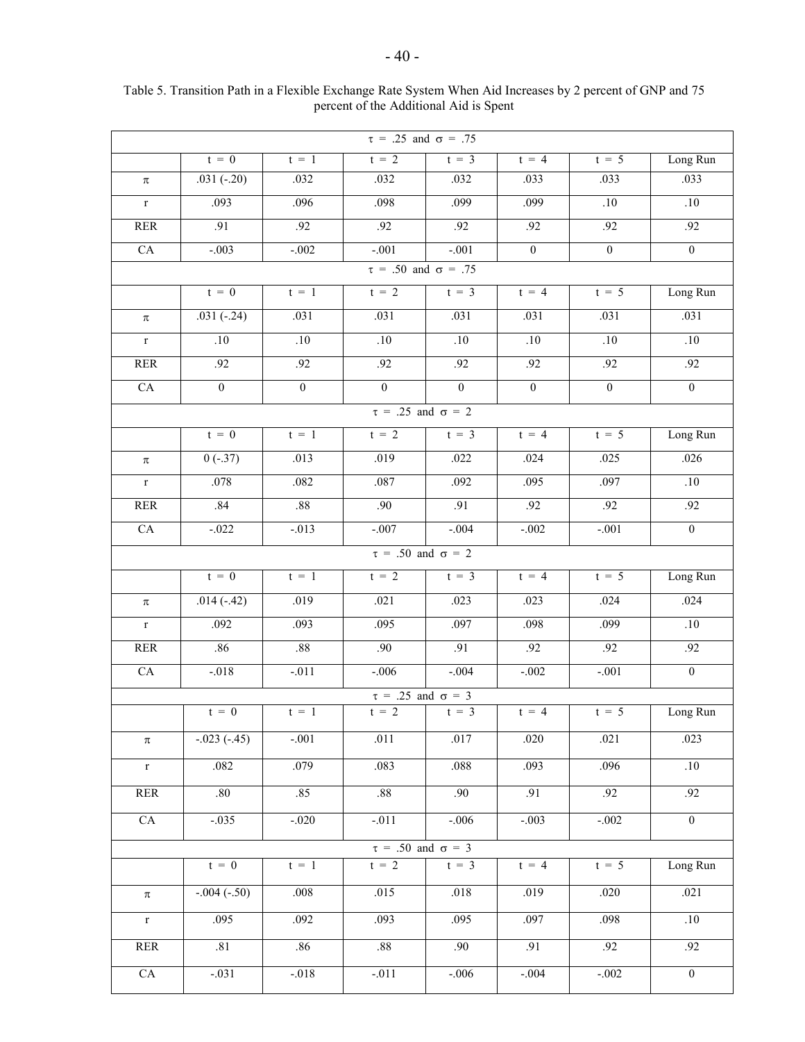Table 5. Transition Path in a Flexible Exchange Rate System When Aid Increases by 2 percent of GNP and 75 percent of the Additional Aid is Spent

| $\tau$ = .25 and $\sigma$ = .75 | | | | | | | |
|---|---|---|---|---|---|---|---|
| | t = 0 | t = 1 | t = 2 | t = 3 | t = 4 | t = 5 | Long Run |
| $\pi$ | .031 (-.20) | .032 | .032 | .032 | .033 | .033 | .033 |
| r | .093 | .096 | .098 | .099 | .099 | .10 | .10 |
| RER | .91 | .92 | .92 | .92 | .92 | .92 | .92 |
| CA | -.003 | -.002 | -.001 | -.001 | 0 | 0 | 0 |
| $\tau$ = .50 and $\sigma$ = .75 | | | | | | | |
| | t = 0 | t = 1 | t = 2 | t = 3 | t = 4 | t = 5 | Long Run |
| $\pi$ | .031 (-.24) | .031 | .031 | .031 | .031 | .031 | .031 |
| r | .10 | .10 | .10 | .10 | .10 | .10 | .10 |
| RER | .92 | .92 | .92 | .92 | .92 | .92 | .92 |
| CA | 0 | 0 | 0 | 0 | 0 | 0 | 0 |
| $\tau$ = .25 and $\sigma$ = 2 | | | | | | | |
| | t = 0 | t = 1 | t = 2 | t = 3 | t = 4 | t = 5 | Long Run |
| $\pi$ | 0 (-.37) | .013 | .019 | .022 | .024 | .025 | .026 |
| r | .078 | .082 | .087 | .092 | .095 | .097 | .10 |
| RER | .84 | .88 | .90 | .91 | .92 | .92 | .92 |
| CA | -.022 | -.013 | -.007 | -.004 | -.002 | -.001 | 0 |
| $\tau$ = .50 and $\sigma$ = 2 | | | | | | | |
| | t = 0 | t = 1 | t = 2 | t = 3 | t = 4 | t = 5 | Long Run |
| $\pi$ | .014 (-.42) | .019 | .021 | .023 | .023 | .024 | .024 |
| r | .092 | .093 | .095 | .097 | .098 | .099 | .10 |
| RER | .86 | .88 | .90 | .91 | .92 | .92 | .92 |
| CA | -.018 | -.011 | -.006 | -.004 | -.002 | -.001 | 0 |
| $\tau$ = .25 and $\sigma$ = 3 | | | | | | | |
| | t = 0 | t = 1 | t = 2 | t = 3 | t = 4 | t = 5 | Long Run |
| $\pi$ | -.023 (-.45) | -.001 | .011 | .017 | .020 | .021 | .023 |
| r | .082 | .079 | .083 | .088 | .093 | .096 | .10 |
| RER | .80 | .85 | .88 | .90 | .91 | .92 | .92 |
| CA | -.035 | -.020 | -.011 | -.006 | -.003 | -.002 | 0 |
| $\tau$ = .50 and $\sigma$ = 3 | | | | | | | |
| | t = 0 | t = 1 | t = 2 | t = 3 | t = 4 | t = 5 | Long Run |
| $\pi$ | -.004 (-.50) | .008 | .015 | .018 | .019 | .020 | .021 |
| r | .095 | .092 | .093 | .095 | .097 | .098 | .10 |
| RER | .81 | .86 | .88 | .90 | .91 | .92 | .92 |
| CA | -.031 | -.018 | -.011 | -.006 | -.004 | -.002 | 0 |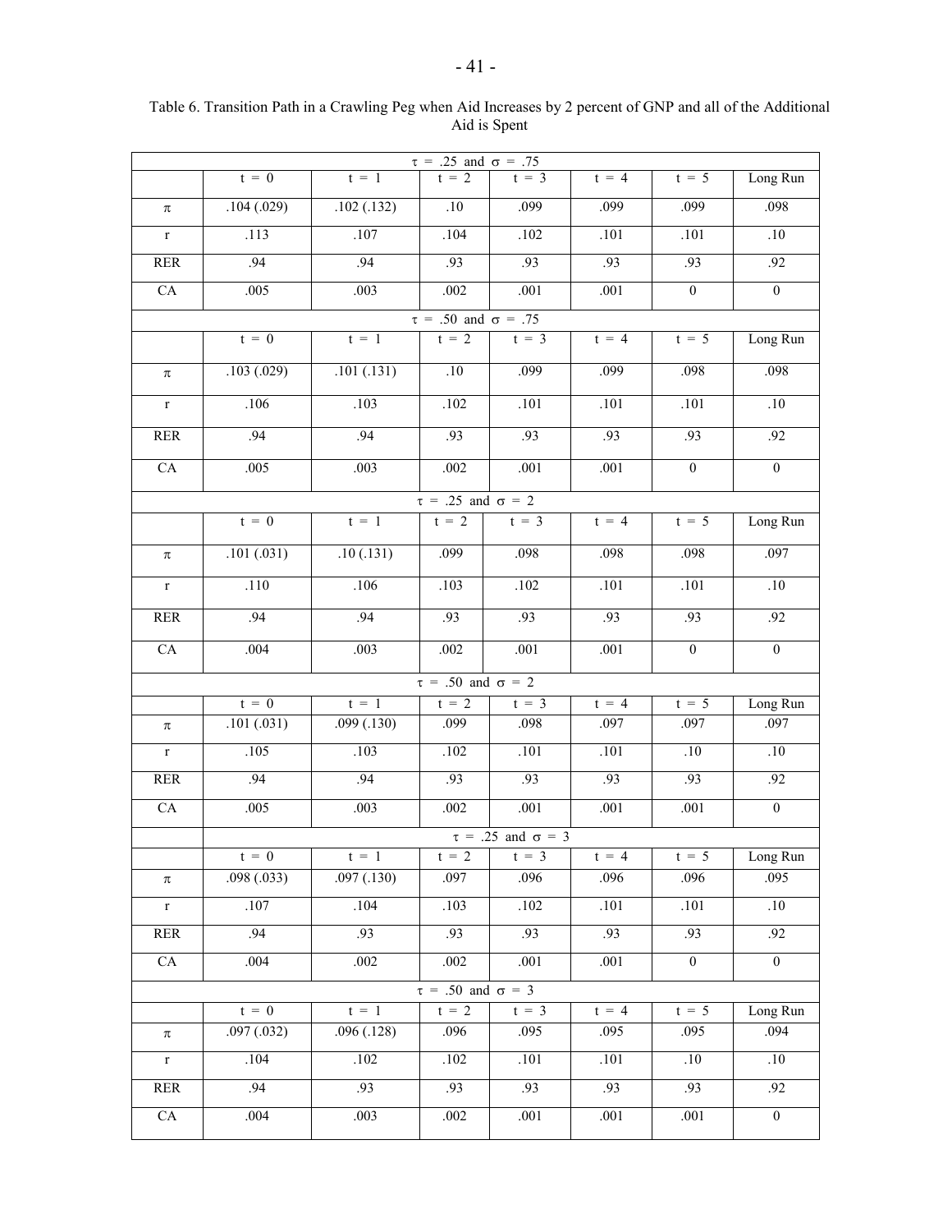Table 6. Transition Path in a Crawling Peg when Aid Increases by 2 percent of GNP and all of the Additional Aid is Spent

| $\tau = .25$ and $\sigma = .75$ | | | | | | | |
|---|---|---|---|---|---|---|---|
| | t = 0 | t = 1 | t = 2 | t = 3 | t = 4 | t = 5 | Long Run |
| $\pi$ | .104 (.029) | .102 (.132) | .10 | .099 | .099 | .099 | .098 |
| r | .113 | .107 | .104 | .102 | .101 | .101 | .10 |
| RER | .94 | .94 | .93 | .93 | .93 | .93 | .92 |
| CA | .005 | .003 | .002 | .001 | .001 | 0 | 0 |
| $\tau = .50$ and $\sigma = .75$ | | | | | | | |
| | t = 0 | t = 1 | t = 2 | t = 3 | t = 4 | t = 5 | Long Run |
| $\pi$ | .103 (.029) | .101 (.131) | .10 | .099 | .099 | .098 | .098 |
| r | .106 | .103 | .102 | .101 | .101 | .101 | .10 |
| RER | .94 | .94 | .93 | .93 | .93 | .93 | .92 |
| CA | .005 | .003 | .002 | .001 | .001 | 0 | 0 |
| $\tau = .25$ and $\sigma = 2$ | | | | | | | |
| | t = 0 | t = 1 | t = 2 | t = 3 | t = 4 | t = 5 | Long Run |
| $\pi$ | .101 (.031) | .10 (.131) | .099 | .098 | .098 | .098 | .097 |
| r | .110 | .106 | .103 | .102 | .101 | .101 | .10 |
| RER | .94 | .94 | .93 | .93 | .93 | .93 | .92 |
| CA | .004 | .003 | .002 | .001 | .001 | 0 | 0 |
| $\tau = .50$ and $\sigma = 2$ | | | | | | | |
| | t = 0 | t = 1 | t = 2 | t = 3 | t = 4 | t = 5 | Long Run |
| $\pi$ | .101 (.031) | .099 (.130) | .099 | .098 | .097 | .097 | .097 |
| r | .105 | .103 | .102 | .101 | .101 | .10 | .10 |
| RER | .94 | .94 | .93 | .93 | .93 | .93 | .92 |
| CA | .005 | .003 | .002 | .001 | .001 | .001 | 0 |
| $\tau = .25$ and $\sigma = 3$ | | | | | | | |
| | t = 0 | t = 1 | t = 2 | t = 3 | t = 4 | t = 5 | Long Run |
| $\pi$ | .098 (.033) | .097 (.130) | .097 | .096 | .096 | .096 | .095 |
| r | .107 | .104 | .103 | .102 | .101 | .101 | .10 |
| RER | .94 | .93 | .93 | .93 | .93 | .93 | .92 |
| CA | .004 | .002 | .002 | .001 | .001 | 0 | 0 |
| $\tau = .50$ and $\sigma = 3$ | | | | | | | |
| | t = 0 | t = 1 | t = 2 | t = 3 | t = 4 | t = 5 | Long Run |
| $\pi$ | .097 (.032) | .096 (.128) | .096 | .095 | .095 | .095 | .094 |
| r | .104 | .102 | .102 | .101 | .101 | .10 | .10 |
| RER | .94 | .93 | .93 | .93 | .93 | .93 | .92 |
| CA | .004 | .003 | .002 | .001 | .001 | .001 | 0 |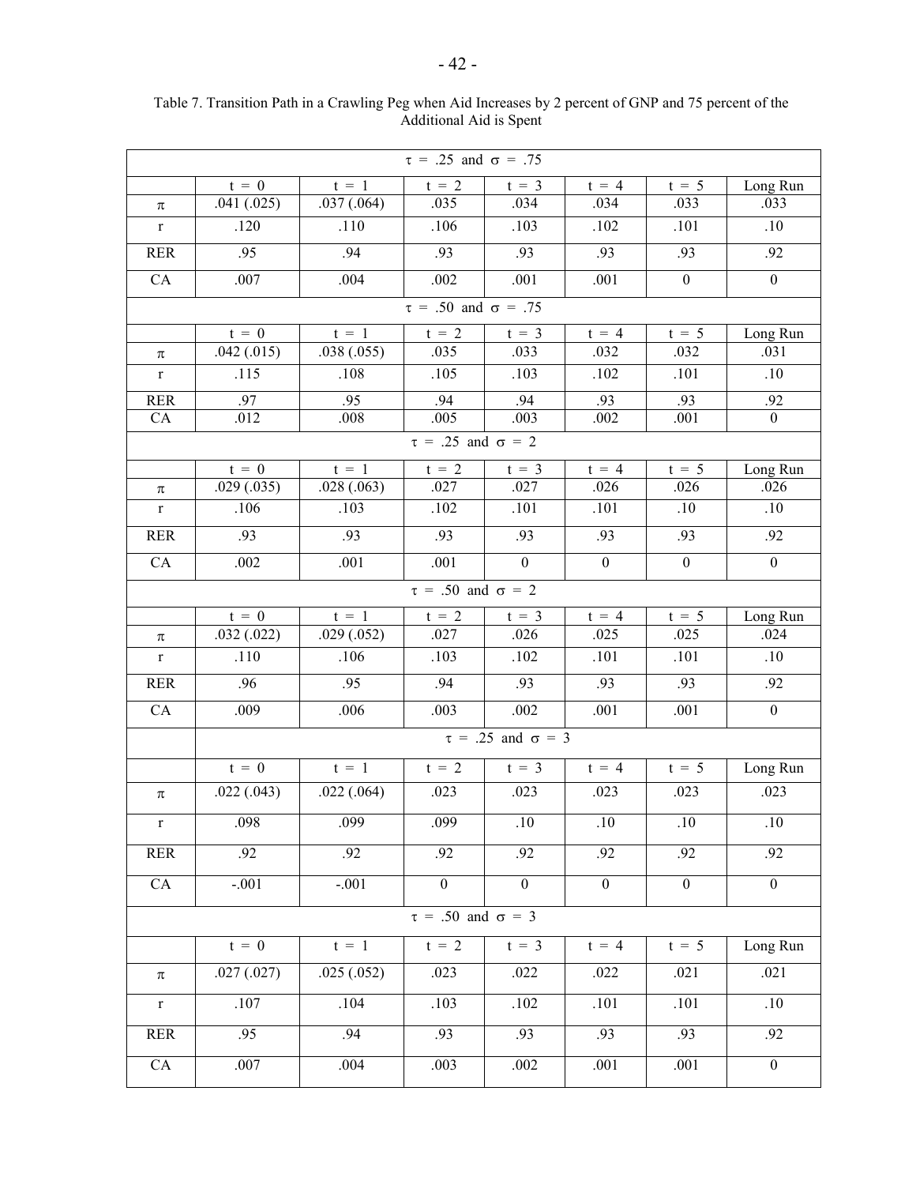Table 7. Transition Path in a Crawling Peg when Aid Increases by 2 percent of GNP and 75 percent of the Additional Aid is Spent

| $\tau = .25$ and $\sigma = .75$ | | | | | | | |
|---|---|---|---|---|---|---|---|
| | $t = 0$ | $t = 1$ | $t = 2$ | $t = 3$ | $t = 4$ | $t = 5$ | Long Run |
| $\pi$ | .041 (.025) | .037 (.064) | .035 | .034 | .034 | .033 | .033 |
| r | .120 | .110 | .106 | .103 | .102 | .101 | .10 |
| RER | .95 | .94 | .93 | .93 | .93 | .93 | .92 |
| CA | .007 | .004 | .002 | .001 | .001 | 0 | 0 |
| $\tau = .50$ and $\sigma = .75$ | | | | | | | |
| | $t = 0$ | $t = 1$ | $t = 2$ | $t = 3$ | $t = 4$ | $t = 5$ | Long Run |
| $\pi$ | .042 (.015) | .038 (.055) | .035 | .033 | .032 | .032 | .031 |
| r | .115 | .108 | .105 | .103 | .102 | .101 | .10 |
| RER | .97 | .95 | .94 | .94 | .93 | .93 | .92 |
| CA | .012 | .008 | .005 | .003 | .002 | .001 | 0 |
| $\tau = .25$ and $\sigma = 2$ | | | | | | | |
| | $t = 0$ | $t = 1$ | $t = 2$ | $t = 3$ | $t = 4$ | $t = 5$ | Long Run |
| $\pi$ | .029 (.035) | .028 (.063) | .027 | .027 | .026 | .026 | .026 |
| r | .106 | .103 | .102 | .101 | .101 | .10 | .10 |
| RER | .93 | .93 | .93 | .93 | .93 | .93 | .92 |
| CA | .002 | .001 | .001 | 0 | 0 | 0 | 0 |
| $\tau = .50$ and $\sigma = 2$ | | | | | | | |
| | $t = 0$ | $t = 1$ | $t = 2$ | $t = 3$ | $t = 4$ | $t = 5$ | Long Run |
| $\pi$ | .032 (.022) | .029 (.052) | .027 | .026 | .025 | .025 | .024 |
| r | .110 | .106 | .103 | .102 | .101 | .101 | .10 |
| RER | .96 | .95 | .94 | .93 | .93 | .93 | .92 |
| CA | .009 | .006 | .003 | .002 | .001 | .001 | 0 |
| | $\tau = .25$ and $\sigma = 3$ | | | | | | |
| | $t = 0$ | $t = 1$ | $t = 2$ | $t = 3$ | $t = 4$ | $t = 5$ | Long Run |
| $\pi$ | .022 (.043) | .022 (.064) | .023 | .023 | .023 | .023 | .023 |
| r | .098 | .099 | .099 | .10 | .10 | .10 | .10 |
| RER | .92 | .92 | .92 | .92 | .92 | .92 | .92 |
| CA | -.001 | -.001 | 0 | 0 | 0 | 0 | 0 |
| $\tau = .50$ and $\sigma = 3$ | | | | | | | |
| | $t = 0$ | $t = 1$ | $t = 2$ | $t = 3$ | $t = 4$ | $t = 5$ | Long Run |
| $\pi$ | .027 (.027) | .025 (.052) | .023 | .022 | .022 | .021 | .021 |
| r | .107 | .104 | .103 | .102 | .101 | .101 | .10 |
| RER | .95 | .94 | .93 | .93 | .93 | .93 | .92 |
| CA | .007 | .004 | .003 | .002 | .001 | .001 | 0 |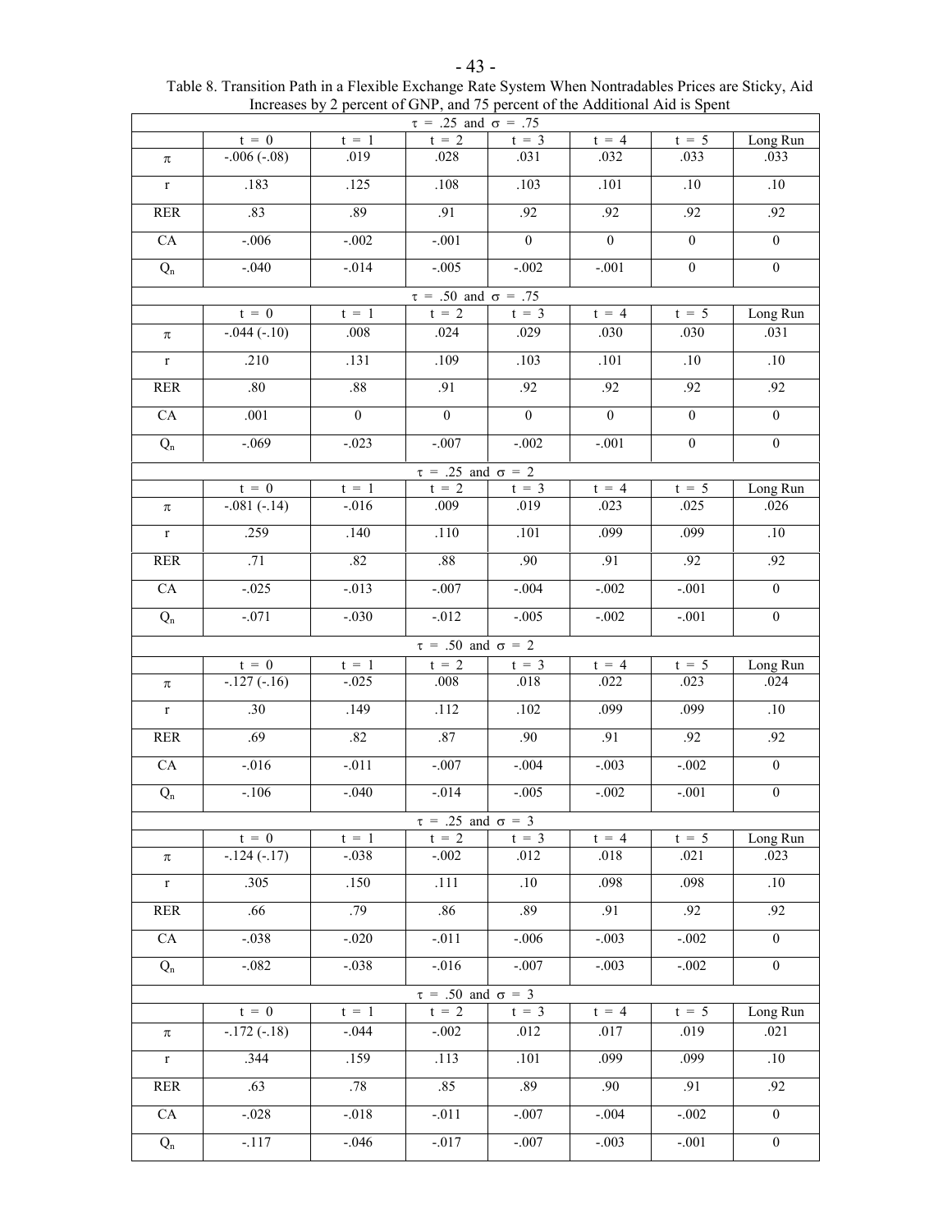Table 8. Transition Path in a Flexible Exchange Rate System When Nontradables Prices are Sticky, Aid Increases by 2 percent of GNP, and 75 percent of the Additional Aid is Spent

| $\tau$ = .25 and $\sigma$ = .75 | | | | | | | |
|---|---|---|---|---|---|---|---|
| | t = 0 | t = 1 | t = 2 | t = 3 | t = 4 | t = 5 | Long Run |
| $\pi$ | -.006 (-.08) | .019 | .028 | .031 | .032 | .033 | .033 |
| r | .183 | .125 | .108 | .103 | .101 | .10 | .10 |
| RER | .83 | .89 | .91 | .92 | .92 | .92 | .92 |
| CA | -.006 | -.002 | -.001 | 0 | 0 | 0 | 0 |
| $Q_n$ | -.040 | -.014 | -.005 | -.002 | -.001 | 0 | 0 |
| **$\tau$ = .50 and $\sigma$ = .75** | | | | | | | |
| | t = 0 | t = 1 | t = 2 | t = 3 | t = 4 | t = 5 | Long Run |
| $\pi$ | -.044 (-.10) | .008 | .024 | .029 | .030 | .030 | .031 |
| r | .210 | .131 | .109 | .103 | .101 | .10 | .10 |
| RER | .80 | .88 | .91 | .92 | .92 | .92 | .92 |
| CA | .001 | 0 | 0 | 0 | 0 | 0 | 0 |
| $Q_n$ | -.069 | -.023 | -.007 | -.002 | -.001 | 0 | 0 |
| **$\tau$ = .25 and $\sigma$ = 2** | | | | | | | |
| | t = 0 | t = 1 | t = 2 | t = 3 | t = 4 | t = 5 | Long Run |
| $\pi$ | -.081 (-.14) | -.016 | .009 | .019 | .023 | .025 | .026 |
| r | .259 | .140 | .110 | .101 | .099 | .099 | .10 |
| RER | .71 | .82 | .88 | .90 | .91 | .92 | .92 |
| CA | -.025 | -.013 | -.007 | -.004 | -.002 | -.001 | 0 |
| $Q_n$ | -.071 | -.030 | -.012 | -.005 | -.002 | -.001 | 0 |
| **$\tau$ = .50 and $\sigma$ = 2** | | | | | | | |
| | t = 0 | t = 1 | t = 2 | t = 3 | t = 4 | t = 5 | Long Run |
| $\pi$ | -.127 (-.16) | -.025 | .008 | .018 | .022 | .023 | .024 |
| r | .30 | .149 | .112 | .102 | .099 | .099 | .10 |
| RER | .69 | .82 | .87 | .90 | .91 | .92 | .92 |
| CA | -.016 | -.011 | -.007 | -.004 | -.003 | -.002 | 0 |
| $Q_n$ | -.106 | -.040 | -.014 | -.005 | -.002 | -.001 | 0 |
| **$\tau$ = .25 and $\sigma$ = 3** | | | | | | | |
| | t = 0 | t = 1 | t = 2 | t = 3 | t = 4 | t = 5 | Long Run |
| $\pi$ | -.124 (-.17) | -.038 | -.002 | .012 | .018 | .021 | .023 |
| r | .305 | .150 | .111 | .10 | .098 | .098 | .10 |
| RER | .66 | .79 | .86 | .89 | .91 | .92 | .92 |
| CA | -.038 | -.020 | -.011 | -.006 | -.003 | -.002 | 0 |
| $Q_n$ | -.082 | -.038 | -.016 | -.007 | -.003 | -.002 | 0 |
| **$\tau$ = .50 and $\sigma$ = 3** | | | | | | | |
| | t = 0 | t = 1 | t = 2 | t = 3 | t = 4 | t = 5 | Long Run |
| $\pi$ | -.172 (-.18) | -.044 | -.002 | .012 | .017 | .019 | .021 |
| r | .344 | .159 | .113 | .101 | .099 | .099 | .10 |
| RER | .63 | .78 | .85 | .89 | .90 | .91 | .92 |
| CA | -.028 | -.018 | -.011 | -.007 | -.004 | -.002 | 0 |
| $Q_n$ | -.117 | -.046 | -.017 | -.007 | -.003 | -.001 | 0 |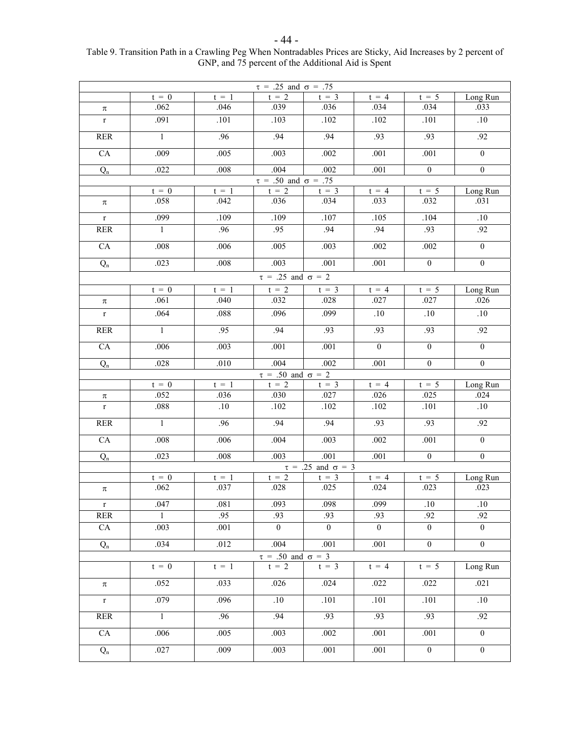Table 9. Transition Path in a Crawling Peg When Nontradables Prices are Sticky, Aid Increases by 2 percent of GNP, and 75 percent of the Additional Aid is Spent

| $\tau$ = .25 and $\sigma$ = .75 | | | | | | | |
|---|---|---|---|---|---|---|---|
| | t = 0 | t = 1 | t = 2 | t = 3 | t = 4 | t = 5 | Long Run |
| $\pi$ | .062 | .046 | .039 | .036 | .034 | .034 | .033 |
| r | .091 | .101 | .103 | .102 | .102 | .101 | .10 |
| RER | 1 | .96 | .94 | .94 | .93 | .93 | .92 |
| CA | .009 | .005 | .003 | .002 | .001 | .001 | 0 |
| $Q_n$ | .022 | .008 | .004 | .002 | .001 | 0 | 0 |
| **$\tau$ = .50 and $\sigma$ = .75** | | | | | | | |
| | t = 0 | t = 1 | t = 2 | t = 3 | t = 4 | t = 5 | Long Run |
| $\pi$ | .058 | .042 | .036 | .034 | .033 | .032 | .031 |
| r | .099 | .109 | .109 | .107 | .105 | .104 | .10 |
| RER | 1 | .96 | .95 | .94 | .94 | .93 | .92 |
| CA | .008 | .006 | .005 | .003 | .002 | .002 | 0 |
| $Q_n$ | .023 | .008 | .003 | .001 | .001 | 0 | 0 |
| **$\tau$ = .25 and $\sigma$ = 2** | | | | | | | |
| | t = 0 | t = 1 | t = 2 | t = 3 | t = 4 | t = 5 | Long Run |
| $\pi$ | .061 | .040 | .032 | .028 | .027 | .027 | .026 |
| r | .064 | .088 | .096 | .099 | .10 | .10 | .10 |
| RER | 1 | .95 | .94 | .93 | .93 | .93 | .92 |
| CA | .006 | .003 | .001 | .001 | 0 | 0 | 0 |
| $Q_n$ | .028 | .010 | .004 | .002 | .001 | 0 | 0 |
| **$\tau$ = .50 and $\sigma$ = 2** | | | | | | | |
| | t = 0 | t = 1 | t = 2 | t = 3 | t = 4 | t = 5 | Long Run |
| $\pi$ | .052 | .036 | .030 | .027 | .026 | .025 | .024 |
| r | .088 | .10 | .102 | .102 | .102 | .101 | .10 |
| RER | 1 | .96 | .94 | .94 | .93 | .93 | .92 |
| CA | .008 | .006 | .004 | .003 | .002 | .001 | 0 |
| $Q_n$ | .023 | .008 | .003 | .001 | .001 | 0 | 0 |
| **$\tau$ = .25 and $\sigma$ = 3** | | | | | | | |
| | t = 0 | t = 1 | t = 2 | t = 3 | t = 4 | t = 5 | Long Run |
| $\pi$ | .062 | .037 | .028 | .025 | .024 | .023 | .023 |
| r | .047 | .081 | .093 | .098 | .099 | .10 | .10 |
| RER | 1 | .95 | .93 | .93 | .93 | .92 | .92 |
| CA | .003 | .001 | 0 | 0 | 0 | 0 | 0 |
| $Q_n$ | .034 | .012 | .004 | .001 | .001 | 0 | 0 |
| **$\tau$ = .50 and $\sigma$ = 3** | | | | | | | |
| | t = 0 | t = 1 | t = 2 | t = 3 | t = 4 | t = 5 | Long Run |
| $\pi$ | .052 | .033 | .026 | .024 | .022 | .022 | .021 |
| r | .079 | .096 | .10 | .101 | .101 | .101 | .10 |
| RER | 1 | .96 | .94 | .93 | .93 | .93 | .92 |
| CA | .006 | .005 | .003 | .002 | .001 | .001 | 0 |
| $Q_n$ | .027 | .009 | .003 | .001 | .001 | 0 | 0 |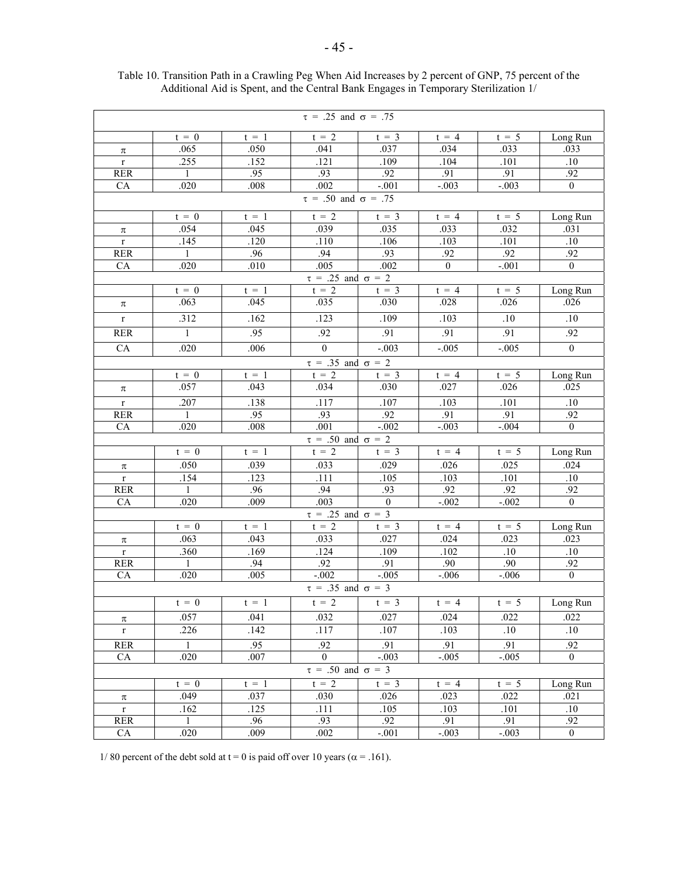Table 10. Transition Path in a Crawling Peg When Aid Increases by 2 percent of GNP, 75 percent of the Additional Aid is Spent, and the Central Bank Engages in Temporary Sterilization 1/

| | t = 0 | t = 1 | t = 2 | t = 3 | t = 4 | t = 5 | Long Run |
|---|---|---|---|---|---|---|---|
| $\tau$ = .25 and $\sigma$ = .75 | | | | | | | |
| $\pi$ | .065 | .050 | .041 | .037 | .034 | .033 | .033 |
| r | .255 | .152 | .121 | .109 | .104 | .101 | .10 |
| RER | 1 | .95 | .93 | .92 | .91 | .91 | .92 |
| CA | .020 | .008 | .002 | -.001 | -.003 | -.003 | 0 |
| $\tau$ = .50 and $\sigma$ = .75 | | | | | | | |
| $\pi$ | .054 | .045 | .039 | .035 | .033 | .032 | .031 |
| r | .145 | .120 | .110 | .106 | .103 | .101 | .10 |
| RER | 1 | .96 | .94 | .93 | .92 | .92 | .92 |
| CA | .020 | .010 | .005 | .002 | 0 | -.001 | 0 |
| $\tau$ = .25 and $\sigma$ = 2 | | | | | | | |
| $\pi$ | .063 | .045 | .035 | .030 | .028 | .026 | .026 |
| r | .312 | .162 | .123 | .109 | .103 | .10 | .10 |
| RER | 1 | .95 | .92 | .91 | .91 | .91 | .92 |
| CA | .020 | .006 | 0 | -.003 | -.005 | -.005 | 0 |
| $\tau$ = .35 and $\sigma$ = 2 | | | | | | | |
| $\pi$ | .057 | .043 | .034 | .030 | .027 | .026 | .025 |
| r | .207 | .138 | .117 | .107 | .103 | .101 | .10 |
| RER | 1 | .95 | .93 | .92 | .91 | .91 | .92 |
| CA | .020 | .008 | .001 | -.002 | -.003 | -.004 | 0 |
| $\tau$ = .50 and $\sigma$ = 2 | | | | | | | |
| $\pi$ | .050 | .039 | .033 | .029 | .026 | .025 | .024 |
| r | .154 | .123 | .111 | .105 | .103 | .101 | .10 |
| RER | 1 | .96 | .94 | .93 | .92 | .92 | .92 |
| CA | .020 | .009 | .003 | 0 | -.002 | -.002 | 0 |
| $\tau$ = .25 and $\sigma$ = 3 | | | | | | | |
| $\pi$ | .063 | .043 | .033 | .027 | .024 | .023 | .023 |
| r | .360 | .169 | .124 | .109 | .102 | .10 | .10 |
| RER | 1 | .94 | .92 | .91 | .90 | .90 | .92 |
| CA | .020 | .005 | -.002 | -.005 | -.006 | -.006 | 0 |
| $\tau$ = .35 and $\sigma$ = 3 | | | | | | | |
| $\pi$ | .057 | .041 | .032 | .027 | .024 | .022 | .022 |
| r | .226 | .142 | .117 | .107 | .103 | .10 | .10 |
| RER | 1 | .95 | .92 | .91 | .91 | .91 | .92 |
| CA | .020 | .007 | 0 | -.003 | -.005 | -.005 | 0 |
| $\tau$ = .50 and $\sigma$ = 3 | | | | | | | |
| $\pi$ | .049 | .037 | .030 | .026 | .023 | .022 | .021 |
| r | .162 | .125 | .111 | .105 | .103 | .101 | .10 |
| RER | 1 | .96 | .93 | .92 | .91 | .91 | .92 |
| CA | .020 | .009 | .002 | -.001 | -.003 | -.003 | 0 |

1/ 80 percent of the debt sold at t = 0 is paid off over 10 years ($\alpha$ = .161).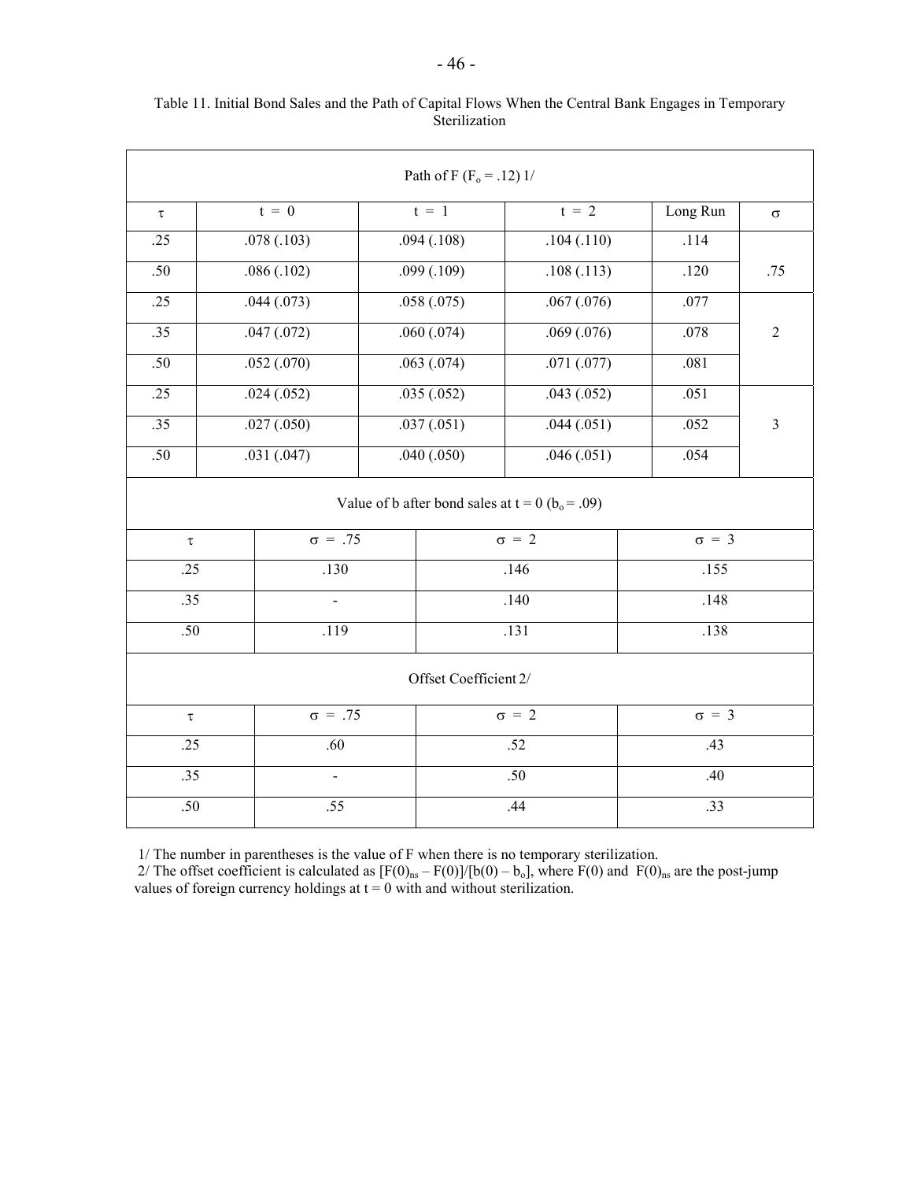Table 11. Initial Bond Sales and the Path of Capital Flows When the Central Bank Engages in Temporary Sterilization

| Path of F ($F_o$ = .12) 1/ | | | | | |
|---|---|---|---|---|---|
| $\tau$ | t = 0 | t = 1 | t = 2 | Long Run | $\sigma$ |
| .25 | .078 (.103) | .094 (.108) | .104 (.110) | .114 | .75 |
| .50 | .086 (.102) | .099 (.109) | .108 (.113) | .120 | |
| .25 | .044 (.073) | .058 (.075) | .067 (.076) | .077 | 2 |
| .35 | .047 (.072) | .060 (.074) | .069 (.076) | .078 | |
| .50 | .052 (.070) | .063 (.074) | .071 (.077) | .081 | |
| .25 | .024 (.052) | .035 (.052) | .043 (.052) | .051 | 3 |
| .35 | .027 (.050) | .037 (.051) | .044 (.051) | .052 | |
| .50 | .031 (.047) | .040 (.050) | .046 (.051) | .054 | |

| Value of b after bond sales at t = 0 ($b_o$ = .09) | | | |
|---|---|---|---|
| $\tau$ | $\sigma$ = .75 | $\sigma$ = 2 | $\sigma$ = 3 |
| .25 | .130 | .146 | .155 |
| .35 | - | .140 | .148 |
| .50 | .119 | .131 | .138 |

| Offset Coefficient 2/ | | | |
|---|---|---|---|
| $\tau$ | $\sigma$ = .75 | $\sigma$ = 2 | $\sigma$ = 3 |
| .25 | .60 | .52 | .43 |
| .35 | - | .50 | .40 |
| .50 | .55 | .44 | .33 |

1/ The number in parentheses is the value of F when there is no temporary sterilization.
2/ The offset coefficient is calculated as $[F(0)_{ns} - F(0)]/[b(0) - b_o]$, where F(0) and $F(0)_{ns}$ are the post-jump values of foreign currency holdings at t = 0 with and without sterilization.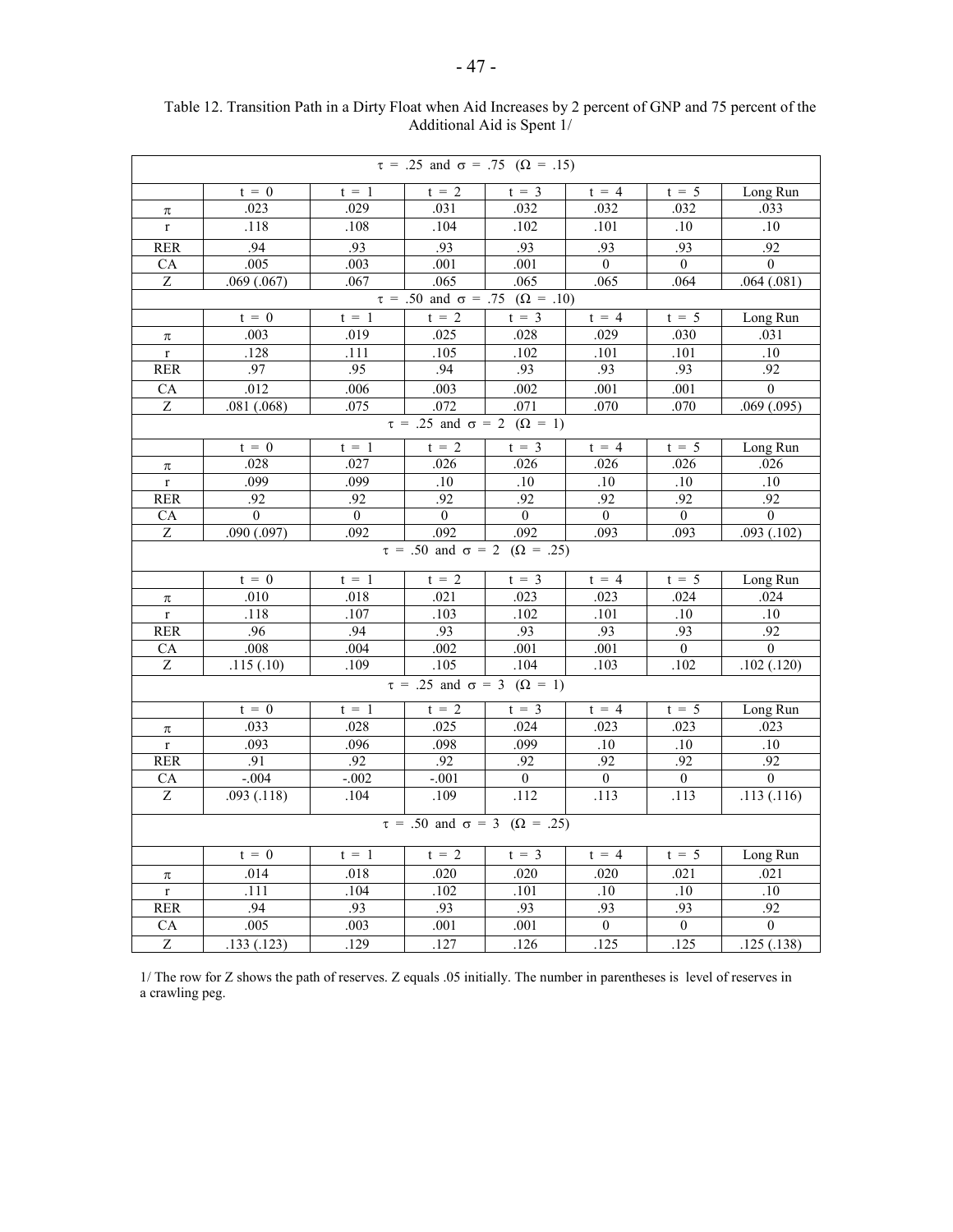Table 12. Transition Path in a Dirty Float when Aid Increases by 2 percent of GNP and 75 percent of the Additional Aid is Spent 1/

| $\tau = .25$ and $\sigma = .75$ $(\Omega = .15)$ | | | | | | | |
|---|---|---|---|---|---|---|---|
| | t = 0 | t = 1 | t = 2 | t = 3 | t = 4 | t = 5 | Long Run |
| $\pi$ | .023 | .029 | .031 | .032 | .032 | .032 | .033 |
| r | .118 | .108 | .104 | .102 | .101 | .10 | .10 |
| RER | .94 | .93 | .93 | .93 | .93 | .93 | .92 |
| CA | .005 | .003 | .001 | .001 | 0 | 0 | 0 |
| Z | .069 (.067) | .067 | .065 | .065 | .065 | .064 | .064 (.081) |
| $\tau = .50$ and $\sigma = .75$ $(\Omega = .10)$ | | | | | | | |
| | t = 0 | t = 1 | t = 2 | t = 3 | t = 4 | t = 5 | Long Run |
| $\pi$ | .003 | .019 | .025 | .028 | .029 | .030 | .031 |
| r | .128 | .111 | .105 | .102 | .101 | .101 | .10 |
| RER | .97 | .95 | .94 | .93 | .93 | .93 | .92 |
| CA | .012 | .006 | .003 | .002 | .001 | .001 | 0 |
| Z | .081 (.068) | .075 | .072 | .071 | .070 | .070 | .069 (.095) |
| $\tau = .25$ and $\sigma = 2$ $(\Omega = 1)$ | | | | | | | |
| | t = 0 | t = 1 | t = 2 | t = 3 | t = 4 | t = 5 | Long Run |
| $\pi$ | .028 | .027 | .026 | .026 | .026 | .026 | .026 |
| r | .099 | .099 | .10 | .10 | .10 | .10 | .10 |
| RER | .92 | .92 | .92 | .92 | .92 | .92 | .92 |
| CA | 0 | 0 | 0 | 0 | 0 | 0 | 0 |
| Z | .090 (.097) | .092 | .092 | .092 | .093 | .093 | .093 (.102) |
| $\tau = .50$ and $\sigma = 2$ $(\Omega = .25)$ | | | | | | | |
| | t = 0 | t = 1 | t = 2 | t = 3 | t = 4 | t = 5 | Long Run |
| $\pi$ | .010 | .018 | .021 | .023 | .023 | .024 | .024 |
| r | .118 | .107 | .103 | .102 | .101 | .10 | .10 |
| RER | .96 | .94 | .93 | .93 | .93 | .93 | .92 |
| CA | .008 | .004 | .002 | .001 | .001 | 0 | 0 |
| Z | .115 (.10) | .109 | .105 | .104 | .103 | .102 | .102 (.120) |
| $\tau = .25$ and $\sigma = 3$ $(\Omega = 1)$ | | | | | | | |
| | t = 0 | t = 1 | t = 2 | t = 3 | t = 4 | t = 5 | Long Run |
| $\pi$ | .033 | .028 | .025 | .024 | .023 | .023 | .023 |
| r | .093 | .096 | .098 | .099 | .10 | .10 | .10 |
| RER | .91 | .92 | .92 | .92 | .92 | .92 | .92 |
| CA | -.004 | -.002 | -.001 | 0 | 0 | 0 | 0 |
| Z | .093 (.118) | .104 | .109 | .112 | .113 | .113 | .113 (.116) |
| $\tau = .50$ and $\sigma = 3$ $(\Omega = .25)$ | | | | | | | |
| | t = 0 | t = 1 | t = 2 | t = 3 | t = 4 | t = 5 | Long Run |
| $\pi$ | .014 | .018 | .020 | .020 | .020 | .021 | .021 |
| r | .111 | .104 | .102 | .101 | .10 | .10 | .10 |
| RER | .94 | .93 | .93 | .93 | .93 | .93 | .92 |
| CA | .005 | .003 | .001 | .001 | 0 | 0 | 0 |
| Z | .133 (.123) | .129 | .127 | .126 | .125 | .125 | .125 (.138) |

1/ The row for Z shows the path of reserves. Z equals .05 initially. The number in parentheses is level of reserves in a crawling peg.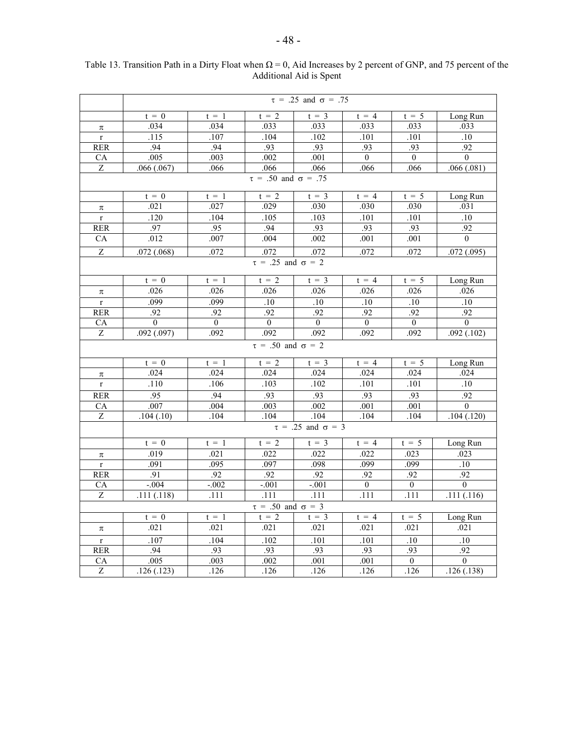Table 13. Transition Path in a Dirty Float when $\Omega = 0$, Aid Increases by 2 percent of GNP, and 75 percent of the Additional Aid is Spent

| | $\tau = .25$ and $\sigma = .75$ | | | | | | |
|---|---|---|---|---|---|---|---|
| | t = 0 | t = 1 | t = 2 | t = 3 | t = 4 | t = 5 | Long Run |
| $\pi$ | .034 | .034 | .033 | .033 | .033 | .033 | .033 |
| r | .115 | .107 | .104 | .102 | .101 | .101 | .10 |
| RER | .94 | .94 | .93 | .93 | .93 | .93 | .92 |
| CA | .005 | .003 | .002 | .001 | 0 | 0 | 0 |
| Z | .066 (.067) | .066 | .066 | .066 | .066 | .066 | .066 (.081) |
| | $\tau = .50$ and $\sigma = .75$ | | | | | | |
| | t = 0 | t = 1 | t = 2 | t = 3 | t = 4 | t = 5 | Long Run |
| $\pi$ | .021 | .027 | .029 | .030 | .030 | .030 | .031 |
| r | .120 | .104 | .105 | .103 | .101 | .101 | .10 |
| RER | .97 | .95 | .94 | .93 | .93 | .93 | .92 |
| CA | .012 | .007 | .004 | .002 | .001 | .001 | 0 |
| Z | .072 (.068) | .072 | .072 | .072 | .072 | .072 | .072 (.095) |
| | $\tau = .25$ and $\sigma = 2$ | | | | | | |
| | t = 0 | t = 1 | t = 2 | t = 3 | t = 4 | t = 5 | Long Run |
| $\pi$ | .026 | .026 | .026 | .026 | .026 | .026 | .026 |
| r | .099 | .099 | .10 | .10 | .10 | .10 | .10 |
| RER | .92 | .92 | .92 | .92 | .92 | .92 | .92 |
| CA | 0 | 0 | 0 | 0 | 0 | 0 | 0 |
| Z | .092 (.097) | .092 | .092 | .092 | .092 | .092 | .092 (.102) |
| | $\tau = .50$ and $\sigma = 2$ | | | | | | |
| | t = 0 | t = 1 | t = 2 | t = 3 | t = 4 | t = 5 | Long Run |
| $\pi$ | .024 | .024 | .024 | .024 | .024 | .024 | .024 |
| r | .110 | .106 | .103 | .102 | .101 | .101 | .10 |
| RER | .95 | .94 | .93 | .93 | .93 | .93 | .92 |
| CA | .007 | .004 | .003 | .002 | .001 | .001 | 0 |
| Z | .104 (.10) | .104 | .104 | .104 | .104 | .104 | .104 (.120) |
| | $\tau = .25$ and $\sigma = 3$ | | | | | | |
| | t = 0 | t = 1 | t = 2 | t = 3 | t = 4 | t = 5 | Long Run |
| $\pi$ | .019 | .021 | .022 | .022 | .022 | .023 | .023 |
| r | .091 | .095 | .097 | .098 | .099 | .099 | .10 |
| RER | .91 | .92 | .92 | .92 | .92 | .92 | .92 |
| CA | -.004 | -.002 | -.001 | -.001 | 0 | 0 | 0 |
| Z | .111 (.118) | .111 | .111 | .111 | .111 | .111 | .111 (.116) |
| | $\tau = .50$ and $\sigma = 3$ | | | | | | |
| | t = 0 | t = 1 | t = 2 | t = 3 | t = 4 | t = 5 | Long Run |
| $\pi$ | .021 | .021 | .021 | .021 | .021 | .021 | .021 |
| r | .107 | .104 | .102 | .101 | .101 | .10 | .10 |
| RER | .94 | .93 | .93 | .93 | .93 | .93 | .92 |
| CA | .005 | .003 | .002 | .001 | .001 | 0 | 0 |
| Z | .126 (.123) | .126 | .126 | .126 | .126 | .126 | .126 (.138) |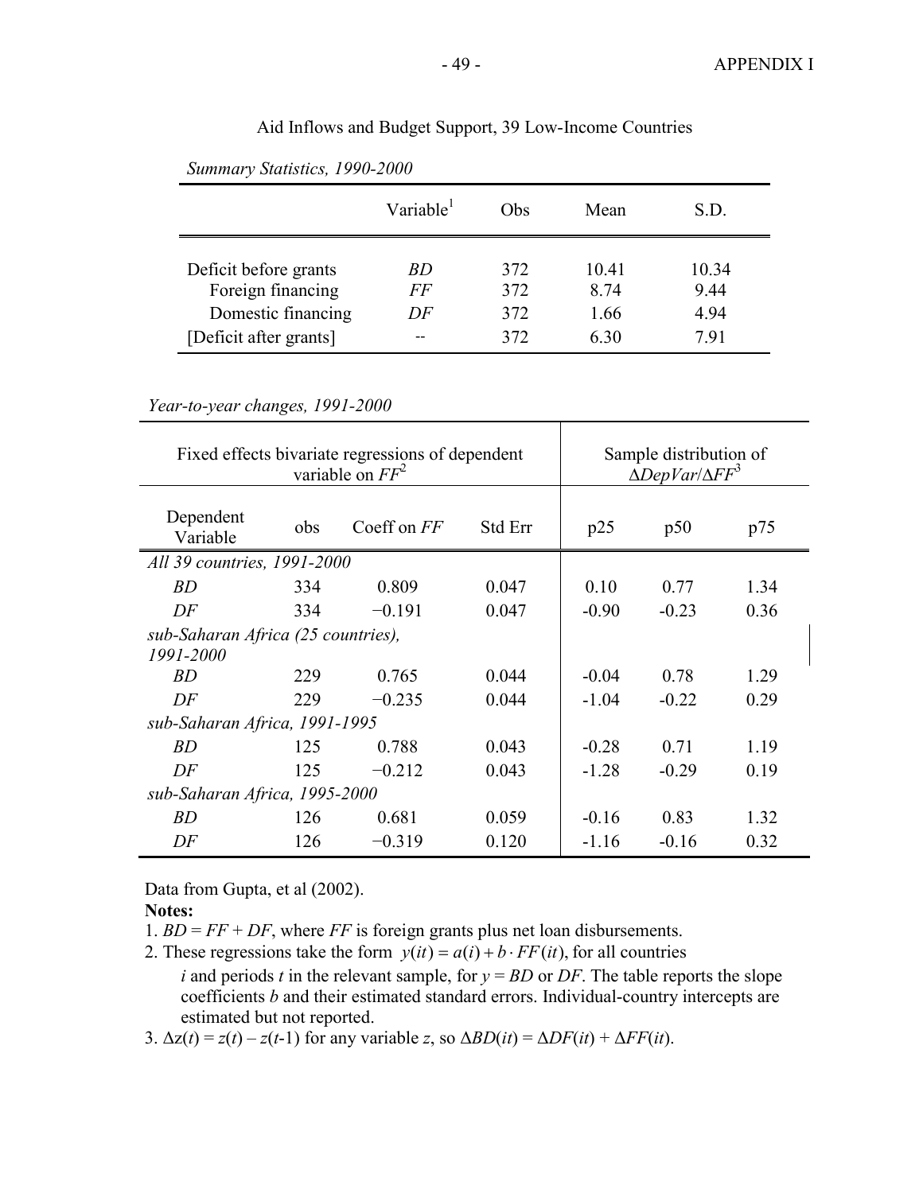Aid Inflows and Budget Support, 39 Low-Income Countries

*Summary Statistics, 1990-2000*

| | Variable[1] | Obs | Mean | S.D. |
|---|---|---|---|---|
| Deficit before grants | *BD* | 372 | 10.41 | 10.34 |
| Foreign financing | *FF* | 372 | 8.74 | 9.44 |
| Domestic financing | *DF* | 372 | 1.66 | 4.94 |
| [Deficit after grants] | -- | 372 | 6.30 | 7.91 |

*Year-to-year changes, 1991-2000*

| Fixed effects bivariate regressions of dependent variable on $FF^2$ | | | | Sample distribution of $\Delta DepVar/\Delta FF^3$ | | |
|---|---|---|---|---|---|---|
| Dependent Variable | obs | Coeff on *FF* | Std Err | p25 | p50 | p75 |
| *All 39 countries, 1991-2000* | | | | | | |
| *BD* | 334 | 0.809 | 0.047 | 0.10 | 0.77 | 1.34 |
| *DF* | 334 | −0.191 | 0.047 | -0.90 | -0.23 | 0.36 |
| *sub-Saharan Africa (25 countries), 1991-2000* | | | | | | |
| *BD* | 229 | 0.765 | 0.044 | -0.04 | 0.78 | 1.29 |
| *DF* | 229 | −0.235 | 0.044 | -1.04 | -0.22 | 0.29 |
| *sub-Saharan Africa, 1991-1995* | | | | | | |
| *BD* | 125 | 0.788 | 0.043 | -0.28 | 0.71 | 1.19 |
| *DF* | 125 | −0.212 | 0.043 | -1.28 | -0.29 | 0.19 |
| *sub-Saharan Africa, 1995-2000* | | | | | | |
| *BD* | 126 | 0.681 | 0.059 | -0.16 | 0.83 | 1.32 |
| *DF* | 126 | −0.319 | 0.120 | -1.16 | -0.16 | 0.32 |

Data from Gupta, et al (2002).

**Notes:**

1. $BD = FF + DF$, where *FF* is foreign grants plus net loan disbursements.
2. These regressions take the form $y(it) = a(i) + b \cdot FF(it)$, for all countries *i* and periods *t* in the relevant sample, for $y = BD$ or *DF*. The table reports the slope coefficients *b* and their estimated standard errors. Individual-country intercepts are estimated but not reported.
3. $\Delta z(t) = z(t) - z(t\text{-}1)$ for any variable *z*, so $\Delta BD(it) = \Delta DF(it) + \Delta FF(it)$.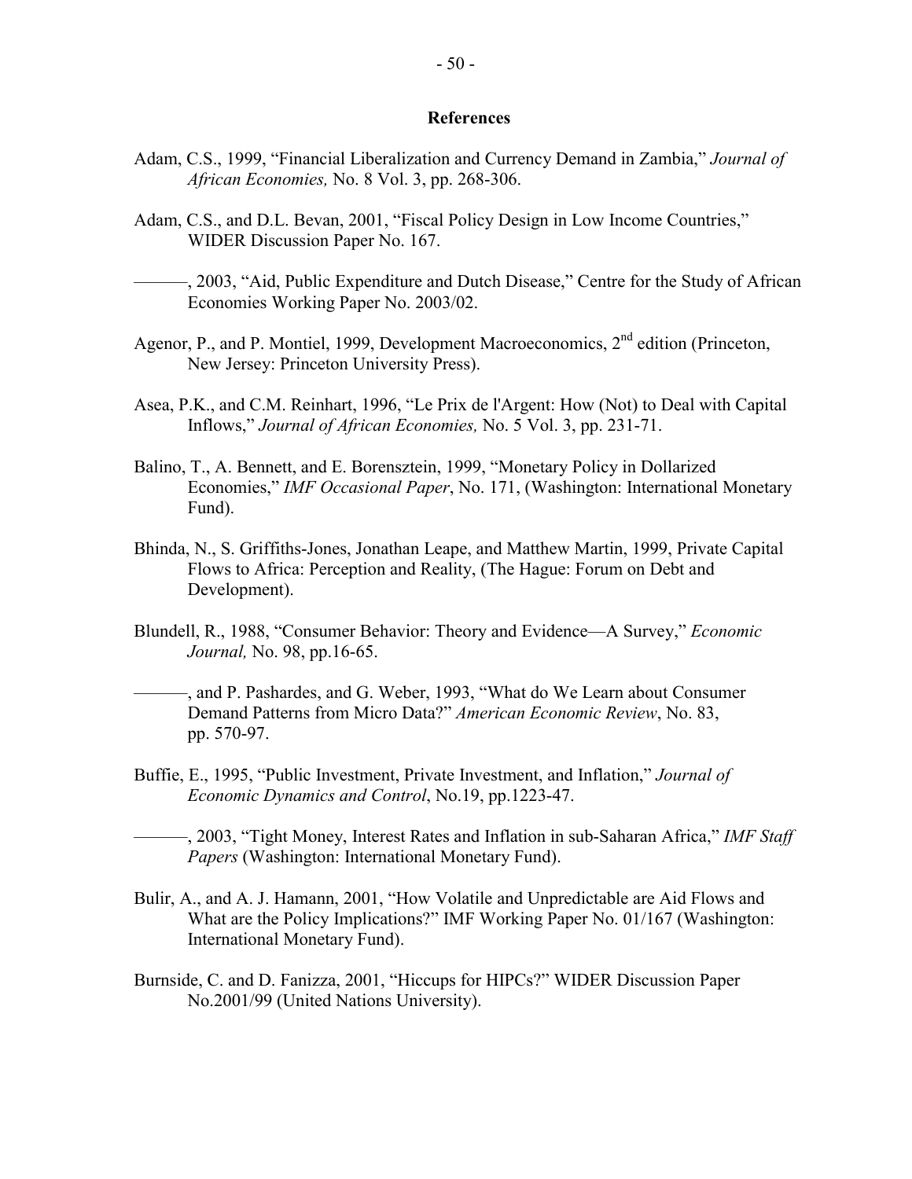## References

Adam, C.S., 1999, "Financial Liberalization and Currency Demand in Zambia," *Journal of African Economies,* No. 8 Vol. 3, pp. 268-306.

Adam, C.S., and D.L. Bevan, 2001, "Fiscal Policy Design in Low Income Countries," WIDER Discussion Paper No. 167.

———, 2003, "Aid, Public Expenditure and Dutch Disease," Centre for the Study of African Economies Working Paper No. 2003/02.

Agenor, P., and P. Montiel, 1999, Development Macroeconomics, 2nd edition (Princeton, New Jersey: Princeton University Press).

Asea, P.K., and C.M. Reinhart, 1996, "Le Prix de l'Argent: How (Not) to Deal with Capital Inflows," *Journal of African Economies,* No. 5 Vol. 3, pp. 231-71.

Balino, T., A. Bennett, and E. Borensztein, 1999, "Monetary Policy in Dollarized Economies," *IMF Occasional Paper*, No. 171, (Washington: International Monetary Fund).

Bhinda, N., S. Griffiths-Jones, Jonathan Leape, and Matthew Martin, 1999, Private Capital Flows to Africa: Perception and Reality, (The Hague: Forum on Debt and Development).

Blundell, R., 1988, "Consumer Behavior: Theory and Evidence—A Survey," *Economic Journal,* No. 98, pp.16-65.

———, and P. Pashardes, and G. Weber, 1993, "What do We Learn about Consumer Demand Patterns from Micro Data?" *American Economic Review*, No. 83, pp. 570-97.

Buffie, E., 1995, "Public Investment, Private Investment, and Inflation," *Journal of Economic Dynamics and Control*, No.19, pp.1223-47.

———, 2003, "Tight Money, Interest Rates and Inflation in sub-Saharan Africa," *IMF Staff Papers* (Washington: International Monetary Fund).

Bulir, A., and A. J. Hamann, 2001, "How Volatile and Unpredictable are Aid Flows and What are the Policy Implications?" IMF Working Paper No. 01/167 (Washington: International Monetary Fund).

Burnside, C. and D. Fanizza, 2001, "Hiccups for HIPCs?" WIDER Discussion Paper No.2001/99 (United Nations University).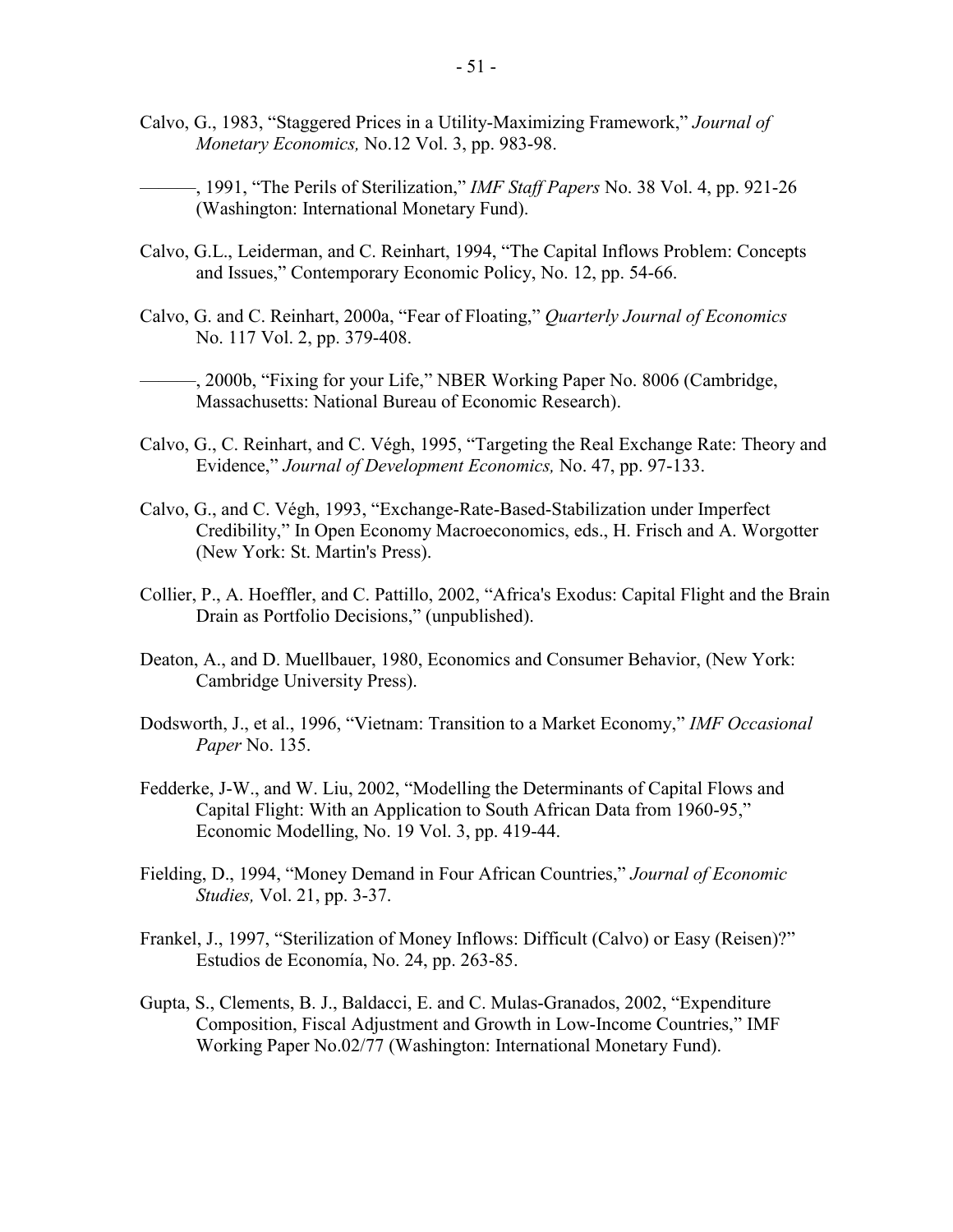Calvo, G., 1983, “Staggered Prices in a Utility-Maximizing Framework,” *Journal of Monetary Economics,* No.12 Vol. 3, pp. 983-98.

———, 1991, “The Perils of Sterilization,” *IMF Staff Papers* No. 38 Vol. 4, pp. 921-26 (Washington: International Monetary Fund).

Calvo, G.L., Leiderman, and C. Reinhart, 1994, “The Capital Inflows Problem: Concepts and Issues,” Contemporary Economic Policy, No. 12, pp. 54-66.

Calvo, G. and C. Reinhart, 2000a, “Fear of Floating,” *Quarterly Journal of Economics* No. 117 Vol. 2, pp. 379-408.

———, 2000b, “Fixing for your Life,” NBER Working Paper No. 8006 (Cambridge, Massachusetts: National Bureau of Economic Research).

Calvo, G., C. Reinhart, and C. Végh, 1995, “Targeting the Real Exchange Rate: Theory and Evidence,” *Journal of Development Economics,* No. 47, pp. 97-133.

Calvo, G., and C. Végh, 1993, “Exchange-Rate-Based-Stabilization under Imperfect Credibility,” In Open Economy Macroeconomics, eds., H. Frisch and A. Worgotter (New York: St. Martin's Press).

Collier, P., A. Hoeffler, and C. Pattillo, 2002, “Africa's Exodus: Capital Flight and the Brain Drain as Portfolio Decisions,” (unpublished).

Deaton, A., and D. Muellbauer, 1980, Economics and Consumer Behavior, (New York: Cambridge University Press).

Dodsworth, J., et al., 1996, “Vietnam: Transition to a Market Economy,” *IMF Occasional Paper* No. 135.

Fedderke, J-W., and W. Liu, 2002, “Modelling the Determinants of Capital Flows and Capital Flight: With an Application to South African Data from 1960-95,” Economic Modelling, No. 19 Vol. 3, pp. 419-44.

Fielding, D., 1994, “Money Demand in Four African Countries,” *Journal of Economic Studies,* Vol. 21, pp. 3-37.

Frankel, J., 1997, “Sterilization of Money Inflows: Difficult (Calvo) or Easy (Reisen)?” Estudios de Economía, No. 24, pp. 263-85.

Gupta, S., Clements, B. J., Baldacci, E. and C. Mulas-Granados, 2002, “Expenditure Composition, Fiscal Adjustment and Growth in Low-Income Countries,” IMF Working Paper No.02/77 (Washington: International Monetary Fund).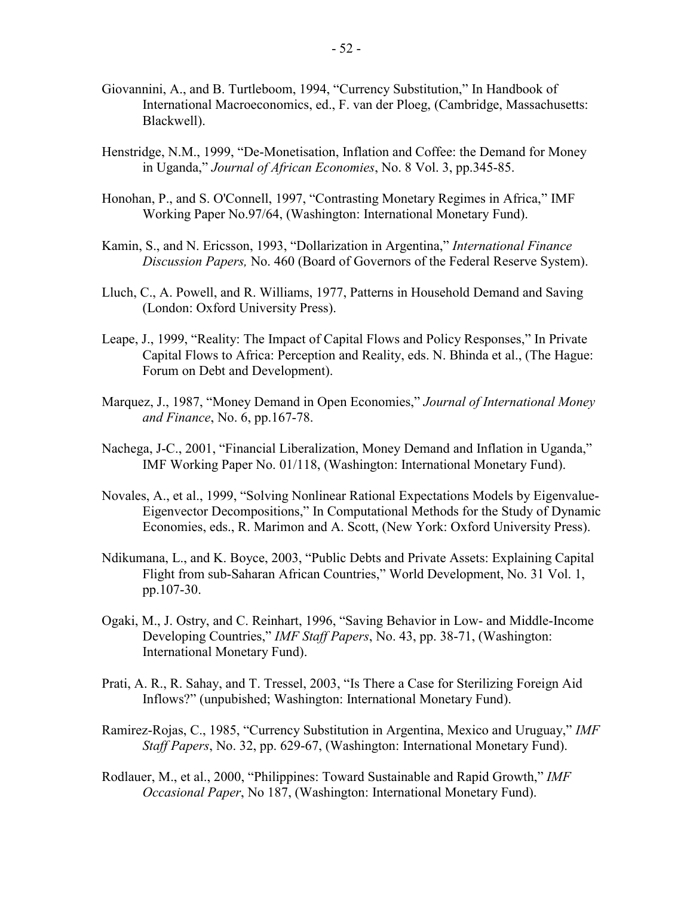Giovannini, A., and B. Turtleboom, 1994, "Currency Substitution," In Handbook of International Macroeconomics, ed., F. van der Ploeg, (Cambridge, Massachusetts: Blackwell).

Henstridge, N.M., 1999, "De-Monetisation, Inflation and Coffee: the Demand for Money in Uganda," *Journal of African Economies*, No. 8 Vol. 3, pp.345-85.

Honohan, P., and S. O'Connell, 1997, "Contrasting Monetary Regimes in Africa," IMF Working Paper No.97/64, (Washington: International Monetary Fund).

Kamin, S., and N. Ericsson, 1993, "Dollarization in Argentina," *International Finance Discussion Papers,* No. 460 (Board of Governors of the Federal Reserve System).

Lluch, C., A. Powell, and R. Williams, 1977, Patterns in Household Demand and Saving (London: Oxford University Press).

Leape, J., 1999, "Reality: The Impact of Capital Flows and Policy Responses," In Private Capital Flows to Africa: Perception and Reality, eds. N. Bhinda et al., (The Hague: Forum on Debt and Development).

Marquez, J., 1987, "Money Demand in Open Economies," *Journal of International Money and Finance*, No. 6, pp.167-78.

Nachega, J-C., 2001, "Financial Liberalization, Money Demand and Inflation in Uganda," IMF Working Paper No. 01/118, (Washington: International Monetary Fund).

Novales, A., et al., 1999, "Solving Nonlinear Rational Expectations Models by Eigenvalue-Eigenvector Decompositions," In Computational Methods for the Study of Dynamic Economies, eds., R. Marimon and A. Scott, (New York: Oxford University Press).

Ndikumana, L., and K. Boyce, 2003, "Public Debts and Private Assets: Explaining Capital Flight from sub-Saharan African Countries," World Development, No. 31 Vol. 1, pp.107-30.

Ogaki, M., J. Ostry, and C. Reinhart, 1996, "Saving Behavior in Low- and Middle-Income Developing Countries," *IMF Staff Papers*, No. 43, pp. 38-71, (Washington: International Monetary Fund).

Prati, A. R., R. Sahay, and T. Tressel, 2003, "Is There a Case for Sterilizing Foreign Aid Inflows?" (unpubished; Washington: International Monetary Fund).

Ramirez-Rojas, C., 1985, "Currency Substitution in Argentina, Mexico and Uruguay," *IMF Staff Papers*, No. 32, pp. 629-67, (Washington: International Monetary Fund).

Rodlauer, M., et al., 2000, "Philippines: Toward Sustainable and Rapid Growth," *IMF Occasional Paper*, No 187, (Washington: International Monetary Fund).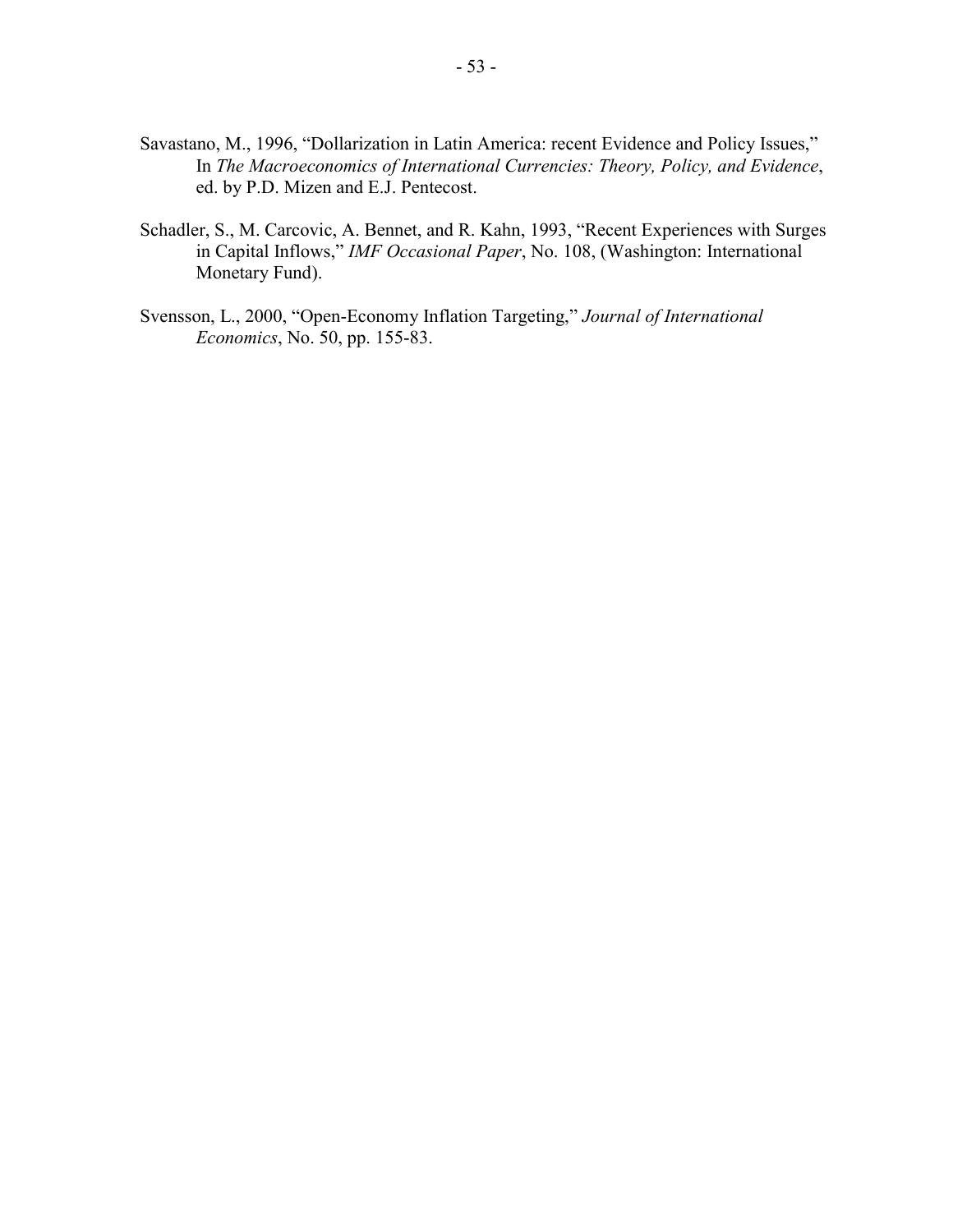Savastano, M., 1996, "Dollarization in Latin America: recent Evidence and Policy Issues," In *The Macroeconomics of International Currencies: Theory, Policy, and Evidence*, ed. by P.D. Mizen and E.J. Pentecost.

Schadler, S., M. Carcovic, A. Bennet, and R. Kahn, 1993, "Recent Experiences with Surges in Capital Inflows," *IMF Occasional Paper*, No. 108, (Washington: International Monetary Fund).

Svensson, L., 2000, "Open-Economy Inflation Targeting," *Journal of International Economics*, No. 50, pp. 155-83.